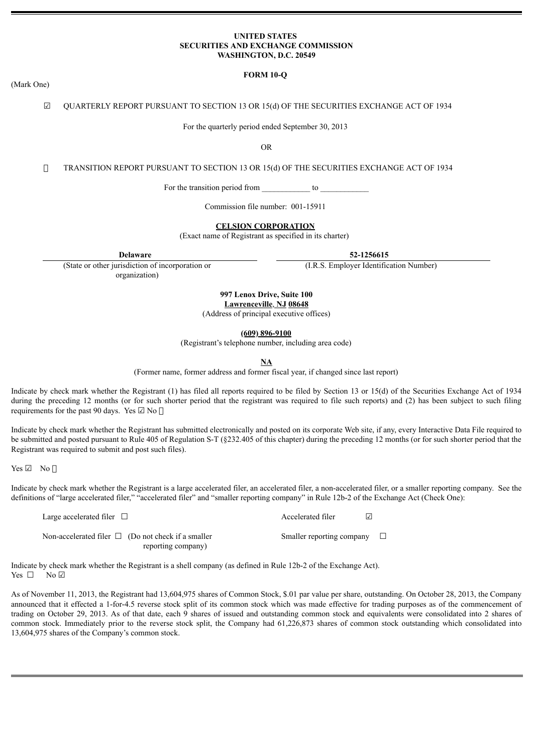**UNITED STATES**
**SECURITIES AND EXCHANGE COMMISSION**
**WASHINGTON, D.C. 20549**

**FORM 10-Q**

(Mark One)

☑ QUARTERLY REPORT PURSUANT TO SECTION 13 OR 15(d) OF THE SECURITIES EXCHANGE ACT OF 1934

For the quarterly period ended September 30, 2013

OR

☐ TRANSITION REPORT PURSUANT TO SECTION 13 OR 15(d) OF THE SECURITIES EXCHANGE ACT OF 1934

For the transition period from ____________ to ____________

Commission file number: 001-15911

**CELSION CORPORATION**
(Exact name of Registrant as specified in its charter)

| **Delaware** | **52-1256615** |
|---|---|
| (State or other jurisdiction of incorporation or organization) | (I.R.S. Employer Identification Number) |

**997 Lenox Drive, Suite 100**
**Lawrenceville, NJ 08648**
(Address of principal executive offices)

**(609) 896-9100**
(Registrant's telephone number, including area code)

**NA**
(Former name, former address and former fiscal year, if changed since last report)

Indicate by check mark whether the Registrant (1) has filed all reports required to be filed by Section 13 or 15(d) of the Securities Exchange Act of 1934 during the preceding 12 months (or for such shorter period that the registrant was required to file such reports) and (2) has been subject to such filing requirements for the past 90 days. Yes ☑ No ☐

Indicate by check mark whether the Registrant has submitted electronically and posted on its corporate Web site, if any, every Interactive Data File required to be submitted and posted pursuant to Rule 405 of Regulation S-T (§232.405 of this chapter) during the preceding 12 months (or for such shorter period that the Registrant was required to submit and post such files).

Yes ☑ No ☐

Indicate by check mark whether the Registrant is a large accelerated filer, an accelerated filer, a non-accelerated filer, or a smaller reporting company. See the definitions of "large accelerated filer," "accelerated filer" and "smaller reporting company" in Rule 12b-2 of the Exchange Act (Check One):

| | |
|---|---|
| Large accelerated filer ☐ | Accelerated filer ☑ |
| Non-accelerated filer ☐ (Do not check if a smaller reporting company) | Smaller reporting company ☐ |

Indicate by check mark whether the Registrant is a shell company (as defined in Rule 12b-2 of the Exchange Act).
Yes ☐ No ☑

As of November 11, 2013, the Registrant had 13,604,975 shares of Common Stock, \$.01 par value per share, outstanding. On October 28, 2013, the Company announced that it effected a 1-for-4.5 reverse stock split of its common stock which was made effective for trading purposes as of the commencement of trading on October 29, 2013. As of that date, each 9 shares of issued and outstanding common stock and equivalents were consolidated into 2 shares of common stock. Immediately prior to the reverse stock split, the Company had 61,226,873 shares of common stock outstanding which consolidated into 13,604,975 shares of the Company's common stock.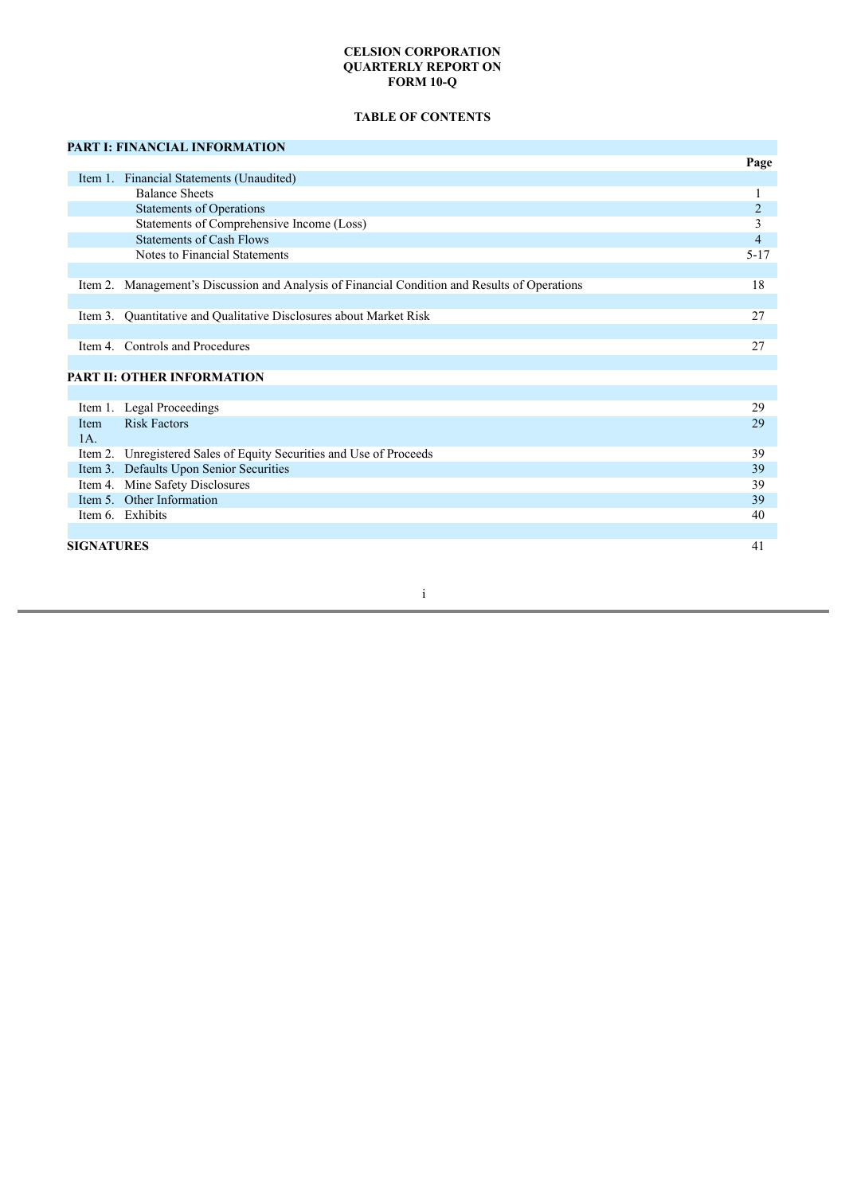**CELSION CORPORATION**
**QUARTERLY REPORT ON**
**FORM 10-Q**

**TABLE OF CONTENTS**

| **PART I: FINANCIAL INFORMATION** | | |
|---|---|---|
| | | **Page** |
| Item 1. | Financial Statements (Unaudited) | |
| | Balance Sheets | 1 |
| | Statements of Operations | 2 |
| | Statements of Comprehensive Income (Loss) | 3 |
| | Statements of Cash Flows | 4 |
| | Notes to Financial Statements | 5-17 |
| Item 2. | Management's Discussion and Analysis of Financial Condition and Results of Operations | 18 |
| Item 3. | Quantitative and Qualitative Disclosures about Market Risk | 27 |
| Item 4. | Controls and Procedures | 27 |
| **PART II: OTHER INFORMATION** | | |
| Item 1. | Legal Proceedings | 29 |
| Item 1A. | Risk Factors | 29 |
| Item 2. | Unregistered Sales of Equity Securities and Use of Proceeds | 39 |
| Item 3. | Defaults Upon Senior Securities | 39 |
| Item 4. | Mine Safety Disclosures | 39 |
| Item 5. | Other Information | 39 |
| Item 6. | Exhibits | 40 |
| **SIGNATURES** | | 41 |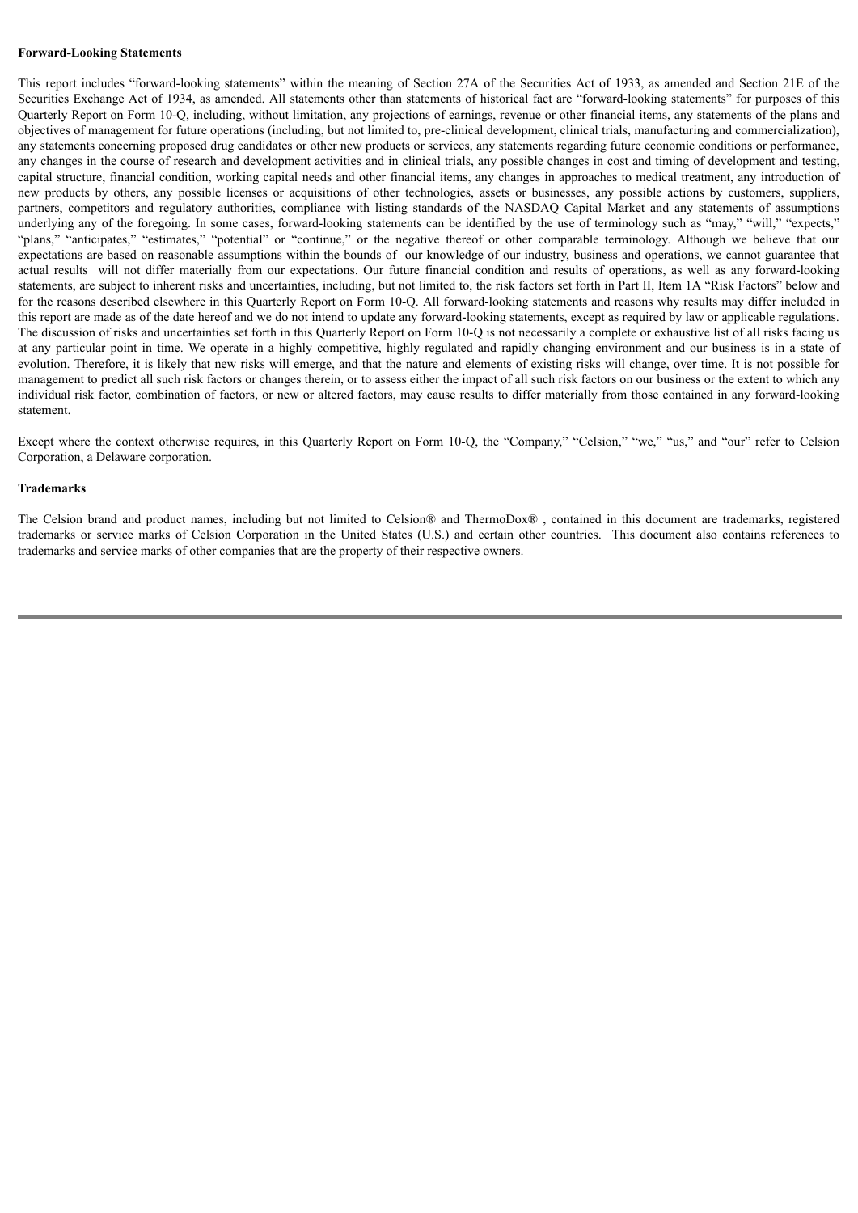**Forward-Looking Statements**

This report includes "forward-looking statements" within the meaning of Section 27A of the Securities Act of 1933, as amended and Section 21E of the Securities Exchange Act of 1934, as amended. All statements other than statements of historical fact are "forward-looking statements" for purposes of this Quarterly Report on Form 10-Q, including, without limitation, any projections of earnings, revenue or other financial items, any statements of the plans and objectives of management for future operations (including, but not limited to, pre-clinical development, clinical trials, manufacturing and commercialization), any statements concerning proposed drug candidates or other new products or services, any statements regarding future economic conditions or performance, any changes in the course of research and development activities and in clinical trials, any possible changes in cost and timing of development and testing, capital structure, financial condition, working capital needs and other financial items, any changes in approaches to medical treatment, any introduction of new products by others, any possible licenses or acquisitions of other technologies, assets or businesses, any possible actions by customers, suppliers, partners, competitors and regulatory authorities, compliance with listing standards of the NASDAQ Capital Market and any statements of assumptions underlying any of the foregoing. In some cases, forward-looking statements can be identified by the use of terminology such as "may," "will," "expects," "plans," "anticipates," "estimates," "potential" or "continue," or the negative thereof or other comparable terminology. Although we believe that our expectations are based on reasonable assumptions within the bounds of our knowledge of our industry, business and operations, we cannot guarantee that actual results will not differ materially from our expectations. Our future financial condition and results of operations, as well as any forward-looking statements, are subject to inherent risks and uncertainties, including, but not limited to, the risk factors set forth in Part II, Item 1A "Risk Factors" below and for the reasons described elsewhere in this Quarterly Report on Form 10-Q. All forward-looking statements and reasons why results may differ included in this report are made as of the date hereof and we do not intend to update any forward-looking statements, except as required by law or applicable regulations. The discussion of risks and uncertainties set forth in this Quarterly Report on Form 10-Q is not necessarily a complete or exhaustive list of all risks facing us at any particular point in time. We operate in a highly competitive, highly regulated and rapidly changing environment and our business is in a state of evolution. Therefore, it is likely that new risks will emerge, and that the nature and elements of existing risks will change, over time. It is not possible for management to predict all such risk factors or changes therein, or to assess either the impact of all such risk factors on our business or the extent to which any individual risk factor, combination of factors, or new or altered factors, may cause results to differ materially from those contained in any forward-looking statement.

Except where the context otherwise requires, in this Quarterly Report on Form 10-Q, the "Company," "Celsion," "we," "us," and "our" refer to Celsion Corporation, a Delaware corporation.

**Trademarks**

The Celsion brand and product names, including but not limited to Celsion® and ThermoDox® , contained in this document are trademarks, registered trademarks or service marks of Celsion Corporation in the United States (U.S.) and certain other countries. This document also contains references to trademarks and service marks of other companies that are the property of their respective owners.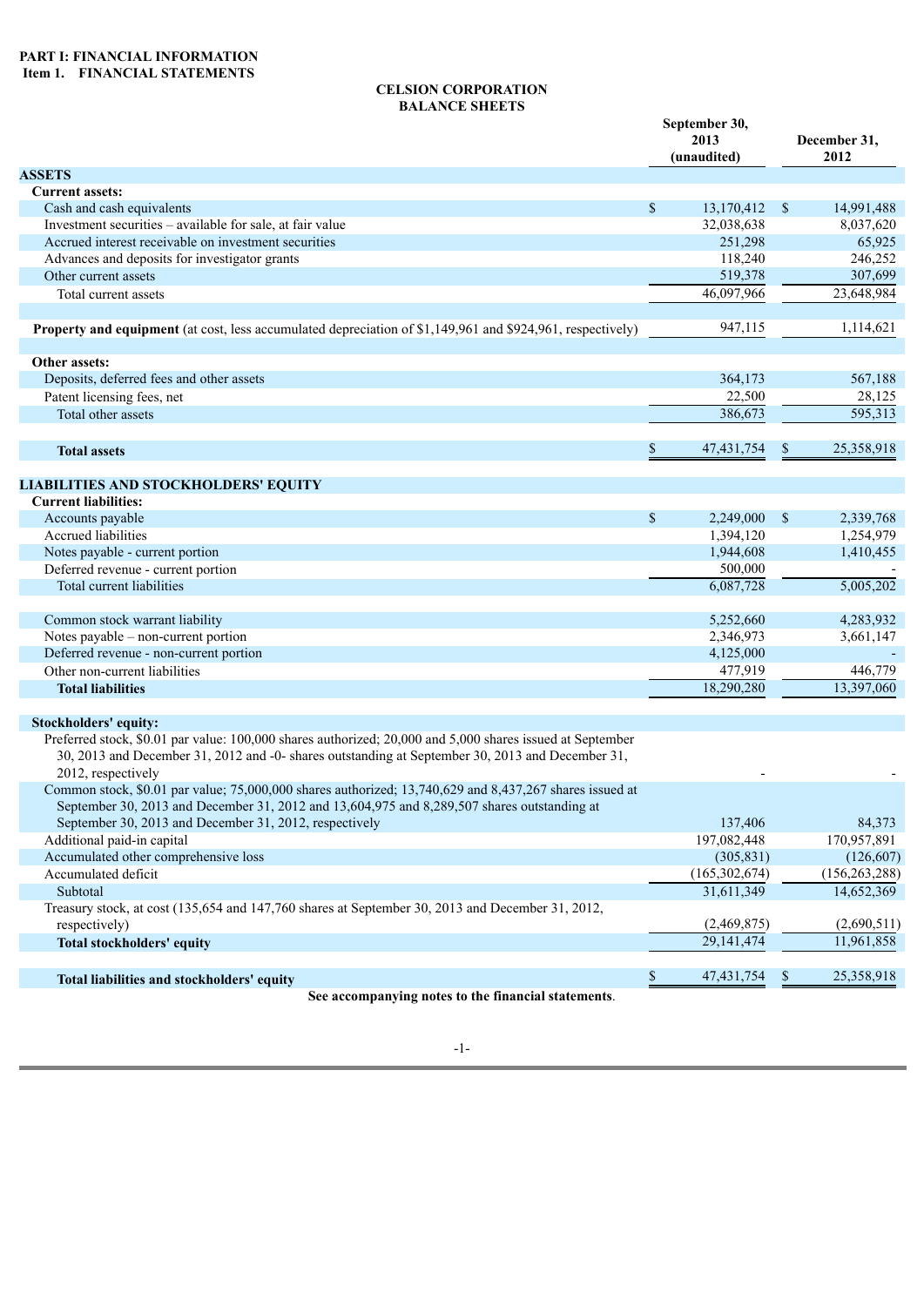**PART I: FINANCIAL INFORMATION**
**Item 1. FINANCIAL STATEMENTS**

**CELSION CORPORATION**
**BALANCE SHEETS**

| | September 30, 2013 (unaudited) | December 31, 2012 |
|---|---|---|
| **ASSETS** | | |
| **Current assets:** | | |
| Cash and cash equivalents | $ 13,170,412 | $ 14,991,488 |
| Investment securities – available for sale, at fair value | 32,038,638 | 8,037,620 |
| Accrued interest receivable on investment securities | 251,298 | 65,925 |
| Advances and deposits for investigator grants | 118,240 | 246,252 |
| Other current assets | 519,378 | 307,699 |
| Total current assets | 46,097,966 | 23,648,984 |
| | | |
| **Property and equipment** (at cost, less accumulated depreciation of $1,149,961 and $924,961, respectively) | 947,115 | 1,114,621 |
| | | |
| **Other assets:** | | |
| Deposits, deferred fees and other assets | 364,173 | 567,188 |
| Patent licensing fees, net | 22,500 | 28,125 |
| Total other assets | 386,673 | 595,313 |
| | | |
| **Total assets** | $ 47,431,754 | $ 25,358,918 |
| | | |
| **LIABILITIES AND STOCKHOLDERS' EQUITY** | | |
| **Current liabilities:** | | |
| Accounts payable | $ 2,249,000 | $ 2,339,768 |
| Accrued liabilities | 1,394,120 | 1,254,979 |
| Notes payable - current portion | 1,944,608 | 1,410,455 |
| Deferred revenue - current portion | 500,000 | - |
| Total current liabilities | 6,087,728 | 5,005,202 |
| | | |
| Common stock warrant liability | 5,252,660 | 4,283,932 |
| Notes payable – non-current portion | 2,346,973 | 3,661,147 |
| Deferred revenue - non-current portion | 4,125,000 | - |
| Other non-current liabilities | 477,919 | 446,779 |
| **Total liabilities** | 18,290,280 | 13,397,060 |
| | | |
| **Stockholders' equity:** | | |
| Preferred stock, $0.01 par value: 100,000 shares authorized; 20,000 and 5,000 shares issued at September 30, 2013 and December 31, 2012 and -0- shares outstanding at September 30, 2013 and December 31, 2012, respectively | - | - |
| Common stock, $0.01 par value; 75,000,000 shares authorized; 13,740,629 and 8,437,267 shares issued at September 30, 2013 and December 31, 2012 and 13,604,975 and 8,289,507 shares outstanding at September 30, 2013 and December 31, 2012, respectively | 137,406 | 84,373 |
| Additional paid-in capital | 197,082,448 | 170,957,891 |
| Accumulated other comprehensive loss | (305,831) | (126,607) |
| Accumulated deficit | (165,302,674) | (156,263,288) |
| Subtotal | 31,611,349 | 14,652,369 |
| Treasury stock, at cost (135,654 and 147,760 shares at September 30, 2013 and December 31, 2012, respectively) | (2,469,875) | (2,690,511) |
| **Total stockholders' equity** | 29,141,474 | 11,961,858 |
| | | |
| **Total liabilities and stockholders' equity** | $ 47,431,754 | $ 25,358,918 |

**See accompanying notes to the financial statements**.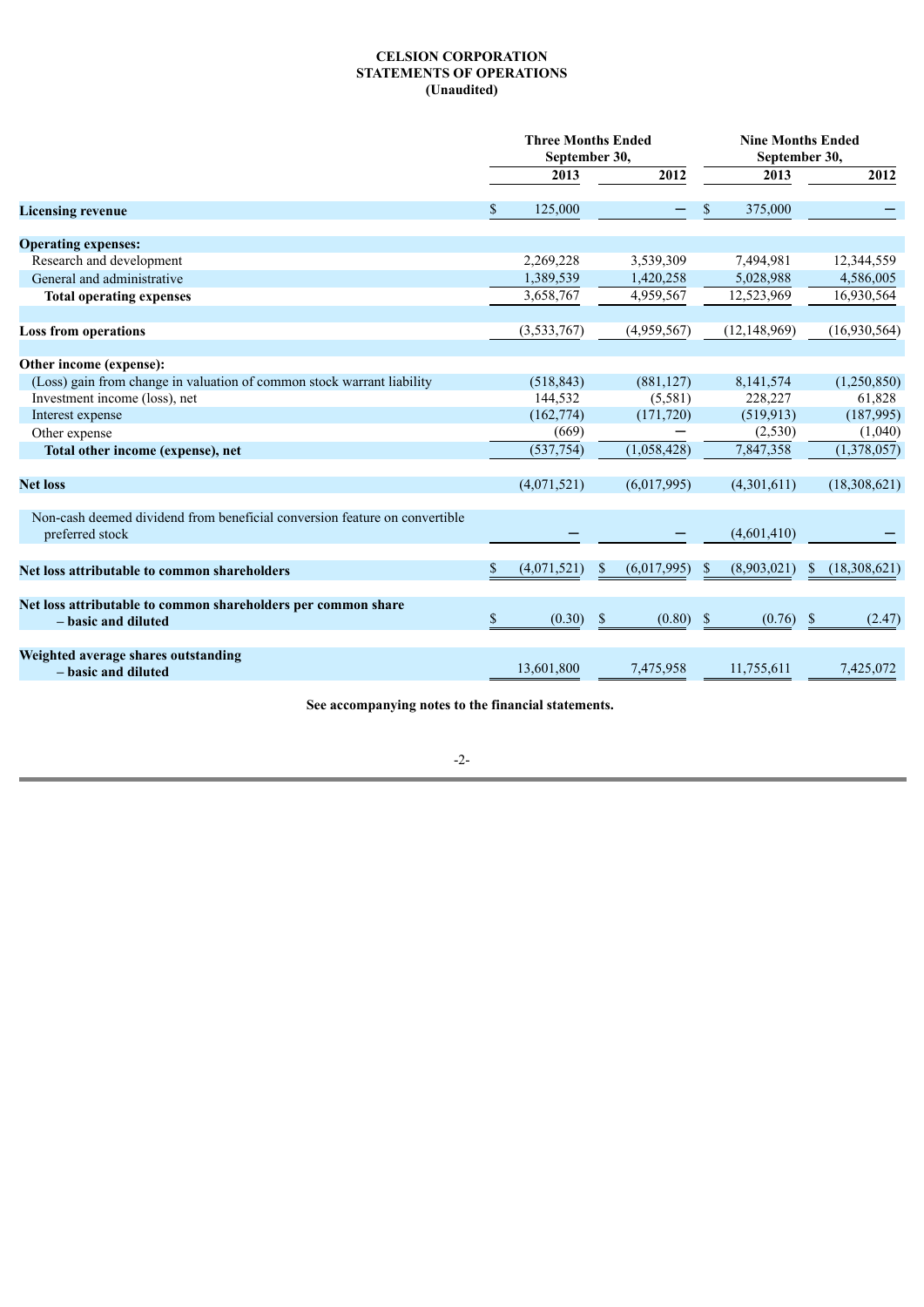**CELSION CORPORATION**
**STATEMENTS OF OPERATIONS**
**(Unaudited)**

| | Three Months Ended September 30, | | Nine Months Ended September 30, | |
|---|---|---|---|---|
| | 2013 | 2012 | 2013 | 2012 |
| **Licensing revenue** | $ 125,000 | – | $ 375,000 | – |
| **Operating expenses:** | | | | |
| Research and development | 2,269,228 | 3,539,309 | 7,494,981 | 12,344,559 |
| General and administrative | 1,389,539 | 1,420,258 | 5,028,988 | 4,586,005 |
| **Total operating expenses** | 3,658,767 | 4,959,567 | 12,523,969 | 16,930,564 |
| **Loss from operations** | (3,533,767) | (4,959,567) | (12,148,969) | (16,930,564) |
| **Other income (expense):** | | | | |
| (Loss) gain from change in valuation of common stock warrant liability | (518,843) | (881,127) | 8,141,574 | (1,250,850) |
| Investment income (loss), net | 144,532 | (5,581) | 228,227 | 61,828 |
| Interest expense | (162,774) | (171,720) | (519,913) | (187,995) |
| Other expense | (669) | – | (2,530) | (1,040) |
| **Total other income (expense), net** | (537,754) | (1,058,428) | 7,847,358 | (1,378,057) |
| **Net loss** | (4,071,521) | (6,017,995) | (4,301,611) | (18,308,621) |
| Non-cash deemed dividend from beneficial conversion feature on convertible preferred stock | – | – | (4,601,410) | – |
| **Net loss attributable to common shareholders** | $ (4,071,521) | $ (6,017,995) | $ (8,903,021) | $ (18,308,621) |
| **Net loss attributable to common shareholders per common share – basic and diluted** | $ (0.30) | $ (0.80) | $ (0.76) | $ (2.47) |
| **Weighted average shares outstanding – basic and diluted** | 13,601,800 | 7,475,958 | 11,755,611 | 7,425,072 |

**See accompanying notes to the financial statements.**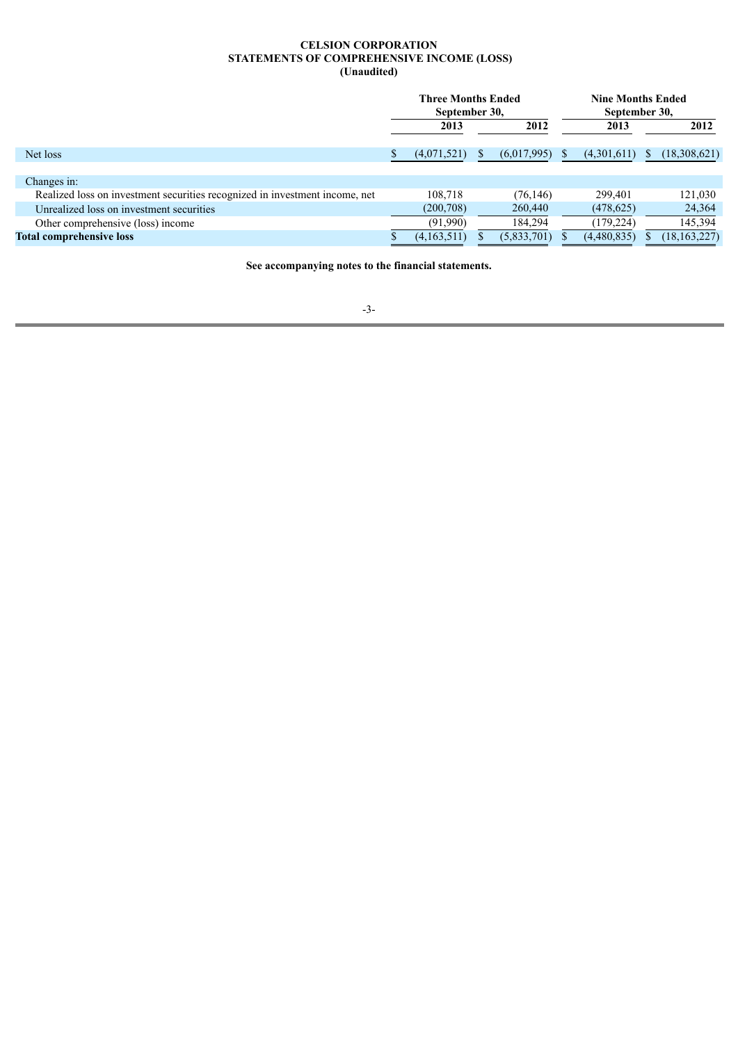**CELSION CORPORATION**
**STATEMENTS OF COMPREHENSIVE INCOME (LOSS)**
**(Unaudited)**

| | Three Months Ended September 30, | | Nine Months Ended September 30, | |
|---|---|---|---|---|
| | 2013 | 2012 | 2013 | 2012 |
| Net loss | $ (4,071,521) | $ (6,017,995) | $ (4,301,611) | $ (18,308,621) |
| Changes in: | | | | |
| Realized loss on investment securities recognized in investment income, net | 108,718 | (76,146) | 299,401 | 121,030 |
| Unrealized loss on investment securities | (200,708) | 260,440 | (478,625) | 24,364 |
| Other comprehensive (loss) income | (91,990) | 184,294 | (179,224) | 145,394 |
| **Total comprehensive loss** | $ (4,163,511) | $ (5,833,701) | $ (4,480,835) | $ (18,163,227) |

**See accompanying notes to the financial statements.**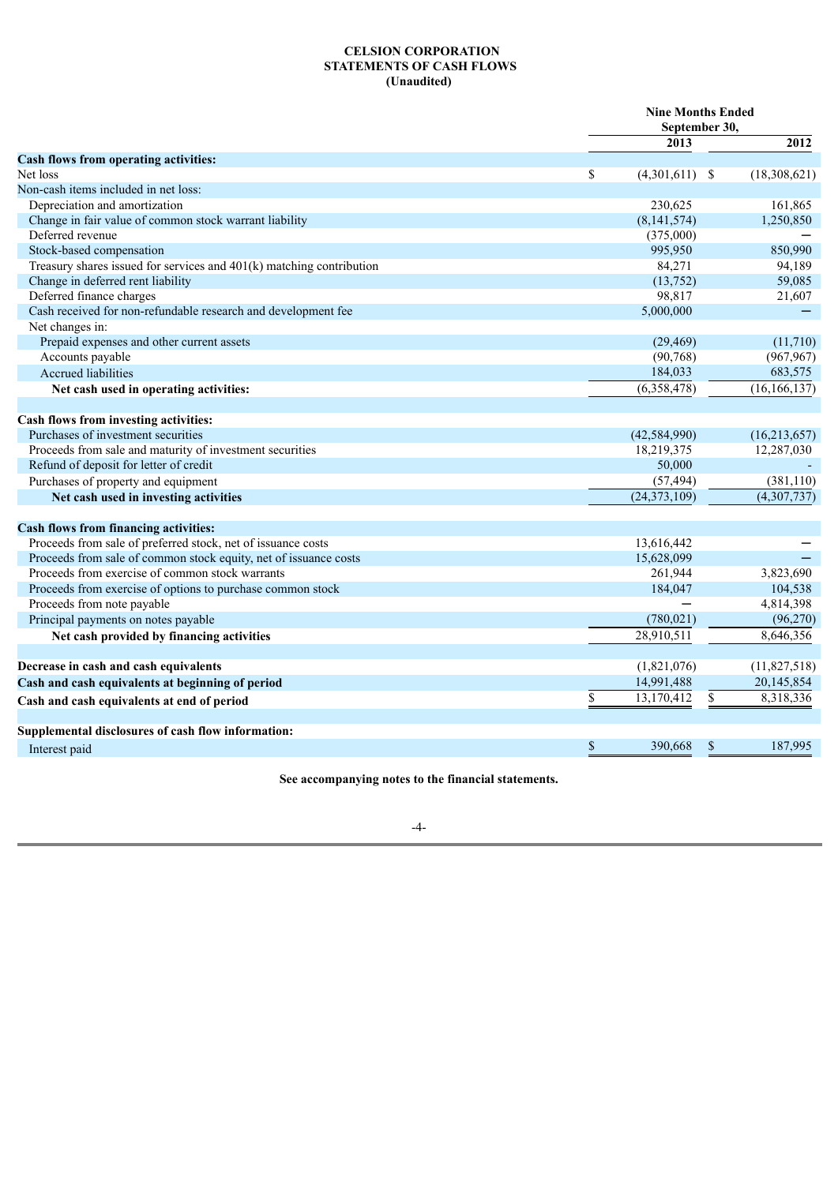**CELSION CORPORATION**
**STATEMENTS OF CASH FLOWS**
**(Unaudited)**

| | Nine Months Ended September 30, | |
|---|---|---|
| | **2013** | **2012** |
| **Cash flows from operating activities:** | | |
| Net loss | $ (4,301,611) | $ (18,308,621) |
| Non-cash items included in net loss: | | |
| Depreciation and amortization | 230,625 | 161,865 |
| Change in fair value of common stock warrant liability | (8,141,574) | 1,250,850 |
| Deferred revenue | (375,000) | — |
| Stock-based compensation | 995,950 | 850,990 |
| Treasury shares issued for services and 401(k) matching contribution | 84,271 | 94,189 |
| Change in deferred rent liability | (13,752) | 59,085 |
| Deferred finance charges | 98,817 | 21,607 |
| Cash received for non-refundable research and development fee | 5,000,000 | — |
| Net changes in: | | |
| Prepaid expenses and other current assets | (29,469) | (11,710) |
| Accounts payable | (90,768) | (967,967) |
| Accrued liabilities | 184,033 | 683,575 |
| **Net cash used in operating activities:** | (6,358,478) | (16,166,137) |
| | | |
| **Cash flows from investing activities:** | | |
| Purchases of investment securities | (42,584,990) | (16,213,657) |
| Proceeds from sale and maturity of investment securities | 18,219,375 | 12,287,030 |
| Refund of deposit for letter of credit | 50,000 | - |
| Purchases of property and equipment | (57,494) | (381,110) |
| **Net cash used in investing activities** | (24,373,109) | (4,307,737) |
| | | |
| **Cash flows from financing activities:** | | |
| Proceeds from sale of preferred stock, net of issuance costs | 13,616,442 | — |
| Proceeds from sale of common stock equity, net of issuance costs | 15,628,099 | — |
| Proceeds from exercise of common stock warrants | 261,944 | 3,823,690 |
| Proceeds from exercise of options to purchase common stock | 184,047 | 104,538 |
| Proceeds from note payable | — | 4,814,398 |
| Principal payments on notes payable | (780,021) | (96,270) |
| **Net cash provided by financing activities** | 28,910,511 | 8,646,356 |
| | | |
| **Decrease in cash and cash equivalents** | (1,821,076) | (11,827,518) |
| **Cash and cash equivalents at beginning of period** | 14,991,488 | 20,145,854 |
| **Cash and cash equivalents at end of period** | $ 13,170,412 | $ 8,318,336 |
| | | |
| **Supplemental disclosures of cash flow information:** | | |
| Interest paid | $ 390,668 | $ 187,995 |

**See accompanying notes to the financial statements.**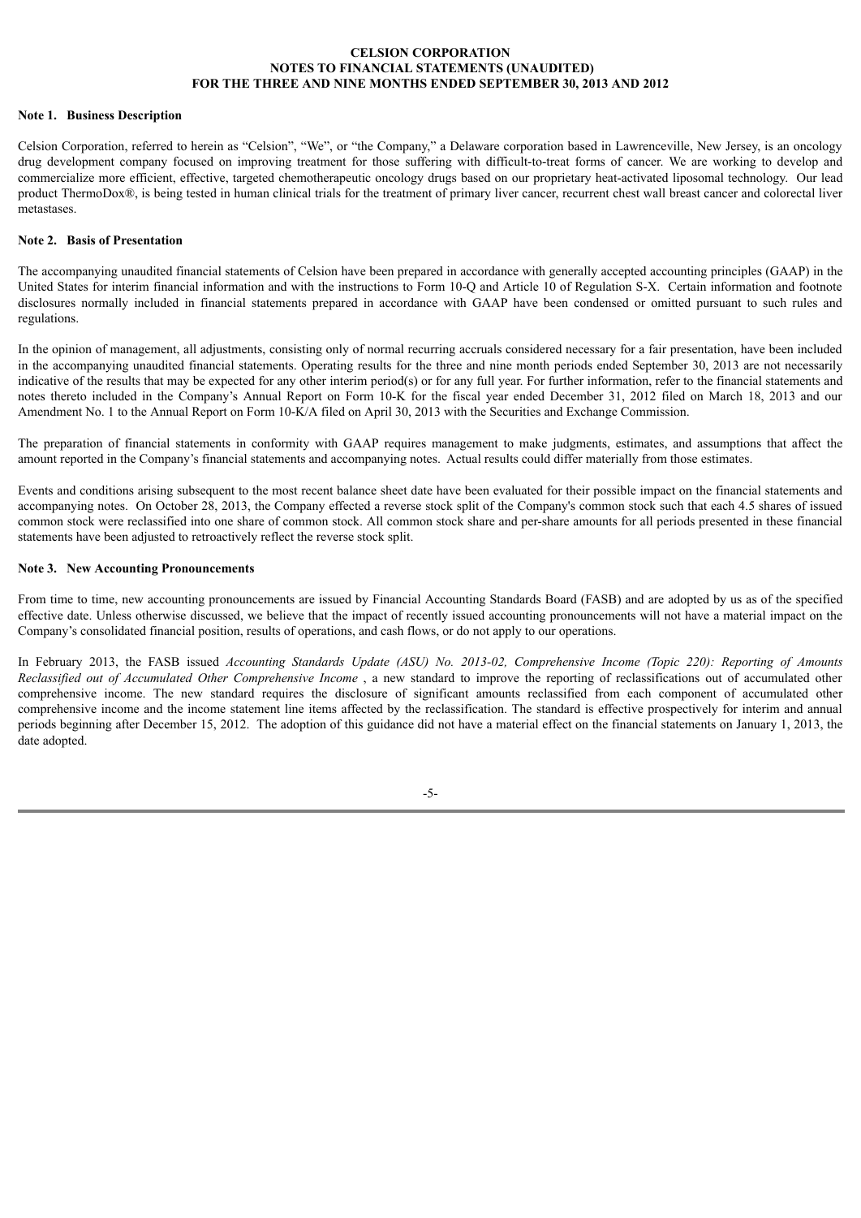# CELSION CORPORATION
## NOTES TO FINANCIAL STATEMENTS (UNAUDITED)
## FOR THE THREE AND NINE MONTHS ENDED SEPTEMBER 30, 2013 AND 2012

**Note 1. Business Description**

Celsion Corporation, referred to herein as "Celsion", "We", or "the Company," a Delaware corporation based in Lawrenceville, New Jersey, is an oncology drug development company focused on improving treatment for those suffering with difficult-to-treat forms of cancer. We are working to develop and commercialize more efficient, effective, targeted chemotherapeutic oncology drugs based on our proprietary heat-activated liposomal technology. Our lead product ThermoDox®, is being tested in human clinical trials for the treatment of primary liver cancer, recurrent chest wall breast cancer and colorectal liver metastases.

**Note 2. Basis of Presentation**

The accompanying unaudited financial statements of Celsion have been prepared in accordance with generally accepted accounting principles (GAAP) in the United States for interim financial information and with the instructions to Form 10-Q and Article 10 of Regulation S-X. Certain information and footnote disclosures normally included in financial statements prepared in accordance with GAAP have been condensed or omitted pursuant to such rules and regulations.

In the opinion of management, all adjustments, consisting only of normal recurring accruals considered necessary for a fair presentation, have been included in the accompanying unaudited financial statements. Operating results for the three and nine month periods ended September 30, 2013 are not necessarily indicative of the results that may be expected for any other interim period(s) or for any full year. For further information, refer to the financial statements and notes thereto included in the Company's Annual Report on Form 10-K for the fiscal year ended December 31, 2012 filed on March 18, 2013 and our Amendment No. 1 to the Annual Report on Form 10-K/A filed on April 30, 2013 with the Securities and Exchange Commission.

The preparation of financial statements in conformity with GAAP requires management to make judgments, estimates, and assumptions that affect the amount reported in the Company's financial statements and accompanying notes. Actual results could differ materially from those estimates.

Events and conditions arising subsequent to the most recent balance sheet date have been evaluated for their possible impact on the financial statements and accompanying notes. On October 28, 2013, the Company effected a reverse stock split of the Company's common stock such that each 4.5 shares of issued common stock were reclassified into one share of common stock. All common stock share and per-share amounts for all periods presented in these financial statements have been adjusted to retroactively reflect the reverse stock split.

**Note 3. New Accounting Pronouncements**

From time to time, new accounting pronouncements are issued by Financial Accounting Standards Board (FASB) and are adopted by us as of the specified effective date. Unless otherwise discussed, we believe that the impact of recently issued accounting pronouncements will not have a material impact on the Company's consolidated financial position, results of operations, and cash flows, or do not apply to our operations.

In February 2013, the FASB issued *Accounting Standards Update (ASU) No. 2013-02, Comprehensive Income (Topic 220): Reporting of Amounts Reclassified out of Accumulated Other Comprehensive Income* , a new standard to improve the reporting of reclassifications out of accumulated other comprehensive income. The new standard requires the disclosure of significant amounts reclassified from each component of accumulated other comprehensive income and the income statement line items affected by the reclassification. The standard is effective prospectively for interim and annual periods beginning after December 15, 2012. The adoption of this guidance did not have a material effect on the financial statements on January 1, 2013, the date adopted.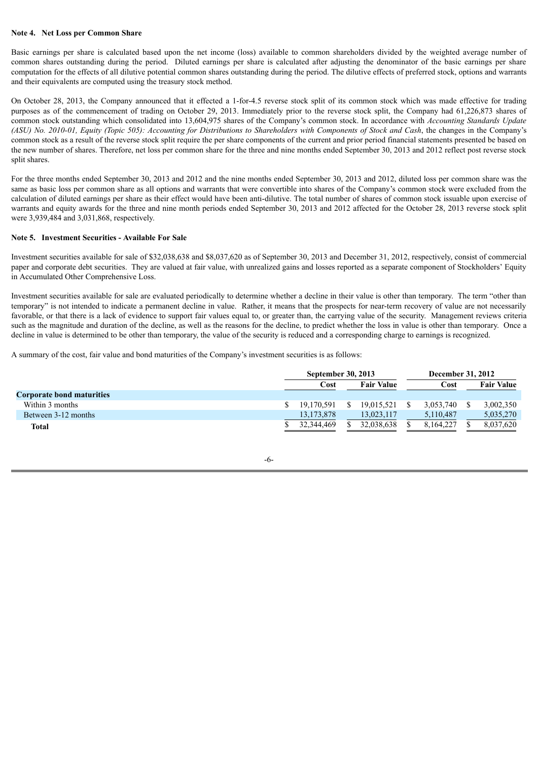**Note 4. Net Loss per Common Share**

Basic earnings per share is calculated based upon the net income (loss) available to common shareholders divided by the weighted average number of common shares outstanding during the period. Diluted earnings per share is calculated after adjusting the denominator of the basic earnings per share computation for the effects of all dilutive potential common shares outstanding during the period. The dilutive effects of preferred stock, options and warrants and their equivalents are computed using the treasury stock method.

On October 28, 2013, the Company announced that it effected a 1-for-4.5 reverse stock split of its common stock which was made effective for trading purposes as of the commencement of trading on October 29, 2013. Immediately prior to the reverse stock split, the Company had 61,226,873 shares of common stock outstanding which consolidated into 13,604,975 shares of the Company's common stock. In accordance with *Accounting Standards Update (ASU) No. 2010-01, Equity (Topic 505): Accounting for Distributions to Shareholders with Components of Stock and Cash*, the changes in the Company's common stock as a result of the reverse stock split require the per share components of the current and prior period financial statements presented be based on the new number of shares. Therefore, net loss per common share for the three and nine months ended September 30, 2013 and 2012 reflect post reverse stock split shares.

For the three months ended September 30, 2013 and 2012 and the nine months ended September 30, 2013 and 2012, diluted loss per common share was the same as basic loss per common share as all options and warrants that were convertible into shares of the Company's common stock were excluded from the calculation of diluted earnings per share as their effect would have been anti-dilutive. The total number of shares of common stock issuable upon exercise of warrants and equity awards for the three and nine month periods ended September 30, 2013 and 2012 affected for the October 28, 2013 reverse stock split were 3,939,484 and 3,031,868, respectively.

**Note 5. Investment Securities - Available For Sale**

Investment securities available for sale of $32,038,638 and $8,037,620 as of September 30, 2013 and December 31, 2012, respectively, consist of commercial paper and corporate debt securities. They are valued at fair value, with unrealized gains and losses reported as a separate component of Stockholders' Equity in Accumulated Other Comprehensive Loss.

Investment securities available for sale are evaluated periodically to determine whether a decline in their value is other than temporary. The term "other than temporary" is not intended to indicate a permanent decline in value. Rather, it means that the prospects for near-term recovery of value are not necessarily favorable, or that there is a lack of evidence to support fair values equal to, or greater than, the carrying value of the security. Management reviews criteria such as the magnitude and duration of the decline, as well as the reasons for the decline, to predict whether the loss in value is other than temporary. Once a decline in value is determined to be other than temporary, the value of the security is reduced and a corresponding charge to earnings is recognized.

A summary of the cost, fair value and bond maturities of the Company's investment securities is as follows:

| | September 30, 2013 | | December 31, 2012 | |
|---|---|---|---|---|
| | Cost | Fair Value | Cost | Fair Value |
| **Corporate bond maturities** | | | | |
| Within 3 months | $ 19,170,591 | $ 19,015,521 | $ 3,053,740 | $ 3,002,350 |
| Between 3-12 months | 13,173,878 | 13,023,117 | 5,110,487 | 5,035,270 |
| **Total** | $ 32,344,469 | $ 32,038,638 | $ 8,164,227 | $ 8,037,620 |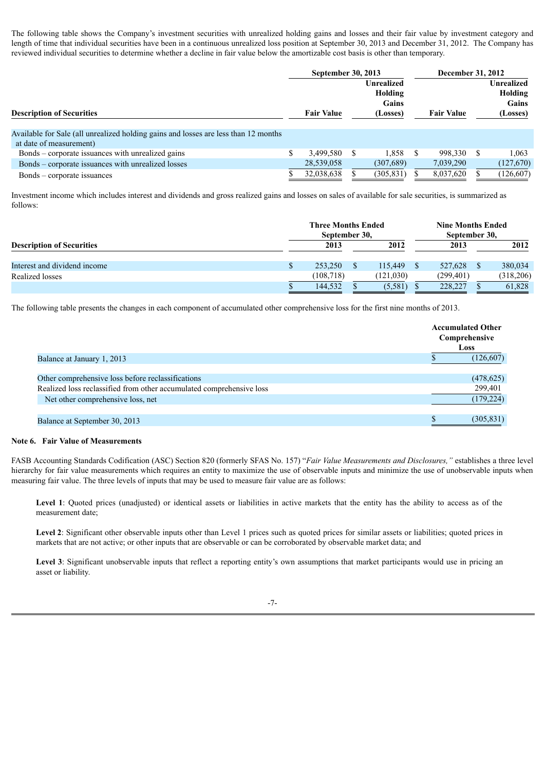The following table shows the Company's investment securities with unrealized holding gains and losses and their fair value by investment category and length of time that individual securities have been in a continuous unrealized loss position at September 30, 2013 and December 31, 2012. The Company has reviewed individual securities to determine whether a decline in fair value below the amortizable cost basis is other than temporary.

| Description of Securities | September 30, 2013 Fair Value | September 30, 2013 Unrealized Holding Gains (Losses) | December 31, 2012 Fair Value | December 31, 2012 Unrealized Holding Gains (Losses) |
|---|---|---|---|---|
| Available for Sale (all unrealized holding gains and losses are less than 12 months at date of measurement) | | | | |
| Bonds – corporate issuances with unrealized gains | $ 3,499,580 | $ 1,858 | $ 998,330 | $ 1,063 |
| Bonds – corporate issuances with unrealized losses | 28,539,058 | (307,689) | 7,039,290 | (127,670) |
| Bonds – corporate issuances | $ 32,038,638 | $ (305,831) | $ 8,037,620 | $ (126,607) |

Investment income which includes interest and dividends and gross realized gains and losses on sales of available for sale securities, is summarized as follows:

| Description of Securities | Three Months Ended September 30, 2013 | Three Months Ended September 30, 2012 | Nine Months Ended September 30, 2013 | Nine Months Ended September 30, 2012 |
|---|---|---|---|---|
| Interest and dividend income | $ 253,250 | $ 115,449 | $ 527,628 | $ 380,034 |
| Realized losses | (108,718) | (121,030) | (299,401) | (318,206) |
| | $ 144,532 | $ (5,581) | $ 228,227 | $ 61,828 |

The following table presents the changes in each component of accumulated other comprehensive loss for the first nine months of 2013.

| | Accumulated Other Comprehensive Loss |
|---|---|
| Balance at January 1, 2013 | $ (126,607) |
| | |
| Other comprehensive loss before reclassifications | (478,625) |
| Realized loss reclassified from other accumulated comprehensive loss | 299,401 |
| Net other comprehensive loss, net | (179,224) |
| | |
| Balance at September 30, 2013 | $ (305,831) |

**Note 6. Fair Value of Measurements**

FASB Accounting Standards Codification (ASC) Section 820 (formerly SFAS No. 157) "*Fair Value Measurements and Disclosures,"* establishes a three level hierarchy for fair value measurements which requires an entity to maximize the use of observable inputs and minimize the use of unobservable inputs when measuring fair value. The three levels of inputs that may be used to measure fair value are as follows:

**Level 1**: Quoted prices (unadjusted) or identical assets or liabilities in active markets that the entity has the ability to access as of the measurement date;

**Level 2**: Significant other observable inputs other than Level 1 prices such as quoted prices for similar assets or liabilities; quoted prices in markets that are not active; or other inputs that are observable or can be corroborated by observable market data; and

**Level 3**: Significant unobservable inputs that reflect a reporting entity's own assumptions that market participants would use in pricing an asset or liability.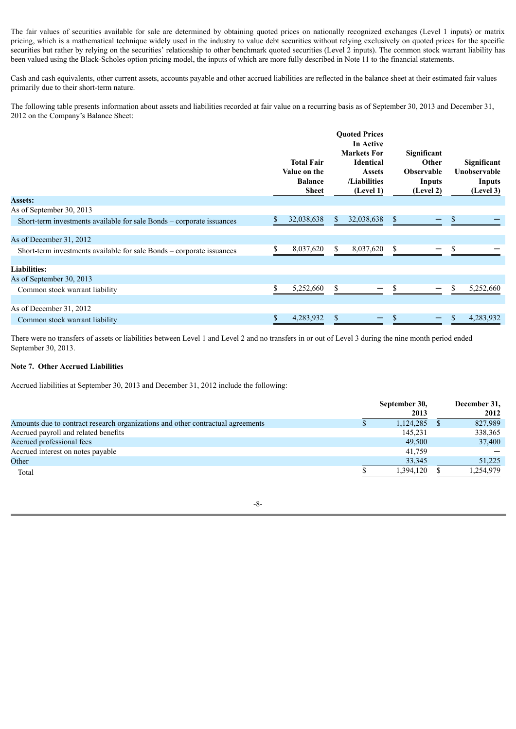The fair values of securities available for sale are determined by obtaining quoted prices on nationally recognized exchanges (Level 1 inputs) or matrix pricing, which is a mathematical technique widely used in the industry to value debt securities without relying exclusively on quoted prices for the specific securities but rather by relying on the securities' relationship to other benchmark quoted securities (Level 2 inputs). The common stock warrant liability has been valued using the Black-Scholes option pricing model, the inputs of which are more fully described in Note 11 to the financial statements.

Cash and cash equivalents, other current assets, accounts payable and other accrued liabilities are reflected in the balance sheet at their estimated fair values primarily due to their short-term nature.

The following table presents information about assets and liabilities recorded at fair value on a recurring basis as of September 30, 2013 and December 31, 2012 on the Company's Balance Sheet:

| | Total Fair Value on the Balance Sheet | Quoted Prices In Active Markets For Identical Assets /Liabilities (Level 1) | Significant Other Observable Inputs (Level 2) | Significant Unobservable Inputs (Level 3) |
|---|---|---|---|---|
| **Assets:** | | | | |
| As of September 30, 2013 | | | | |
| Short-term investments available for sale Bonds – corporate issuances | $ 32,038,638 | $ 32,038,638 | $ — | $ — |
| As of December 31, 2012 | | | | |
| Short-term investments available for sale Bonds – corporate issuances | $ 8,037,620 | $ 8,037,620 | $ — | $ — |
| **Liabilities:** | | | | |
| As of September 30, 2013 | | | | |
| Common stock warrant liability | $ 5,252,660 | $ — | $ — | $ 5,252,660 |
| As of December 31, 2012 | | | | |
| Common stock warrant liability | $ 4,283,932 | $ — | $ — | $ 4,283,932 |

There were no transfers of assets or liabilities between Level 1 and Level 2 and no transfers in or out of Level 3 during the nine month period ended September 30, 2013.

**Note 7. Other Accrued Liabilities**

Accrued liabilities at September 30, 2013 and December 31, 2012 include the following:

| | September 30, 2013 | December 31, 2012 |
|---|---|---|
| Amounts due to contract research organizations and other contractual agreements | $ 1,124,285 | $ 827,989 |
| Accrued payroll and related benefits | 145,231 | 338,365 |
| Accrued professional fees | 49,500 | 37,400 |
| Accrued interest on notes payable | 41,759 | — |
| Other | 33,345 | 51,225 |
| Total | $ 1,394,120 | $ 1,254,979 |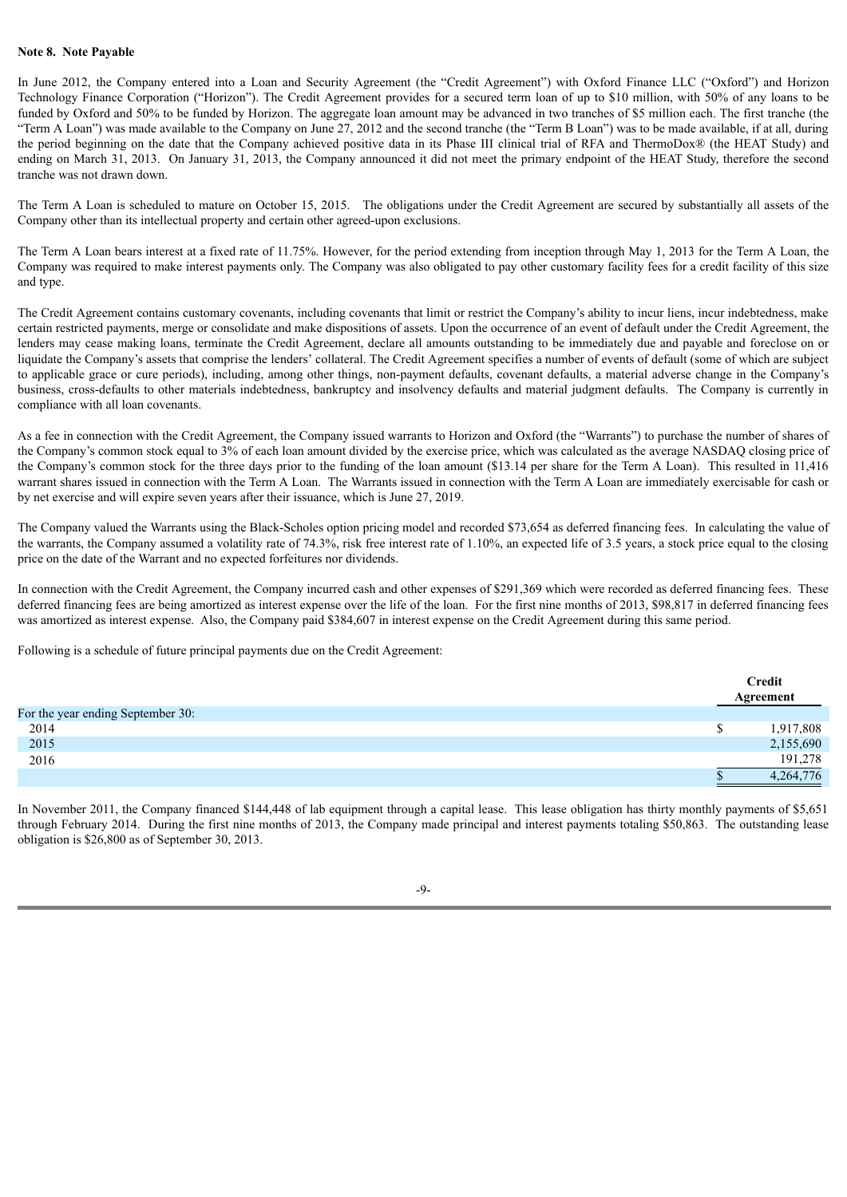**Note 8. Note Payable**

In June 2012, the Company entered into a Loan and Security Agreement (the "Credit Agreement") with Oxford Finance LLC ("Oxford") and Horizon Technology Finance Corporation ("Horizon"). The Credit Agreement provides for a secured term loan of up to $10 million, with 50% of any loans to be funded by Oxford and 50% to be funded by Horizon. The aggregate loan amount may be advanced in two tranches of $5 million each. The first tranche (the "Term A Loan") was made available to the Company on June 27, 2012 and the second tranche (the "Term B Loan") was to be made available, if at all, during the period beginning on the date that the Company achieved positive data in its Phase III clinical trial of RFA and ThermoDox® (the HEAT Study) and ending on March 31, 2013. On January 31, 2013, the Company announced it did not meet the primary endpoint of the HEAT Study, therefore the second tranche was not drawn down.

The Term A Loan is scheduled to mature on October 15, 2015. The obligations under the Credit Agreement are secured by substantially all assets of the Company other than its intellectual property and certain other agreed-upon exclusions.

The Term A Loan bears interest at a fixed rate of 11.75%. However, for the period extending from inception through May 1, 2013 for the Term A Loan, the Company was required to make interest payments only. The Company was also obligated to pay other customary facility fees for a credit facility of this size and type.

The Credit Agreement contains customary covenants, including covenants that limit or restrict the Company's ability to incur liens, incur indebtedness, make certain restricted payments, merge or consolidate and make dispositions of assets. Upon the occurrence of an event of default under the Credit Agreement, the lenders may cease making loans, terminate the Credit Agreement, declare all amounts outstanding to be immediately due and payable and foreclose on or liquidate the Company's assets that comprise the lenders' collateral. The Credit Agreement specifies a number of events of default (some of which are subject to applicable grace or cure periods), including, among other things, non-payment defaults, covenant defaults, a material adverse change in the Company's business, cross-defaults to other materials indebtedness, bankruptcy and insolvency defaults and material judgment defaults. The Company is currently in compliance with all loan covenants.

As a fee in connection with the Credit Agreement, the Company issued warrants to Horizon and Oxford (the "Warrants") to purchase the number of shares of the Company's common stock equal to 3% of each loan amount divided by the exercise price, which was calculated as the average NASDAQ closing price of the Company's common stock for the three days prior to the funding of the loan amount ($13.14 per share for the Term A Loan). This resulted in 11,416 warrant shares issued in connection with the Term A Loan. The Warrants issued in connection with the Term A Loan are immediately exercisable for cash or by net exercise and will expire seven years after their issuance, which is June 27, 2019.

The Company valued the Warrants using the Black-Scholes option pricing model and recorded $73,654 as deferred financing fees. In calculating the value of the warrants, the Company assumed a volatility rate of 74.3%, risk free interest rate of 1.10%, an expected life of 3.5 years, a stock price equal to the closing price on the date of the Warrant and no expected forfeitures nor dividends.

In connection with the Credit Agreement, the Company incurred cash and other expenses of $291,369 which were recorded as deferred financing fees. These deferred financing fees are being amortized as interest expense over the life of the loan. For the first nine months of 2013, $98,817 in deferred financing fees was amortized as interest expense. Also, the Company paid $384,607 in interest expense on the Credit Agreement during this same period.

Following is a schedule of future principal payments due on the Credit Agreement:

| | Credit Agreement |
|---|---|
| For the year ending September 30: | |
| 2014 | $ 1,917,808 |
| 2015 | 2,155,690 |
| 2016 | 191,278 |
| | $ 4,264,776 |

In November 2011, the Company financed $144,448 of lab equipment through a capital lease. This lease obligation has thirty monthly payments of $5,651 through February 2014. During the first nine months of 2013, the Company made principal and interest payments totaling $50,863. The outstanding lease obligation is $26,800 as of September 30, 2013.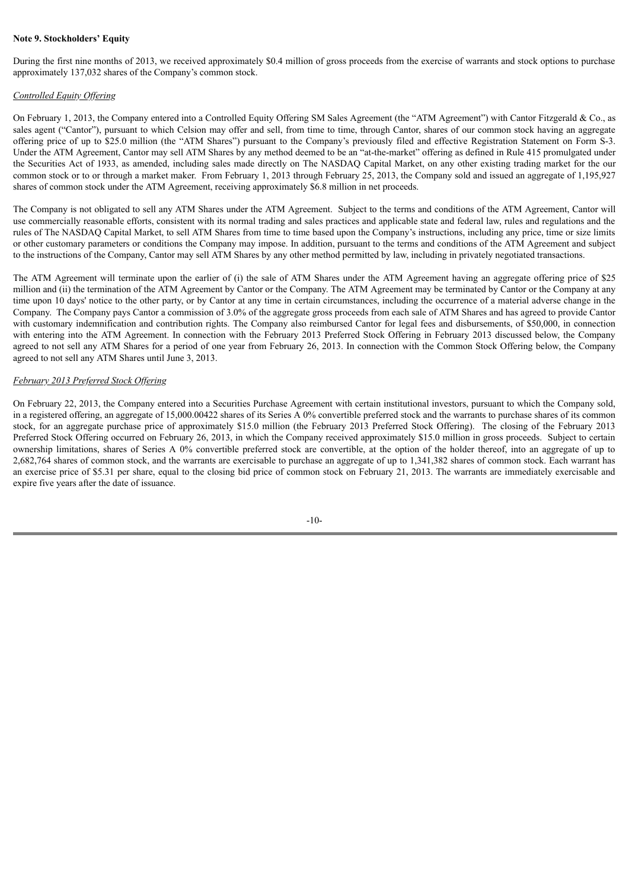**Note 9. Stockholders' Equity**

During the first nine months of 2013, we received approximately $0.4 million of gross proceeds from the exercise of warrants and stock options to purchase approximately 137,032 shares of the Company's common stock.

*Controlled Equity Offering*

On February 1, 2013, the Company entered into a Controlled Equity Offering SM Sales Agreement (the "ATM Agreement") with Cantor Fitzgerald & Co., as sales agent ("Cantor"), pursuant to which Celsion may offer and sell, from time to time, through Cantor, shares of our common stock having an aggregate offering price of up to $25.0 million (the "ATM Shares") pursuant to the Company's previously filed and effective Registration Statement on Form S-3. Under the ATM Agreement, Cantor may sell ATM Shares by any method deemed to be an "at-the-market" offering as defined in Rule 415 promulgated under the Securities Act of 1933, as amended, including sales made directly on The NASDAQ Capital Market, on any other existing trading market for the our common stock or to or through a market maker. From February 1, 2013 through February 25, 2013, the Company sold and issued an aggregate of 1,195,927 shares of common stock under the ATM Agreement, receiving approximately $6.8 million in net proceeds.

The Company is not obligated to sell any ATM Shares under the ATM Agreement. Subject to the terms and conditions of the ATM Agreement, Cantor will use commercially reasonable efforts, consistent with its normal trading and sales practices and applicable state and federal law, rules and regulations and the rules of The NASDAQ Capital Market, to sell ATM Shares from time to time based upon the Company's instructions, including any price, time or size limits or other customary parameters or conditions the Company may impose. In addition, pursuant to the terms and conditions of the ATM Agreement and subject to the instructions of the Company, Cantor may sell ATM Shares by any other method permitted by law, including in privately negotiated transactions.

The ATM Agreement will terminate upon the earlier of (i) the sale of ATM Shares under the ATM Agreement having an aggregate offering price of $25 million and (ii) the termination of the ATM Agreement by Cantor or the Company. The ATM Agreement may be terminated by Cantor or the Company at any time upon 10 days' notice to the other party, or by Cantor at any time in certain circumstances, including the occurrence of a material adverse change in the Company. The Company pays Cantor a commission of 3.0% of the aggregate gross proceeds from each sale of ATM Shares and has agreed to provide Cantor with customary indemnification and contribution rights. The Company also reimbursed Cantor for legal fees and disbursements, of $50,000, in connection with entering into the ATM Agreement. In connection with the February 2013 Preferred Stock Offering in February 2013 discussed below, the Company agreed to not sell any ATM Shares for a period of one year from February 26, 2013. In connection with the Common Stock Offering below, the Company agreed to not sell any ATM Shares until June 3, 2013.

*February 2013 Preferred Stock Offering*

On February 22, 2013, the Company entered into a Securities Purchase Agreement with certain institutional investors, pursuant to which the Company sold, in a registered offering, an aggregate of 15,000.00422 shares of its Series A 0% convertible preferred stock and the warrants to purchase shares of its common stock, for an aggregate purchase price of approximately $15.0 million (the February 2013 Preferred Stock Offering). The closing of the February 2013 Preferred Stock Offering occurred on February 26, 2013, in which the Company received approximately $15.0 million in gross proceeds. Subject to certain ownership limitations, shares of Series A 0% convertible preferred stock are convertible, at the option of the holder thereof, into an aggregate of up to 2,682,764 shares of common stock, and the warrants are exercisable to purchase an aggregate of up to 1,341,382 shares of common stock. Each warrant has an exercise price of $5.31 per share, equal to the closing bid price of common stock on February 21, 2013. The warrants are immediately exercisable and expire five years after the date of issuance.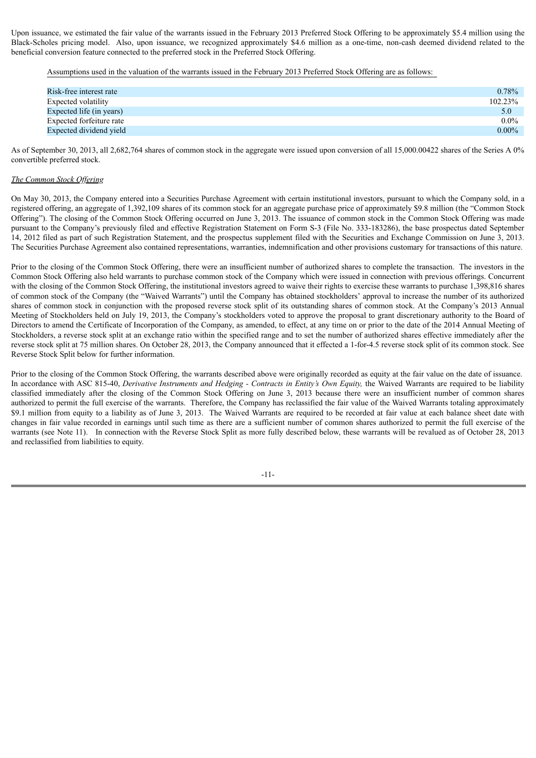Upon issuance, we estimated the fair value of the warrants issued in the February 2013 Preferred Stock Offering to be approximately $5.4 million using the Black-Scholes pricing model. Also, upon issuance, we recognized approximately $4.6 million as a one-time, non-cash deemed dividend related to the beneficial conversion feature connected to the preferred stock in the Preferred Stock Offering.

Assumptions used in the valuation of the warrants issued in the February 2013 Preferred Stock Offering are as follows:

| | |
|---|---|
| Risk-free interest rate | 0.78% |
| Expected volatility | 102.23% |
| Expected life (in years) | 5.0 |
| Expected forfeiture rate | 0.0% |
| Expected dividend yield | 0.00% |

As of September 30, 2013, all 2,682,764 shares of common stock in the aggregate were issued upon conversion of all 15,000.00422 shares of the Series A 0% convertible preferred stock.

*The Common Stock Offering*

On May 30, 2013, the Company entered into a Securities Purchase Agreement with certain institutional investors, pursuant to which the Company sold, in a registered offering, an aggregate of 1,392,109 shares of its common stock for an aggregate purchase price of approximately $9.8 million (the "Common Stock Offering"). The closing of the Common Stock Offering occurred on June 3, 2013. The issuance of common stock in the Common Stock Offering was made pursuant to the Company's previously filed and effective Registration Statement on Form S-3 (File No. 333-183286), the base prospectus dated September 14, 2012 filed as part of such Registration Statement, and the prospectus supplement filed with the Securities and Exchange Commission on June 3, 2013. The Securities Purchase Agreement also contained representations, warranties, indemnification and other provisions customary for transactions of this nature.

Prior to the closing of the Common Stock Offering, there were an insufficient number of authorized shares to complete the transaction. The investors in the Common Stock Offering also held warrants to purchase common stock of the Company which were issued in connection with previous offerings. Concurrent with the closing of the Common Stock Offering, the institutional investors agreed to waive their rights to exercise these warrants to purchase 1,398,816 shares of common stock of the Company (the "Waived Warrants") until the Company has obtained stockholders' approval to increase the number of its authorized shares of common stock in conjunction with the proposed reverse stock split of its outstanding shares of common stock. At the Company's 2013 Annual Meeting of Stockholders held on July 19, 2013, the Company's stockholders voted to approve the proposal to grant discretionary authority to the Board of Directors to amend the Certificate of Incorporation of the Company, as amended, to effect, at any time on or prior to the date of the 2014 Annual Meeting of Stockholders, a reverse stock split at an exchange ratio within the specified range and to set the number of authorized shares effective immediately after the reverse stock split at 75 million shares. On October 28, 2013, the Company announced that it effected a 1-for-4.5 reverse stock split of its common stock. See Reverse Stock Split below for further information.

Prior to the closing of the Common Stock Offering, the warrants described above were originally recorded as equity at the fair value on the date of issuance. In accordance with ASC 815-40, *Derivative Instruments and Hedging - Contracts in Entity's Own Equity,* the Waived Warrants are required to be liability classified immediately after the closing of the Common Stock Offering on June 3, 2013 because there were an insufficient number of common shares authorized to permit the full exercise of the warrants. Therefore, the Company has reclassified the fair value of the Waived Warrants totaling approximately $9.1 million from equity to a liability as of June 3, 2013. The Waived Warrants are required to be recorded at fair value at each balance sheet date with changes in fair value recorded in earnings until such time as there are a sufficient number of common shares authorized to permit the full exercise of the warrants (see Note 11). In connection with the Reverse Stock Split as more fully described below, these warrants will be revalued as of October 28, 2013 and reclassified from liabilities to equity.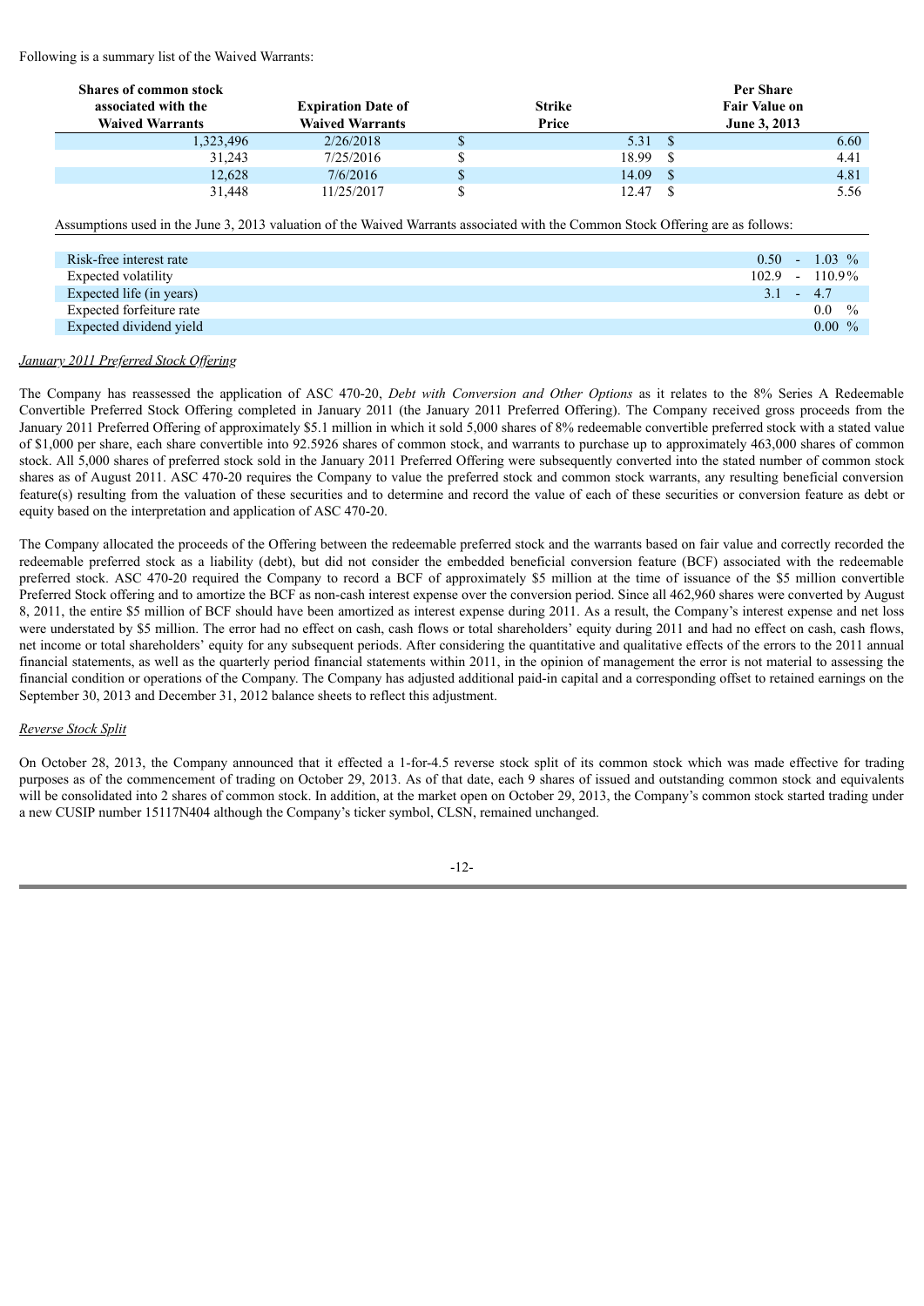Following is a summary list of the Waived Warrants:

| Shares of common stock associated with the Waived Warrants | Expiration Date of Waived Warrants | Strike Price | Per Share Fair Value on June 3, 2013 |
|---|---|---|---|
| 1,323,496 | 2/26/2018 | $ 5.31 | $ 6.60 |
| 31,243 | 7/25/2016 | $ 18.99 | $ 4.41 |
| 12,628 | 7/6/2016 | $ 14.09 | $ 4.81 |
| 31,448 | 11/25/2017 | $ 12.47 | $ 5.56 |

Assumptions used in the June 3, 2013 valuation of the Waived Warrants associated with the Common Stock Offering are as follows:

| | |
|---|---|
| Risk-free interest rate | 0.50 - 1.03 % |
| Expected volatility | 102.9 - 110.9% |
| Expected life (in years) | 3.1 - 4.7 |
| Expected forfeiture rate | 0.0 % |
| Expected dividend yield | 0.00 % |

*January 2011 Preferred Stock Offering*

The Company has reassessed the application of ASC 470-20, *Debt with Conversion and Other Options* as it relates to the 8% Series A Redeemable Convertible Preferred Stock Offering completed in January 2011 (the January 2011 Preferred Offering). The Company received gross proceeds from the January 2011 Preferred Offering of approximately $5.1 million in which it sold 5,000 shares of 8% redeemable convertible preferred stock with a stated value of $1,000 per share, each share convertible into 92.5926 shares of common stock, and warrants to purchase up to approximately 463,000 shares of common stock. All 5,000 shares of preferred stock sold in the January 2011 Preferred Offering were subsequently converted into the stated number of common stock shares as of August 2011. ASC 470-20 requires the Company to value the preferred stock and common stock warrants, any resulting beneficial conversion feature(s) resulting from the valuation of these securities and to determine and record the value of each of these securities or conversion feature as debt or equity based on the interpretation and application of ASC 470-20.

The Company allocated the proceeds of the Offering between the redeemable preferred stock and the warrants based on fair value and correctly recorded the redeemable preferred stock as a liability (debt), but did not consider the embedded beneficial conversion feature (BCF) associated with the redeemable preferred stock. ASC 470-20 required the Company to record a BCF of approximately $5 million at the time of issuance of the $5 million convertible Preferred Stock offering and to amortize the BCF as non-cash interest expense over the conversion period. Since all 462,960 shares were converted by August 8, 2011, the entire $5 million of BCF should have been amortized as interest expense during 2011. As a result, the Company's interest expense and net loss were understated by $5 million. The error had no effect on cash, cash flows or total shareholders' equity during 2011 and had no effect on cash, cash flows, net income or total shareholders' equity for any subsequent periods. After considering the quantitative and qualitative effects of the errors to the 2011 annual financial statements, as well as the quarterly period financial statements within 2011, in the opinion of management the error is not material to assessing the financial condition or operations of the Company. The Company has adjusted additional paid-in capital and a corresponding offset to retained earnings on the September 30, 2013 and December 31, 2012 balance sheets to reflect this adjustment.

*Reverse Stock Split*

On October 28, 2013, the Company announced that it effected a 1-for-4.5 reverse stock split of its common stock which was made effective for trading purposes as of the commencement of trading on October 29, 2013. As of that date, each 9 shares of issued and outstanding common stock and equivalents will be consolidated into 2 shares of common stock. In addition, at the market open on October 29, 2013, the Company's common stock started trading under a new CUSIP number 15117N404 although the Company's ticker symbol, CLSN, remained unchanged.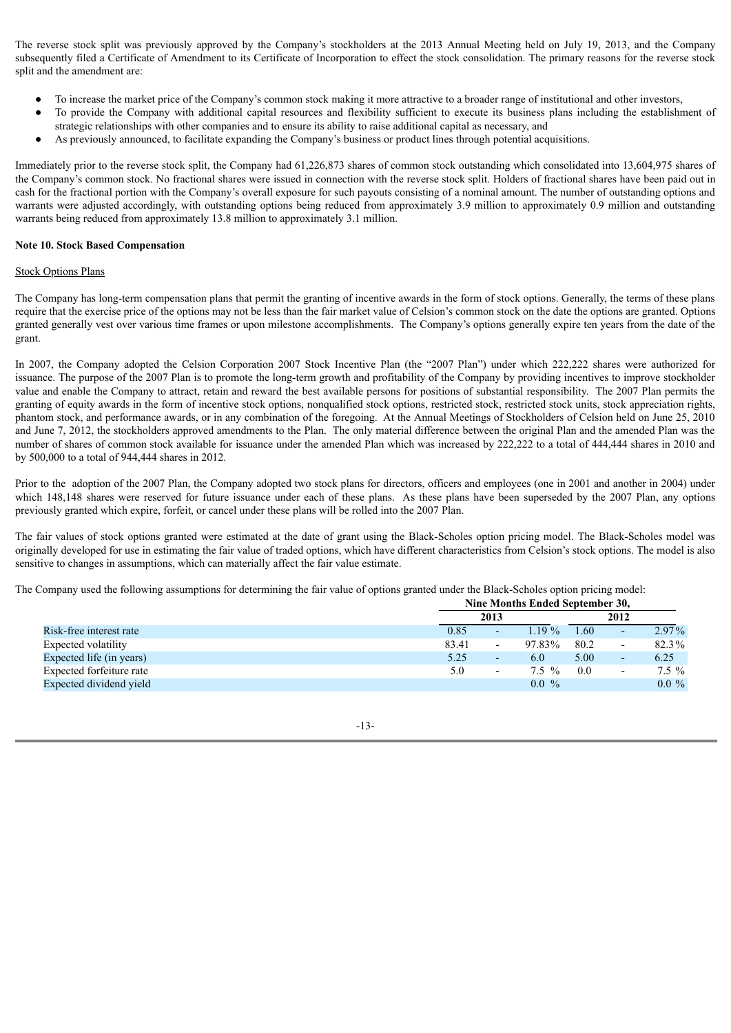The reverse stock split was previously approved by the Company's stockholders at the 2013 Annual Meeting held on July 19, 2013, and the Company subsequently filed a Certificate of Amendment to its Certificate of Incorporation to effect the stock consolidation. The primary reasons for the reverse stock split and the amendment are:

- To increase the market price of the Company's common stock making it more attractive to a broader range of institutional and other investors,
- To provide the Company with additional capital resources and flexibility sufficient to execute its business plans including the establishment of strategic relationships with other companies and to ensure its ability to raise additional capital as necessary, and
- As previously announced, to facilitate expanding the Company's business or product lines through potential acquisitions.

Immediately prior to the reverse stock split, the Company had 61,226,873 shares of common stock outstanding which consolidated into 13,604,975 shares of the Company's common stock. No fractional shares were issued in connection with the reverse stock split. Holders of fractional shares have been paid out in cash for the fractional portion with the Company's overall exposure for such payouts consisting of a nominal amount. The number of outstanding options and warrants were adjusted accordingly, with outstanding options being reduced from approximately 3.9 million to approximately 0.9 million and outstanding warrants being reduced from approximately 13.8 million to approximately 3.1 million.

**Note 10. Stock Based Compensation**

Stock Options Plans

The Company has long-term compensation plans that permit the granting of incentive awards in the form of stock options. Generally, the terms of these plans require that the exercise price of the options may not be less than the fair market value of Celsion's common stock on the date the options are granted. Options granted generally vest over various time frames or upon milestone accomplishments. The Company's options generally expire ten years from the date of the grant.

In 2007, the Company adopted the Celsion Corporation 2007 Stock Incentive Plan (the "2007 Plan") under which 222,222 shares were authorized for issuance. The purpose of the 2007 Plan is to promote the long-term growth and profitability of the Company by providing incentives to improve stockholder value and enable the Company to attract, retain and reward the best available persons for positions of substantial responsibility. The 2007 Plan permits the granting of equity awards in the form of incentive stock options, nonqualified stock options, restricted stock, restricted stock units, stock appreciation rights, phantom stock, and performance awards, or in any combination of the foregoing. At the Annual Meetings of Stockholders of Celsion held on June 25, 2010 and June 7, 2012, the stockholders approved amendments to the Plan. The only material difference between the original Plan and the amended Plan was the number of shares of common stock available for issuance under the amended Plan which was increased by 222,222 to a total of 444,444 shares in 2010 and by 500,000 to a total of 944,444 shares in 2012.

Prior to the adoption of the 2007 Plan, the Company adopted two stock plans for directors, officers and employees (one in 2001 and another in 2004) under which 148,148 shares were reserved for future issuance under each of these plans. As these plans have been superseded by the 2007 Plan, any options previously granted which expire, forfeit, or cancel under these plans will be rolled into the 2007 Plan.

The fair values of stock options granted were estimated at the date of grant using the Black-Scholes option pricing model. The Black-Scholes model was originally developed for use in estimating the fair value of traded options, which have different characteristics from Celsion's stock options. The model is also sensitive to changes in assumptions, which can materially affect the fair value estimate.

The Company used the following assumptions for determining the fair value of options granted under the Black-Scholes option pricing model:

| | Nine Months Ended September 30, | | | | | |
|---|---|---|---|---|---|---|
| | 2013 | | | 2012 | | |
| Risk-free interest rate | 0.85 | - | 1.19 % | 1.60 | - | 2.97% |
| Expected volatility | 83.41 | - | 97.83% | 80.2 | - | 82.3% |
| Expected life (in years) | 5.25 | - | 6.0 | 5.00 | - | 6.25 |
| Expected forfeiture rate | 5.0 | - | 7.5 % | 0.0 | - | 7.5 % |
| Expected dividend yield | | | 0.0 % | | | 0.0 % |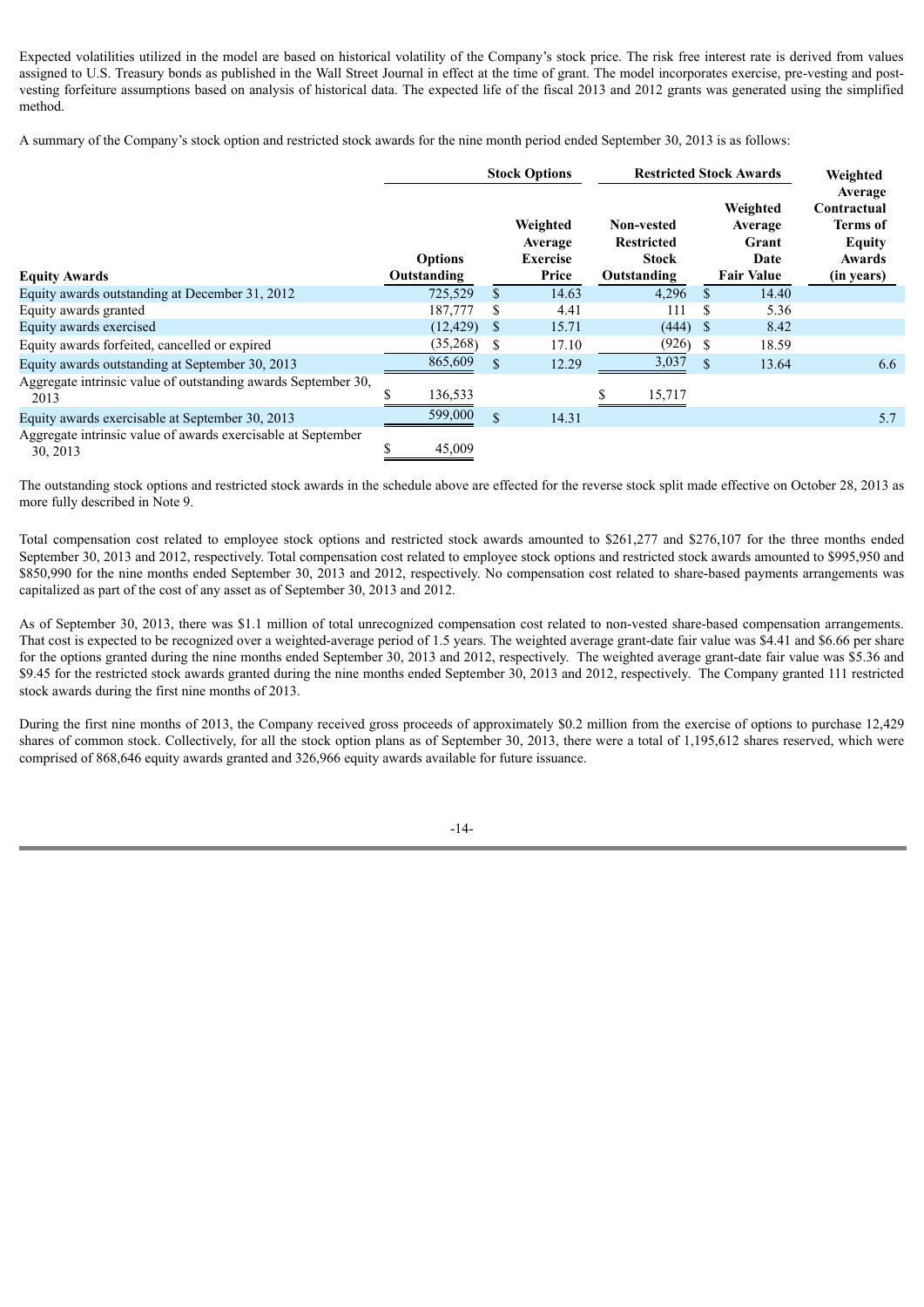Expected volatilities utilized in the model are based on historical volatility of the Company's stock price. The risk free interest rate is derived from values assigned to U.S. Treasury bonds as published in the Wall Street Journal in effect at the time of grant. The model incorporates exercise, pre-vesting and post-vesting forfeiture assumptions based on analysis of historical data. The expected life of the fiscal 2013 and 2012 grants was generated using the simplified method.

A summary of the Company's stock option and restricted stock awards for the nine month period ended September 30, 2013 is as follows:

| | Stock Options | | Restricted Stock Awards | | Weighted Average Contractual Terms of Equity Awards (in years) |
|---|---|---|---|---|---|
| **Equity Awards** | **Options Outstanding** | **Weighted Average Exercise Price** | **Non-vested Restricted Stock Outstanding** | **Weighted Average Grant Date Fair Value** | |
| Equity awards outstanding at December 31, 2012 | 725,529 | $ 14.63 | 4,296 | $ 14.40 | |
| Equity awards granted | 187,777 | $ 4.41 | 111 | $ 5.36 | |
| Equity awards exercised | (12,429) | $ 15.71 | (444) | $ 8.42 | |
| Equity awards forfeited, cancelled or expired | (35,268) | $ 17.10 | (926) | $ 18.59 | |
| Equity awards outstanding at September 30, 2013 | 865,609 | $ 12.29 | 3,037 | $ 13.64 | 6.6 |
| Aggregate intrinsic value of outstanding awards September 30, 2013 | $ 136,533 | | $ 15,717 | | |
| Equity awards exercisable at September 30, 2013 | 599,000 | $ 14.31 | | | 5.7 |
| Aggregate intrinsic value of awards exercisable at September 30, 2013 | $ 45,009 | | | | |

The outstanding stock options and restricted stock awards in the schedule above are effected for the reverse stock split made effective on October 28, 2013 as more fully described in Note 9.

Total compensation cost related to employee stock options and restricted stock awards amounted to $261,277 and $276,107 for the three months ended September 30, 2013 and 2012, respectively. Total compensation cost related to employee stock options and restricted stock awards amounted to $995,950 and $850,990 for the nine months ended September 30, 2013 and 2012, respectively. No compensation cost related to share-based payments arrangements was capitalized as part of the cost of any asset as of September 30, 2013 and 2012.

As of September 30, 2013, there was $1.1 million of total unrecognized compensation cost related to non-vested share-based compensation arrangements. That cost is expected to be recognized over a weighted-average period of 1.5 years. The weighted average grant-date fair value was $4.41 and $6.66 per share for the options granted during the nine months ended September 30, 2013 and 2012, respectively. The weighted average grant-date fair value was $5.36 and $9.45 for the restricted stock awards granted during the nine months ended September 30, 2013 and 2012, respectively. The Company granted 111 restricted stock awards during the first nine months of 2013.

During the first nine months of 2013, the Company received gross proceeds of approximately $0.2 million from the exercise of options to purchase 12,429 shares of common stock. Collectively, for all the stock option plans as of September 30, 2013, there were a total of 1,195,612 shares reserved, which were comprised of 868,646 equity awards granted and 326,966 equity awards available for future issuance.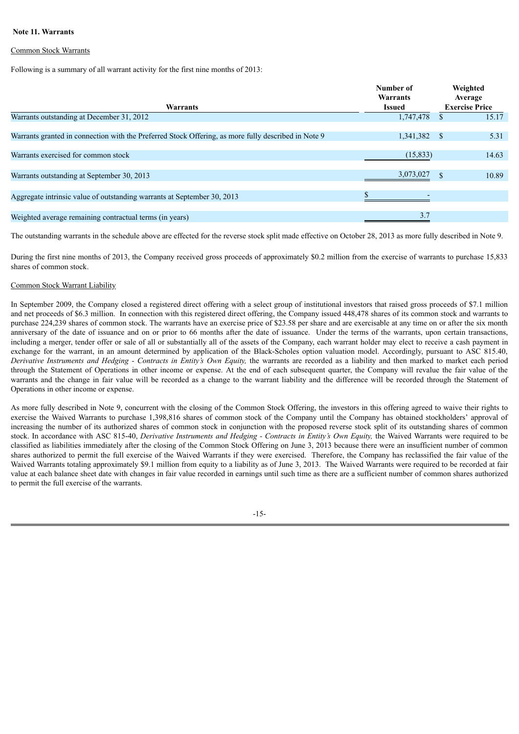**Note 11. Warrants**

Common Stock Warrants

Following is a summary of all warrant activity for the first nine months of 2013:

| Warrants | Number of Warrants Issued | Weighted Average Exercise Price |
|---|---|---|
| Warrants outstanding at December 31, 2012 | 1,747,478 | $ 15.17 |
| Warrants granted in connection with the Preferred Stock Offering, as more fully described in Note 9 | 1,341,382 | $ 5.31 |
| Warrants exercised for common stock | (15,833) | 14.63 |
| Warrants outstanding at September 30, 2013 | 3,073,027 | $ 10.89 |
| Aggregate intrinsic value of outstanding warrants at September 30, 2013 | $ - | |
| Weighted average remaining contractual terms (in years) | 3.7 | |

The outstanding warrants in the schedule above are effected for the reverse stock split made effective on October 28, 2013 as more fully described in Note 9.

During the first nine months of 2013, the Company received gross proceeds of approximately $0.2 million from the exercise of warrants to purchase 15,833 shares of common stock.

Common Stock Warrant Liability

In September 2009, the Company closed a registered direct offering with a select group of institutional investors that raised gross proceeds of $7.1 million and net proceeds of $6.3 million. In connection with this registered direct offering, the Company issued 448,478 shares of its common stock and warrants to purchase 224,239 shares of common stock. The warrants have an exercise price of $23.58 per share and are exercisable at any time on or after the six month anniversary of the date of issuance and on or prior to 66 months after the date of issuance. Under the terms of the warrants, upon certain transactions, including a merger, tender offer or sale of all or substantially all of the assets of the Company, each warrant holder may elect to receive a cash payment in exchange for the warrant, in an amount determined by application of the Black-Scholes option valuation model. Accordingly, pursuant to ASC 815.40, *Derivative Instruments and Hedging - Contracts in Entity's Own Equity,* the warrants are recorded as a liability and then marked to market each period through the Statement of Operations in other income or expense. At the end of each subsequent quarter, the Company will revalue the fair value of the warrants and the change in fair value will be recorded as a change to the warrant liability and the difference will be recorded through the Statement of Operations in other income or expense.

As more fully described in Note 9, concurrent with the closing of the Common Stock Offering, the investors in this offering agreed to waive their rights to exercise the Waived Warrants to purchase 1,398,816 shares of common stock of the Company until the Company has obtained stockholders' approval of increasing the number of its authorized shares of common stock in conjunction with the proposed reverse stock split of its outstanding shares of common stock. In accordance with ASC 815-40, *Derivative Instruments and Hedging - Contracts in Entity's Own Equity,* the Waived Warrants were required to be classified as liabilities immediately after the closing of the Common Stock Offering on June 3, 2013 because there were an insufficient number of common shares authorized to permit the full exercise of the Waived Warrants if they were exercised. Therefore, the Company has reclassified the fair value of the Waived Warrants totaling approximately $9.1 million from equity to a liability as of June 3, 2013. The Waived Warrants were required to be recorded at fair value at each balance sheet date with changes in fair value recorded in earnings until such time as there are a sufficient number of common shares authorized to permit the full exercise of the warrants.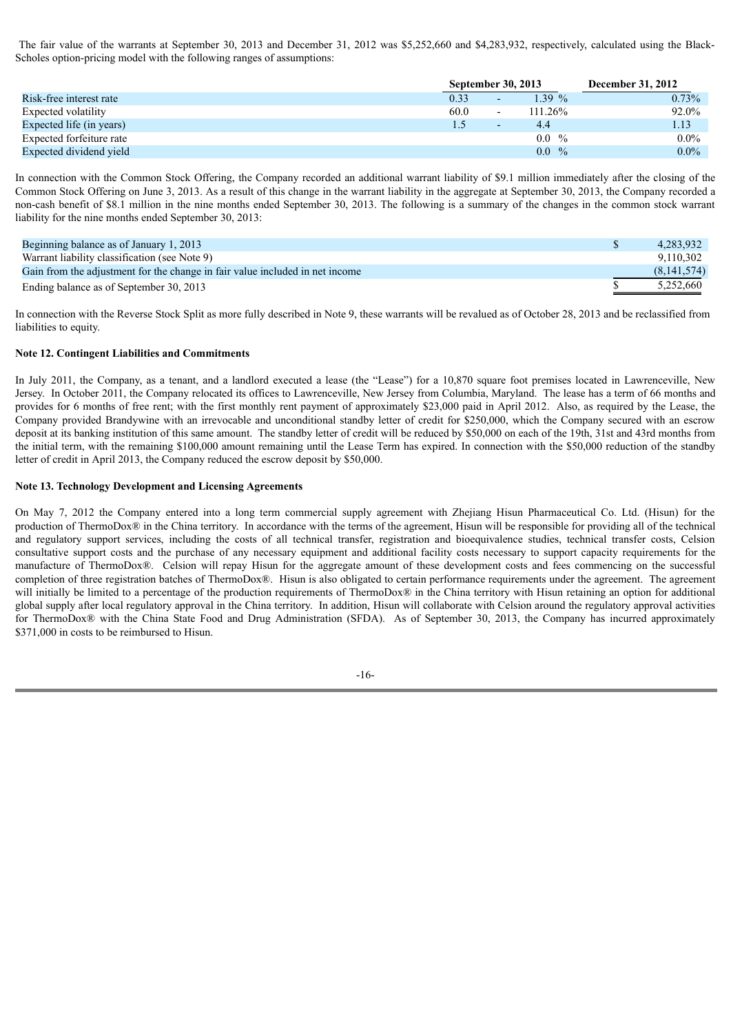The fair value of the warrants at September 30, 2013 and December 31, 2012 was $5,252,660 and $4,283,932, respectively, calculated using the Black-Scholes option-pricing model with the following ranges of assumptions:

| | September 30, 2013 | | | December 31, 2012 |
|---|---|---|---|---|
| Risk-free interest rate | 0.33 | - | 1.39 % | 0.73% |
| Expected volatility | 60.0 | - | 111.26% | 92.0% |
| Expected life (in years) | 1.5 | - | 4.4 | 1.13 |
| Expected forfeiture rate | | | 0.0 % | 0.0% |
| Expected dividend yield | | | 0.0 % | 0.0% |

In connection with the Common Stock Offering, the Company recorded an additional warrant liability of $9.1 million immediately after the closing of the Common Stock Offering on June 3, 2013. As a result of this change in the warrant liability in the aggregate at September 30, 2013, the Company recorded a non-cash benefit of $8.1 million in the nine months ended September 30, 2013. The following is a summary of the changes in the common stock warrant liability for the nine months ended September 30, 2013:

| | | |
|---|---|---|
| Beginning balance as of January 1, 2013 | $ | 4,283,932 |
| Warrant liability classification (see Note 9) | | 9,110,302 |
| Gain from the adjustment for the change in fair value included in net income | | (8,141,574) |
| Ending balance as of September 30, 2013 | $ | 5,252,660 |

In connection with the Reverse Stock Split as more fully described in Note 9, these warrants will be revalued as of October 28, 2013 and be reclassified from liabilities to equity.

**Note 12. Contingent Liabilities and Commitments**

In July 2011, the Company, as a tenant, and a landlord executed a lease (the "Lease") for a 10,870 square foot premises located in Lawrenceville, New Jersey. In October 2011, the Company relocated its offices to Lawrenceville, New Jersey from Columbia, Maryland. The lease has a term of 66 months and provides for 6 months of free rent; with the first monthly rent payment of approximately $23,000 paid in April 2012. Also, as required by the Lease, the Company provided Brandywine with an irrevocable and unconditional standby letter of credit for $250,000, which the Company secured with an escrow deposit at its banking institution of this same amount. The standby letter of credit will be reduced by $50,000 on each of the 19th, 31st and 43rd months from the initial term, with the remaining $100,000 amount remaining until the Lease Term has expired. In connection with the $50,000 reduction of the standby letter of credit in April 2013, the Company reduced the escrow deposit by $50,000.

**Note 13. Technology Development and Licensing Agreements**

On May 7, 2012 the Company entered into a long term commercial supply agreement with Zhejiang Hisun Pharmaceutical Co. Ltd. (Hisun) for the production of ThermoDox® in the China territory. In accordance with the terms of the agreement, Hisun will be responsible for providing all of the technical and regulatory support services, including the costs of all technical transfer, registration and bioequivalence studies, technical transfer costs, Celsion consultative support costs and the purchase of any necessary equipment and additional facility costs necessary to support capacity requirements for the manufacture of ThermoDox®. Celsion will repay Hisun for the aggregate amount of these development costs and fees commencing on the successful completion of three registration batches of ThermoDox®. Hisun is also obligated to certain performance requirements under the agreement. The agreement will initially be limited to a percentage of the production requirements of ThermoDox® in the China territory with Hisun retaining an option for additional global supply after local regulatory approval in the China territory. In addition, Hisun will collaborate with Celsion around the regulatory approval activities for ThermoDox® with the China State Food and Drug Administration (SFDA). As of September 30, 2013, the Company has incurred approximately $371,000 in costs to be reimbursed to Hisun.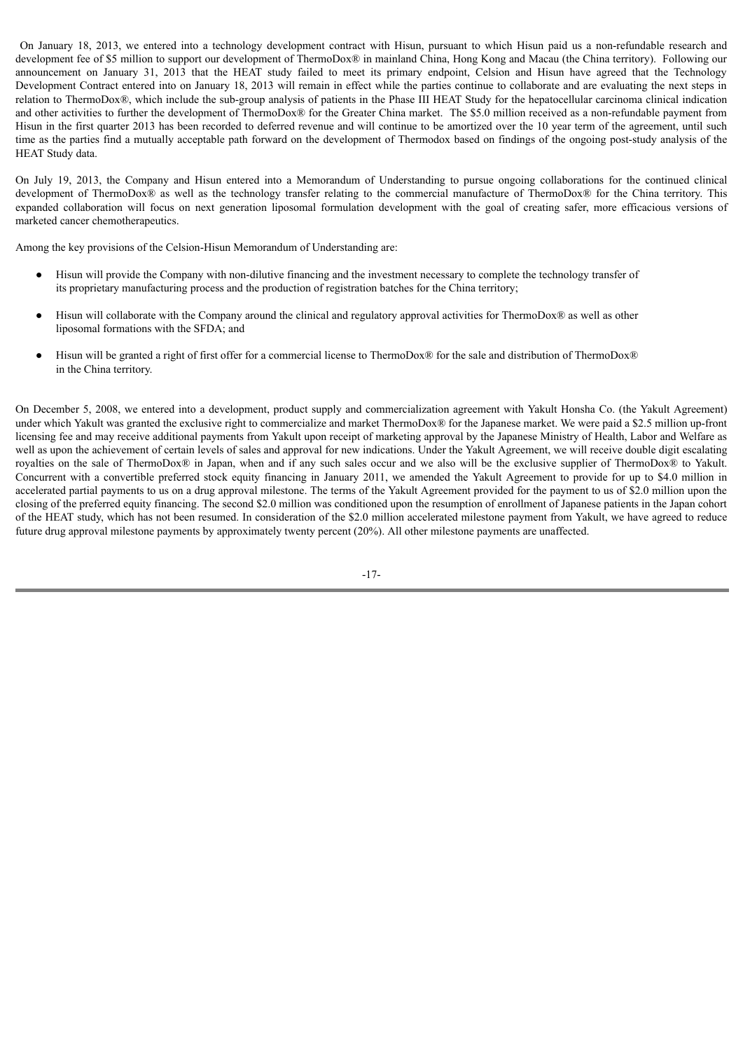On January 18, 2013, we entered into a technology development contract with Hisun, pursuant to which Hisun paid us a non-refundable research and development fee of $5 million to support our development of ThermoDox® in mainland China, Hong Kong and Macau (the China territory). Following our announcement on January 31, 2013 that the HEAT study failed to meet its primary endpoint, Celsion and Hisun have agreed that the Technology Development Contract entered into on January 18, 2013 will remain in effect while the parties continue to collaborate and are evaluating the next steps in relation to ThermoDox®, which include the sub-group analysis of patients in the Phase III HEAT Study for the hepatocellular carcinoma clinical indication and other activities to further the development of ThermoDox® for the Greater China market. The $5.0 million received as a non-refundable payment from Hisun in the first quarter 2013 has been recorded to deferred revenue and will continue to be amortized over the 10 year term of the agreement, until such time as the parties find a mutually acceptable path forward on the development of Thermodox based on findings of the ongoing post-study analysis of the HEAT Study data.

On July 19, 2013, the Company and Hisun entered into a Memorandum of Understanding to pursue ongoing collaborations for the continued clinical development of ThermoDox® as well as the technology transfer relating to the commercial manufacture of ThermoDox® for the China territory. This expanded collaboration will focus on next generation liposomal formulation development with the goal of creating safer, more efficacious versions of marketed cancer chemotherapeutics.

Among the key provisions of the Celsion-Hisun Memorandum of Understanding are:

- Hisun will provide the Company with non-dilutive financing and the investment necessary to complete the technology transfer of its proprietary manufacturing process and the production of registration batches for the China territory;
- Hisun will collaborate with the Company around the clinical and regulatory approval activities for ThermoDox® as well as other liposomal formations with the SFDA; and
- Hisun will be granted a right of first offer for a commercial license to ThermoDox® for the sale and distribution of ThermoDox® in the China territory.

On December 5, 2008, we entered into a development, product supply and commercialization agreement with Yakult Honsha Co. (the Yakult Agreement) under which Yakult was granted the exclusive right to commercialize and market ThermoDox® for the Japanese market. We were paid a $2.5 million up-front licensing fee and may receive additional payments from Yakult upon receipt of marketing approval by the Japanese Ministry of Health, Labor and Welfare as well as upon the achievement of certain levels of sales and approval for new indications. Under the Yakult Agreement, we will receive double digit escalating royalties on the sale of ThermoDox® in Japan, when and if any such sales occur and we also will be the exclusive supplier of ThermoDox® to Yakult. Concurrent with a convertible preferred stock equity financing in January 2011, we amended the Yakult Agreement to provide for up to $4.0 million in accelerated partial payments to us on a drug approval milestone. The terms of the Yakult Agreement provided for the payment to us of $2.0 million upon the closing of the preferred equity financing. The second $2.0 million was conditioned upon the resumption of enrollment of Japanese patients in the Japan cohort of the HEAT study, which has not been resumed. In consideration of the $2.0 million accelerated milestone payment from Yakult, we have agreed to reduce future drug approval milestone payments by approximately twenty percent (20%). All other milestone payments are unaffected.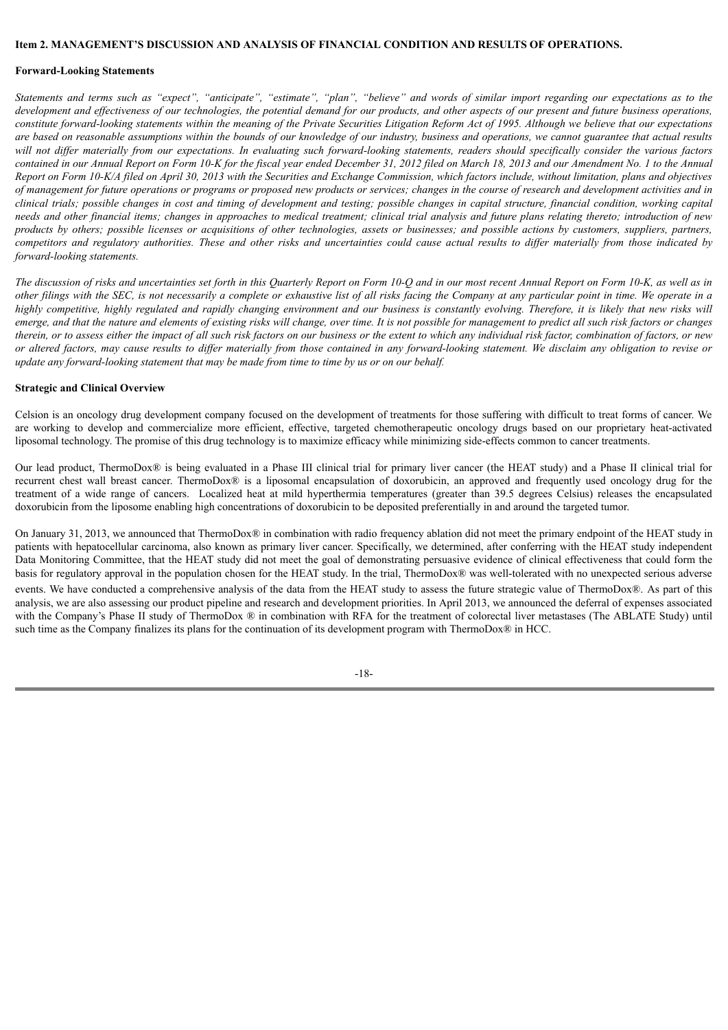**Item 2. MANAGEMENT'S DISCUSSION AND ANALYSIS OF FINANCIAL CONDITION AND RESULTS OF OPERATIONS.**

**Forward-Looking Statements**

*Statements and terms such as "expect", "anticipate", "estimate", "plan", "believe" and words of similar import regarding our expectations as to the development and effectiveness of our technologies, the potential demand for our products, and other aspects of our present and future business operations, constitute forward-looking statements within the meaning of the Private Securities Litigation Reform Act of 1995. Although we believe that our expectations are based on reasonable assumptions within the bounds of our knowledge of our industry, business and operations, we cannot guarantee that actual results will not differ materially from our expectations. In evaluating such forward-looking statements, readers should specifically consider the various factors contained in our Annual Report on Form 10-K for the fiscal year ended December 31, 2012 filed on March 18, 2013 and our Amendment No. 1 to the Annual Report on Form 10-K/A filed on April 30, 2013 with the Securities and Exchange Commission, which factors include, without limitation, plans and objectives of management for future operations or programs or proposed new products or services; changes in the course of research and development activities and in clinical trials; possible changes in cost and timing of development and testing; possible changes in capital structure, financial condition, working capital needs and other financial items; changes in approaches to medical treatment; clinical trial analysis and future plans relating thereto; introduction of new products by others; possible licenses or acquisitions of other technologies, assets or businesses; and possible actions by customers, suppliers, partners, competitors and regulatory authorities. These and other risks and uncertainties could cause actual results to differ materially from those indicated by forward-looking statements.*

*The discussion of risks and uncertainties set forth in this Quarterly Report on Form 10-Q and in our most recent Annual Report on Form 10-K, as well as in other filings with the SEC, is not necessarily a complete or exhaustive list of all risks facing the Company at any particular point in time. We operate in a highly competitive, highly regulated and rapidly changing environment and our business is constantly evolving. Therefore, it is likely that new risks will emerge, and that the nature and elements of existing risks will change, over time. It is not possible for management to predict all such risk factors or changes therein, or to assess either the impact of all such risk factors on our business or the extent to which any individual risk factor, combination of factors, or new or altered factors, may cause results to differ materially from those contained in any forward-looking statement. We disclaim any obligation to revise or update any forward-looking statement that may be made from time to time by us or on our behalf.*

**Strategic and Clinical Overview**

Celsion is an oncology drug development company focused on the development of treatments for those suffering with difficult to treat forms of cancer. We are working to develop and commercialize more efficient, effective, targeted chemotherapeutic oncology drugs based on our proprietary heat-activated liposomal technology. The promise of this drug technology is to maximize efficacy while minimizing side-effects common to cancer treatments.

Our lead product, ThermoDox® is being evaluated in a Phase III clinical trial for primary liver cancer (the HEAT study) and a Phase II clinical trial for recurrent chest wall breast cancer. ThermoDox® is a liposomal encapsulation of doxorubicin, an approved and frequently used oncology drug for the treatment of a wide range of cancers. Localized heat at mild hyperthermia temperatures (greater than 39.5 degrees Celsius) releases the encapsulated doxorubicin from the liposome enabling high concentrations of doxorubicin to be deposited preferentially in and around the targeted tumor.

On January 31, 2013, we announced that ThermoDox® in combination with radio frequency ablation did not meet the primary endpoint of the HEAT study in patients with hepatocellular carcinoma, also known as primary liver cancer. Specifically, we determined, after conferring with the HEAT study independent Data Monitoring Committee, that the HEAT study did not meet the goal of demonstrating persuasive evidence of clinical effectiveness that could form the basis for regulatory approval in the population chosen for the HEAT study. In the trial, ThermoDox® was well-tolerated with no unexpected serious adverse events. We have conducted a comprehensive analysis of the data from the HEAT study to assess the future strategic value of ThermoDox®. As part of this analysis, we are also assessing our product pipeline and research and development priorities. In April 2013, we announced the deferral of expenses associated with the Company's Phase II study of ThermoDox ® in combination with RFA for the treatment of colorectal liver metastases (The ABLATE Study) until such time as the Company finalizes its plans for the continuation of its development program with ThermoDox® in HCC.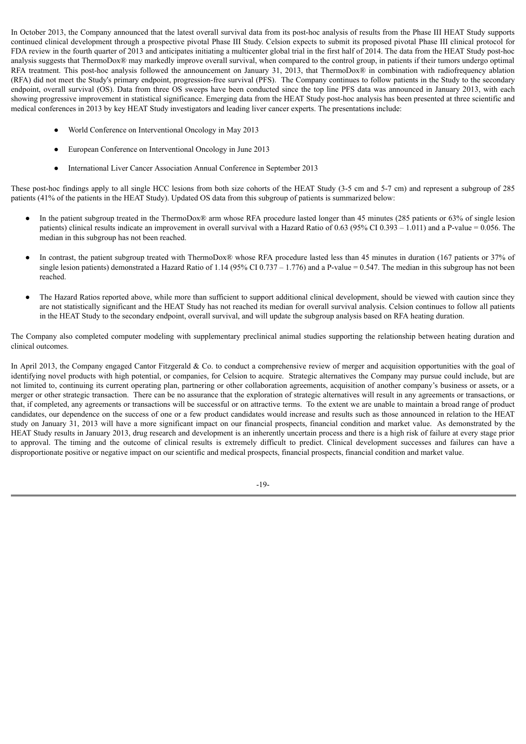In October 2013, the Company announced that the latest overall survival data from its post-hoc analysis of results from the Phase III HEAT Study supports continued clinical development through a prospective pivotal Phase III Study. Celsion expects to submit its proposed pivotal Phase III clinical protocol for FDA review in the fourth quarter of 2013 and anticipates initiating a multicenter global trial in the first half of 2014. The data from the HEAT Study post-hoc analysis suggests that ThermoDox® may markedly improve overall survival, when compared to the control group, in patients if their tumors undergo optimal RFA treatment. This post-hoc analysis followed the announcement on January 31, 2013, that ThermoDox® in combination with radiofrequency ablation (RFA) did not meet the Study's primary endpoint, progression-free survival (PFS). The Company continues to follow patients in the Study to the secondary endpoint, overall survival (OS). Data from three OS sweeps have been conducted since the top line PFS data was announced in January 2013, with each showing progressive improvement in statistical significance. Emerging data from the HEAT Study post-hoc analysis has been presented at three scientific and medical conferences in 2013 by key HEAT Study investigators and leading liver cancer experts. The presentations include:

- World Conference on Interventional Oncology in May 2013
- European Conference on Interventional Oncology in June 2013
- International Liver Cancer Association Annual Conference in September 2013

These post-hoc findings apply to all single HCC lesions from both size cohorts of the HEAT Study (3-5 cm and 5-7 cm) and represent a subgroup of 285 patients (41% of the patients in the HEAT Study). Updated OS data from this subgroup of patients is summarized below:

- In the patient subgroup treated in the ThermoDox® arm whose RFA procedure lasted longer than 45 minutes (285 patients or 63% of single lesion patients) clinical results indicate an improvement in overall survival with a Hazard Ratio of 0.63 (95% CI 0.393 – 1.011) and a P-value = 0.056. The median in this subgroup has not been reached.
- In contrast, the patient subgroup treated with ThermoDox® whose RFA procedure lasted less than 45 minutes in duration (167 patients or 37% of single lesion patients) demonstrated a Hazard Ratio of 1.14 (95% CI 0.737 – 1.776) and a P-value = 0.547. The median in this subgroup has not been reached.
- The Hazard Ratios reported above, while more than sufficient to support additional clinical development, should be viewed with caution since they are not statistically significant and the HEAT Study has not reached its median for overall survival analysis. Celsion continues to follow all patients in the HEAT Study to the secondary endpoint, overall survival, and will update the subgroup analysis based on RFA heating duration.

The Company also completed computer modeling with supplementary preclinical animal studies supporting the relationship between heating duration and clinical outcomes.

In April 2013, the Company engaged Cantor Fitzgerald & Co. to conduct a comprehensive review of merger and acquisition opportunities with the goal of identifying novel products with high potential, or companies, for Celsion to acquire. Strategic alternatives the Company may pursue could include, but are not limited to, continuing its current operating plan, partnering or other collaboration agreements, acquisition of another company's business or assets, or a merger or other strategic transaction. There can be no assurance that the exploration of strategic alternatives will result in any agreements or transactions, or that, if completed, any agreements or transactions will be successful or on attractive terms. To the extent we are unable to maintain a broad range of product candidates, our dependence on the success of one or a few product candidates would increase and results such as those announced in relation to the HEAT study on January 31, 2013 will have a more significant impact on our financial prospects, financial condition and market value. As demonstrated by the HEAT Study results in January 2013, drug research and development is an inherently uncertain process and there is a high risk of failure at every stage prior to approval. The timing and the outcome of clinical results is extremely difficult to predict. Clinical development successes and failures can have a disproportionate positive or negative impact on our scientific and medical prospects, financial prospects, financial condition and market value.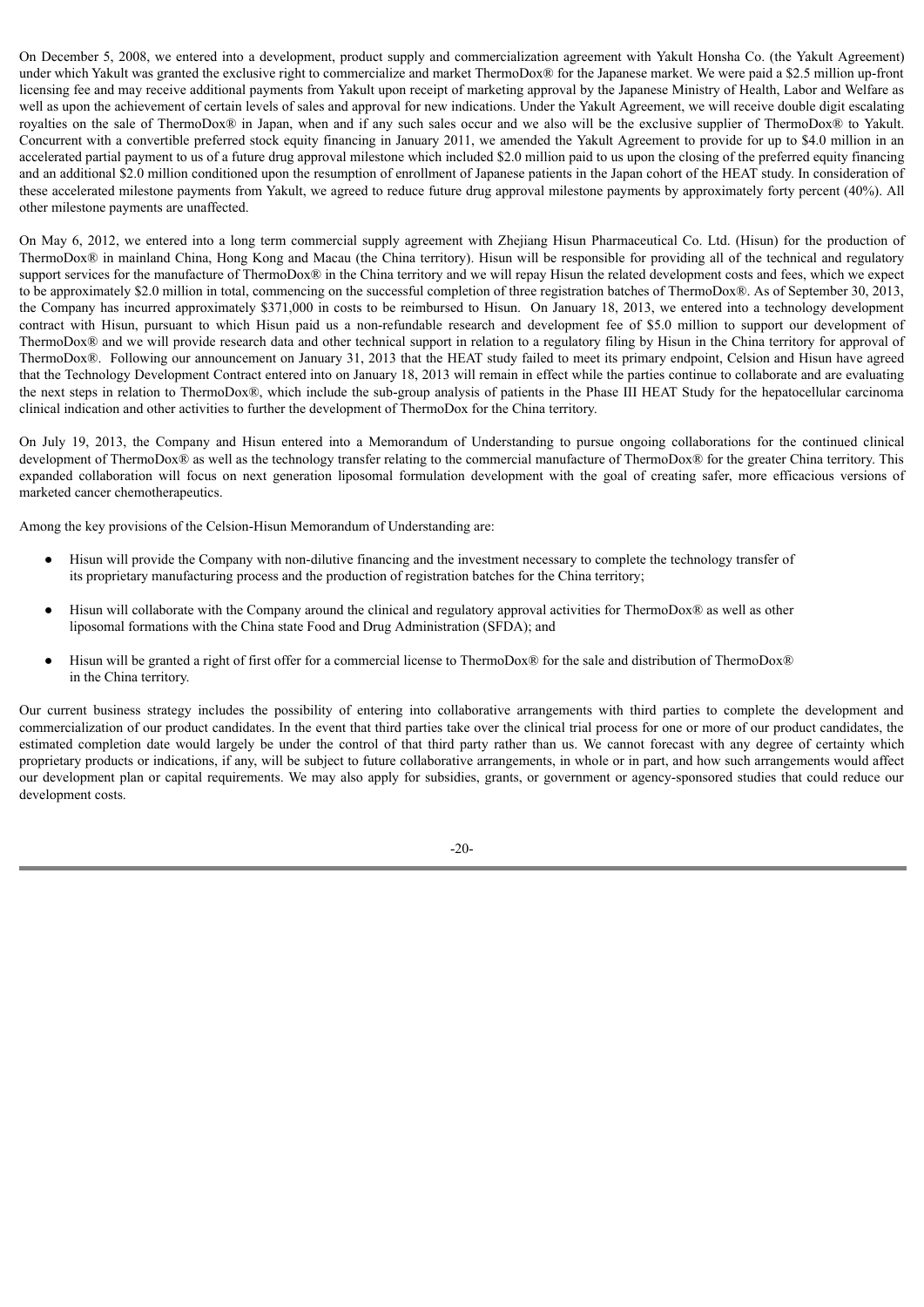On December 5, 2008, we entered into a development, product supply and commercialization agreement with Yakult Honsha Co. (the Yakult Agreement) under which Yakult was granted the exclusive right to commercialize and market ThermoDox® for the Japanese market. We were paid a $2.5 million up-front licensing fee and may receive additional payments from Yakult upon receipt of marketing approval by the Japanese Ministry of Health, Labor and Welfare as well as upon the achievement of certain levels of sales and approval for new indications. Under the Yakult Agreement, we will receive double digit escalating royalties on the sale of ThermoDox® in Japan, when and if any such sales occur and we also will be the exclusive supplier of ThermoDox® to Yakult. Concurrent with a convertible preferred stock equity financing in January 2011, we amended the Yakult Agreement to provide for up to $4.0 million in an accelerated partial payment to us of a future drug approval milestone which included $2.0 million paid to us upon the closing of the preferred equity financing and an additional $2.0 million conditioned upon the resumption of enrollment of Japanese patients in the Japan cohort of the HEAT study. In consideration of these accelerated milestone payments from Yakult, we agreed to reduce future drug approval milestone payments by approximately forty percent (40%). All other milestone payments are unaffected.

On May 6, 2012, we entered into a long term commercial supply agreement with Zhejiang Hisun Pharmaceutical Co. Ltd. (Hisun) for the production of ThermoDox® in mainland China, Hong Kong and Macau (the China territory). Hisun will be responsible for providing all of the technical and regulatory support services for the manufacture of ThermoDox® in the China territory and we will repay Hisun the related development costs and fees, which we expect to be approximately $2.0 million in total, commencing on the successful completion of three registration batches of ThermoDox®. As of September 30, 2013, the Company has incurred approximately $371,000 in costs to be reimbursed to Hisun. On January 18, 2013, we entered into a technology development contract with Hisun, pursuant to which Hisun paid us a non-refundable research and development fee of $5.0 million to support our development of ThermoDox® and we will provide research data and other technical support in relation to a regulatory filing by Hisun in the China territory for approval of ThermoDox®. Following our announcement on January 31, 2013 that the HEAT study failed to meet its primary endpoint, Celsion and Hisun have agreed that the Technology Development Contract entered into on January 18, 2013 will remain in effect while the parties continue to collaborate and are evaluating the next steps in relation to ThermoDox®, which include the sub-group analysis of patients in the Phase III HEAT Study for the hepatocellular carcinoma clinical indication and other activities to further the development of ThermoDox for the China territory.

On July 19, 2013, the Company and Hisun entered into a Memorandum of Understanding to pursue ongoing collaborations for the continued clinical development of ThermoDox® as well as the technology transfer relating to the commercial manufacture of ThermoDox® for the greater China territory. This expanded collaboration will focus on next generation liposomal formulation development with the goal of creating safer, more efficacious versions of marketed cancer chemotherapeutics.

Among the key provisions of the Celsion-Hisun Memorandum of Understanding are:

- Hisun will provide the Company with non-dilutive financing and the investment necessary to complete the technology transfer of its proprietary manufacturing process and the production of registration batches for the China territory;
- Hisun will collaborate with the Company around the clinical and regulatory approval activities for ThermoDox® as well as other liposomal formations with the China state Food and Drug Administration (SFDA); and
- Hisun will be granted a right of first offer for a commercial license to ThermoDox® for the sale and distribution of ThermoDox® in the China territory.

Our current business strategy includes the possibility of entering into collaborative arrangements with third parties to complete the development and commercialization of our product candidates. In the event that third parties take over the clinical trial process for one or more of our product candidates, the estimated completion date would largely be under the control of that third party rather than us. We cannot forecast with any degree of certainty which proprietary products or indications, if any, will be subject to future collaborative arrangements, in whole or in part, and how such arrangements would affect our development plan or capital requirements. We may also apply for subsidies, grants, or government or agency-sponsored studies that could reduce our development costs.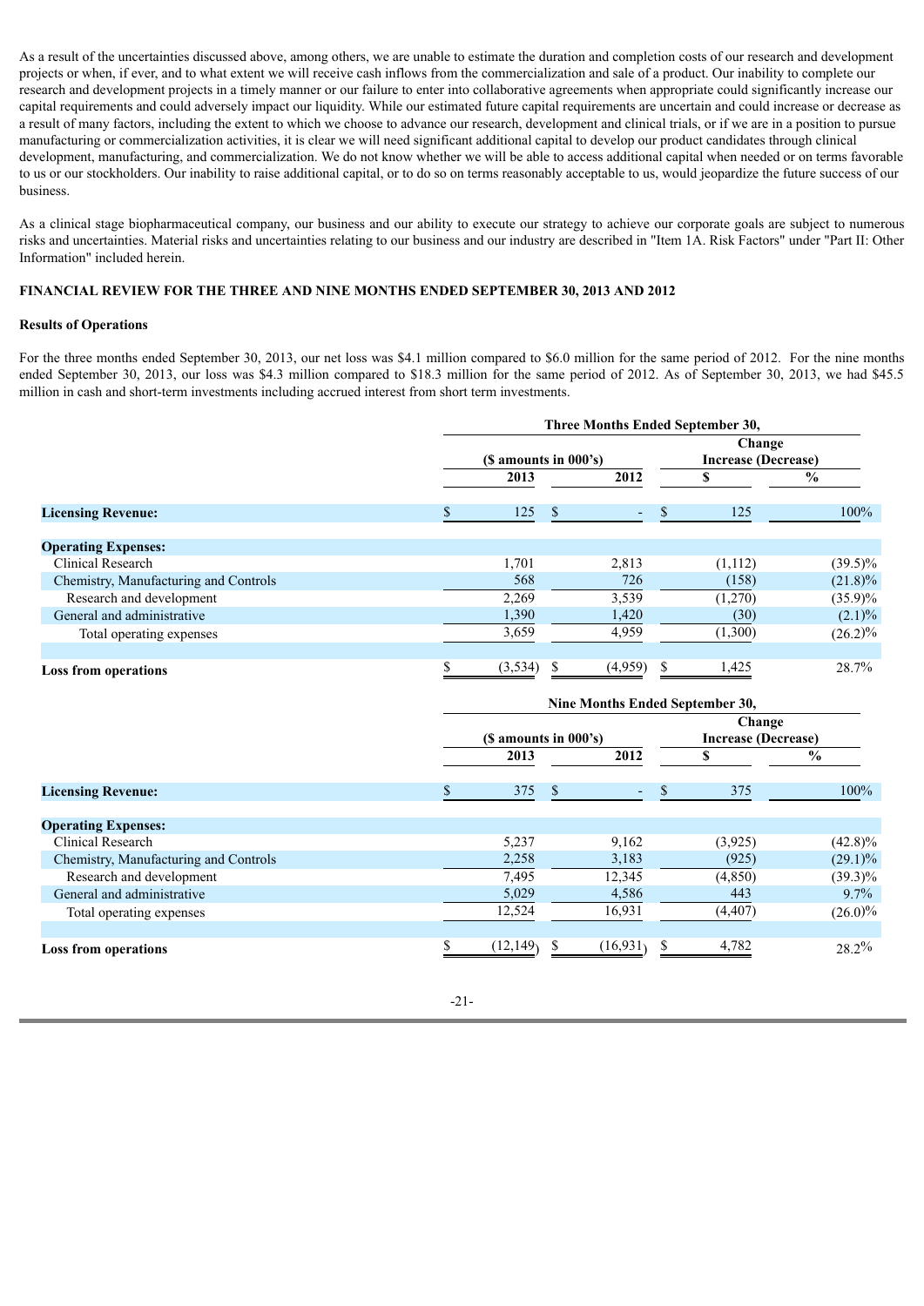As a result of the uncertainties discussed above, among others, we are unable to estimate the duration and completion costs of our research and development projects or when, if ever, and to what extent we will receive cash inflows from the commercialization and sale of a product. Our inability to complete our research and development projects in a timely manner or our failure to enter into collaborative agreements when appropriate could significantly increase our capital requirements and could adversely impact our liquidity. While our estimated future capital requirements are uncertain and could increase or decrease as a result of many factors, including the extent to which we choose to advance our research, development and clinical trials, or if we are in a position to pursue manufacturing or commercialization activities, it is clear we will need significant additional capital to develop our product candidates through clinical development, manufacturing, and commercialization. We do not know whether we will be able to access additional capital when needed or on terms favorable to us or our stockholders. Our inability to raise additional capital, or to do so on terms reasonably acceptable to us, would jeopardize the future success of our business.

As a clinical stage biopharmaceutical company, our business and our ability to execute our strategy to achieve our corporate goals are subject to numerous risks and uncertainties. Material risks and uncertainties relating to our business and our industry are described in "Item 1A. Risk Factors" under "Part II: Other Information" included herein.

**FINANCIAL REVIEW FOR THE THREE AND NINE MONTHS ENDED SEPTEMBER 30, 2013 AND 2012**

**Results of Operations**

For the three months ended September 30, 2013, our net loss was $4.1 million compared to $6.0 million for the same period of 2012. For the nine months ended September 30, 2013, our loss was $4.3 million compared to $18.3 million for the same period of 2012. As of September 30, 2013, we had $45.5 million in cash and short-term investments including accrued interest from short term investments.

| | Three Months Ended September 30, | | | |
|---|---|---|---|---|
| | ($ amounts in 000's) | | Change Increase (Decrease) | |
| | 2013 | 2012 | $ | % |
| **Licensing Revenue:** | $ 125 | $ - | $ 125 | 100% |
| **Operating Expenses:** | | | | |
| Clinical Research | 1,701 | 2,813 | (1,112) | (39.5)% |
| Chemistry, Manufacturing and Controls | 568 | 726 | (158) | (21.8)% |
| Research and development | 2,269 | 3,539 | (1,270) | (35.9)% |
| General and administrative | 1,390 | 1,420 | (30) | (2.1)% |
| Total operating expenses | 3,659 | 4,959 | (1,300) | (26.2)% |
| **Loss from operations** | $ (3,534) | $ (4,959) | $ 1,425 | 28.7% |

| | Nine Months Ended September 30, | | | |
|---|---|---|---|---|
| | ($ amounts in 000's) | | Change Increase (Decrease) | |
| | 2013 | 2012 | $ | % |
| **Licensing Revenue:** | $ 375 | $ - | $ 375 | 100% |
| **Operating Expenses:** | | | | |
| Clinical Research | 5,237 | 9,162 | (3,925) | (42.8)% |
| Chemistry, Manufacturing and Controls | 2,258 | 3,183 | (925) | (29.1)% |
| Research and development | 7,495 | 12,345 | (4,850) | (39.3)% |
| General and administrative | 5,029 | 4,586 | 443 | 9.7% |
| Total operating expenses | 12,524 | 16,931 | (4,407) | (26.0)% |
| **Loss from operations** | $ (12,149) | $ (16,931) | $ 4,782 | 28.2% |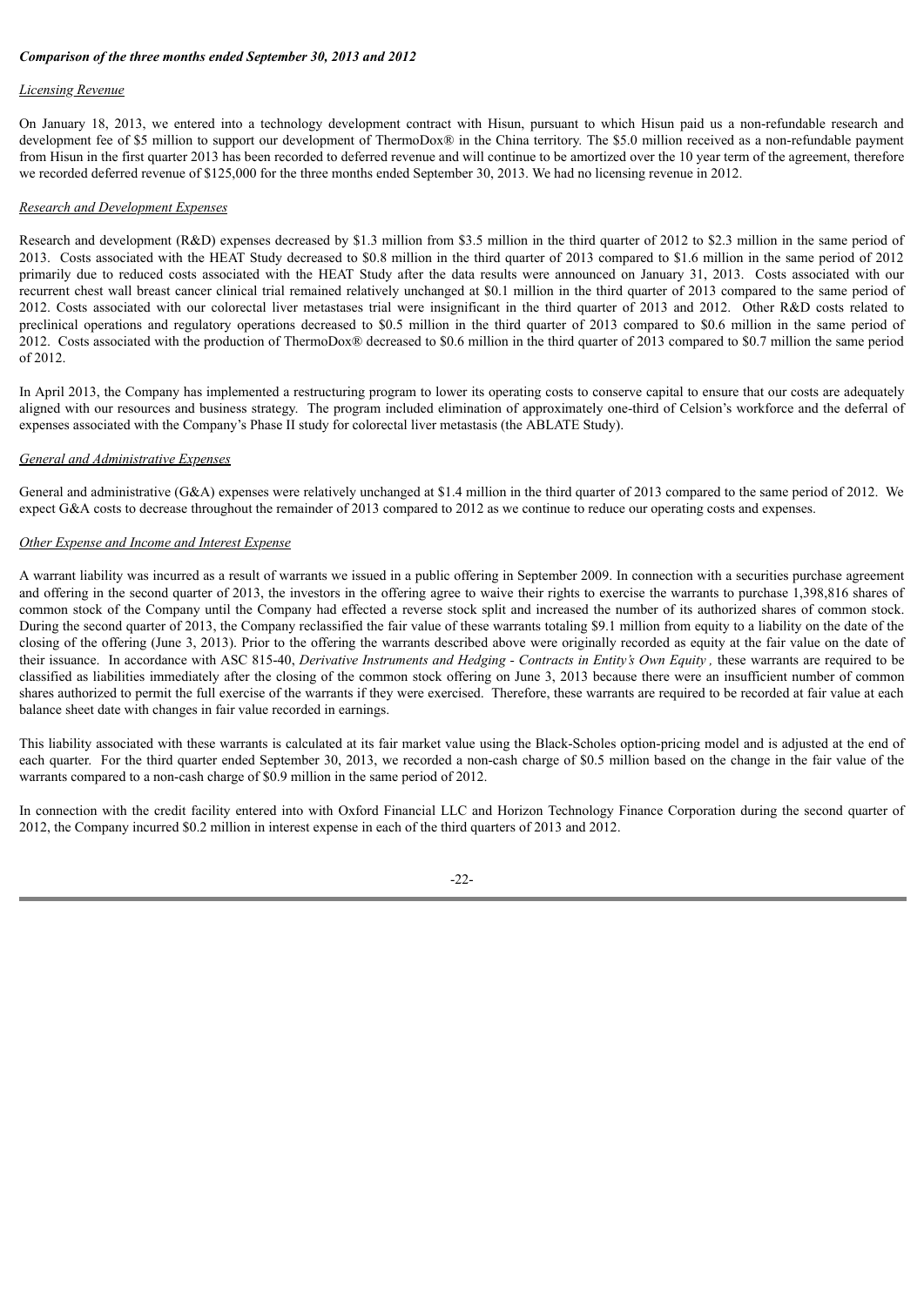***Comparison of the three months ended September 30, 2013 and 2012***

*Licensing Revenue*

On January 18, 2013, we entered into a technology development contract with Hisun, pursuant to which Hisun paid us a non-refundable research and development fee of $5 million to support our development of ThermoDox® in the China territory. The $5.0 million received as a non-refundable payment from Hisun in the first quarter 2013 has been recorded to deferred revenue and will continue to be amortized over the 10 year term of the agreement, therefore we recorded deferred revenue of $125,000 for the three months ended September 30, 2013. We had no licensing revenue in 2012.

*Research and Development Expenses*

Research and development (R&D) expenses decreased by $1.3 million from $3.5 million in the third quarter of 2012 to $2.3 million in the same period of 2013. Costs associated with the HEAT Study decreased to $0.8 million in the third quarter of 2013 compared to $1.6 million in the same period of 2012 primarily due to reduced costs associated with the HEAT Study after the data results were announced on January 31, 2013. Costs associated with our recurrent chest wall breast cancer clinical trial remained relatively unchanged at $0.1 million in the third quarter of 2013 compared to the same period of 2012. Costs associated with our colorectal liver metastases trial were insignificant in the third quarter of 2013 and 2012. Other R&D costs related to preclinical operations and regulatory operations decreased to $0.5 million in the third quarter of 2013 compared to $0.6 million in the same period of 2012. Costs associated with the production of ThermoDox® decreased to $0.6 million in the third quarter of 2013 compared to $0.7 million the same period of 2012.

In April 2013, the Company has implemented a restructuring program to lower its operating costs to conserve capital to ensure that our costs are adequately aligned with our resources and business strategy. The program included elimination of approximately one-third of Celsion's workforce and the deferral of expenses associated with the Company's Phase II study for colorectal liver metastasis (the ABLATE Study).

*General and Administrative Expenses*

General and administrative (G&A) expenses were relatively unchanged at $1.4 million in the third quarter of 2013 compared to the same period of 2012. We expect G&A costs to decrease throughout the remainder of 2013 compared to 2012 as we continue to reduce our operating costs and expenses.

*Other Expense and Income and Interest Expense*

A warrant liability was incurred as a result of warrants we issued in a public offering in September 2009. In connection with a securities purchase agreement and offering in the second quarter of 2013, the investors in the offering agree to waive their rights to exercise the warrants to purchase 1,398,816 shares of common stock of the Company until the Company had effected a reverse stock split and increased the number of its authorized shares of common stock. During the second quarter of 2013, the Company reclassified the fair value of these warrants totaling $9.1 million from equity to a liability on the date of the closing of the offering (June 3, 2013). Prior to the offering the warrants described above were originally recorded as equity at the fair value on the date of their issuance. In accordance with ASC 815-40, *Derivative Instruments and Hedging - Contracts in Entity's Own Equity ,* these warrants are required to be classified as liabilities immediately after the closing of the common stock offering on June 3, 2013 because there were an insufficient number of common shares authorized to permit the full exercise of the warrants if they were exercised. Therefore, these warrants are required to be recorded at fair value at each balance sheet date with changes in fair value recorded in earnings.

This liability associated with these warrants is calculated at its fair market value using the Black-Scholes option-pricing model and is adjusted at the end of each quarter. For the third quarter ended September 30, 2013, we recorded a non-cash charge of $0.5 million based on the change in the fair value of the warrants compared to a non-cash charge of $0.9 million in the same period of 2012.

In connection with the credit facility entered into with Oxford Financial LLC and Horizon Technology Finance Corporation during the second quarter of 2012, the Company incurred $0.2 million in interest expense in each of the third quarters of 2013 and 2012.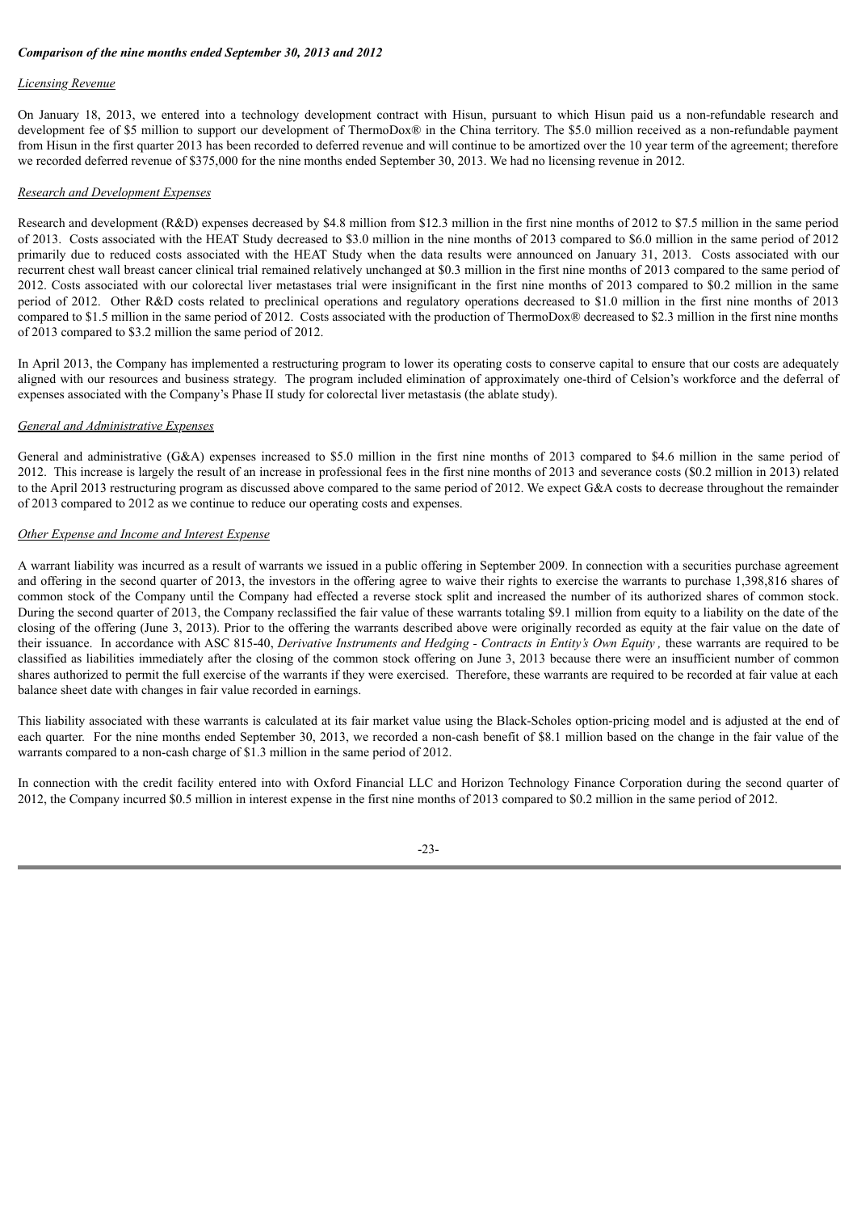***Comparison of the nine months ended September 30, 2013 and 2012***

*Licensing Revenue*

On January 18, 2013, we entered into a technology development contract with Hisun, pursuant to which Hisun paid us a non-refundable research and development fee of $5 million to support our development of ThermoDox® in the China territory. The $5.0 million received as a non-refundable payment from Hisun in the first quarter 2013 has been recorded to deferred revenue and will continue to be amortized over the 10 year term of the agreement; therefore we recorded deferred revenue of $375,000 for the nine months ended September 30, 2013. We had no licensing revenue in 2012.

*Research and Development Expenses*

Research and development (R&D) expenses decreased by $4.8 million from $12.3 million in the first nine months of 2012 to $7.5 million in the same period of 2013. Costs associated with the HEAT Study decreased to $3.0 million in the nine months of 2013 compared to $6.0 million in the same period of 2012 primarily due to reduced costs associated with the HEAT Study when the data results were announced on January 31, 2013. Costs associated with our recurrent chest wall breast cancer clinical trial remained relatively unchanged at $0.3 million in the first nine months of 2013 compared to the same period of 2012. Costs associated with our colorectal liver metastases trial were insignificant in the first nine months of 2013 compared to $0.2 million in the same period of 2012. Other R&D costs related to preclinical operations and regulatory operations decreased to $1.0 million in the first nine months of 2013 compared to $1.5 million in the same period of 2012. Costs associated with the production of ThermoDox® decreased to $2.3 million in the first nine months of 2013 compared to $3.2 million the same period of 2012.

In April 2013, the Company has implemented a restructuring program to lower its operating costs to conserve capital to ensure that our costs are adequately aligned with our resources and business strategy. The program included elimination of approximately one-third of Celsion's workforce and the deferral of expenses associated with the Company's Phase II study for colorectal liver metastasis (the ablate study).

*General and Administrative Expenses*

General and administrative (G&A) expenses increased to $5.0 million in the first nine months of 2013 compared to $4.6 million in the same period of 2012. This increase is largely the result of an increase in professional fees in the first nine months of 2013 and severance costs ($0.2 million in 2013) related to the April 2013 restructuring program as discussed above compared to the same period of 2012. We expect G&A costs to decrease throughout the remainder of 2013 compared to 2012 as we continue to reduce our operating costs and expenses.

*Other Expense and Income and Interest Expense*

A warrant liability was incurred as a result of warrants we issued in a public offering in September 2009. In connection with a securities purchase agreement and offering in the second quarter of 2013, the investors in the offering agree to waive their rights to exercise the warrants to purchase 1,398,816 shares of common stock of the Company until the Company had effected a reverse stock split and increased the number of its authorized shares of common stock. During the second quarter of 2013, the Company reclassified the fair value of these warrants totaling $9.1 million from equity to a liability on the date of the closing of the offering (June 3, 2013). Prior to the offering the warrants described above were originally recorded as equity at the fair value on the date of their issuance. In accordance with ASC 815-40, *Derivative Instruments and Hedging - Contracts in Entity's Own Equity ,* these warrants are required to be classified as liabilities immediately after the closing of the common stock offering on June 3, 2013 because there were an insufficient number of common shares authorized to permit the full exercise of the warrants if they were exercised. Therefore, these warrants are required to be recorded at fair value at each balance sheet date with changes in fair value recorded in earnings.

This liability associated with these warrants is calculated at its fair market value using the Black-Scholes option-pricing model and is adjusted at the end of each quarter. For the nine months ended September 30, 2013, we recorded a non-cash benefit of $8.1 million based on the change in the fair value of the warrants compared to a non-cash charge of $1.3 million in the same period of 2012.

In connection with the credit facility entered into with Oxford Financial LLC and Horizon Technology Finance Corporation during the second quarter of 2012, the Company incurred $0.5 million in interest expense in the first nine months of 2013 compared to $0.2 million in the same period of 2012.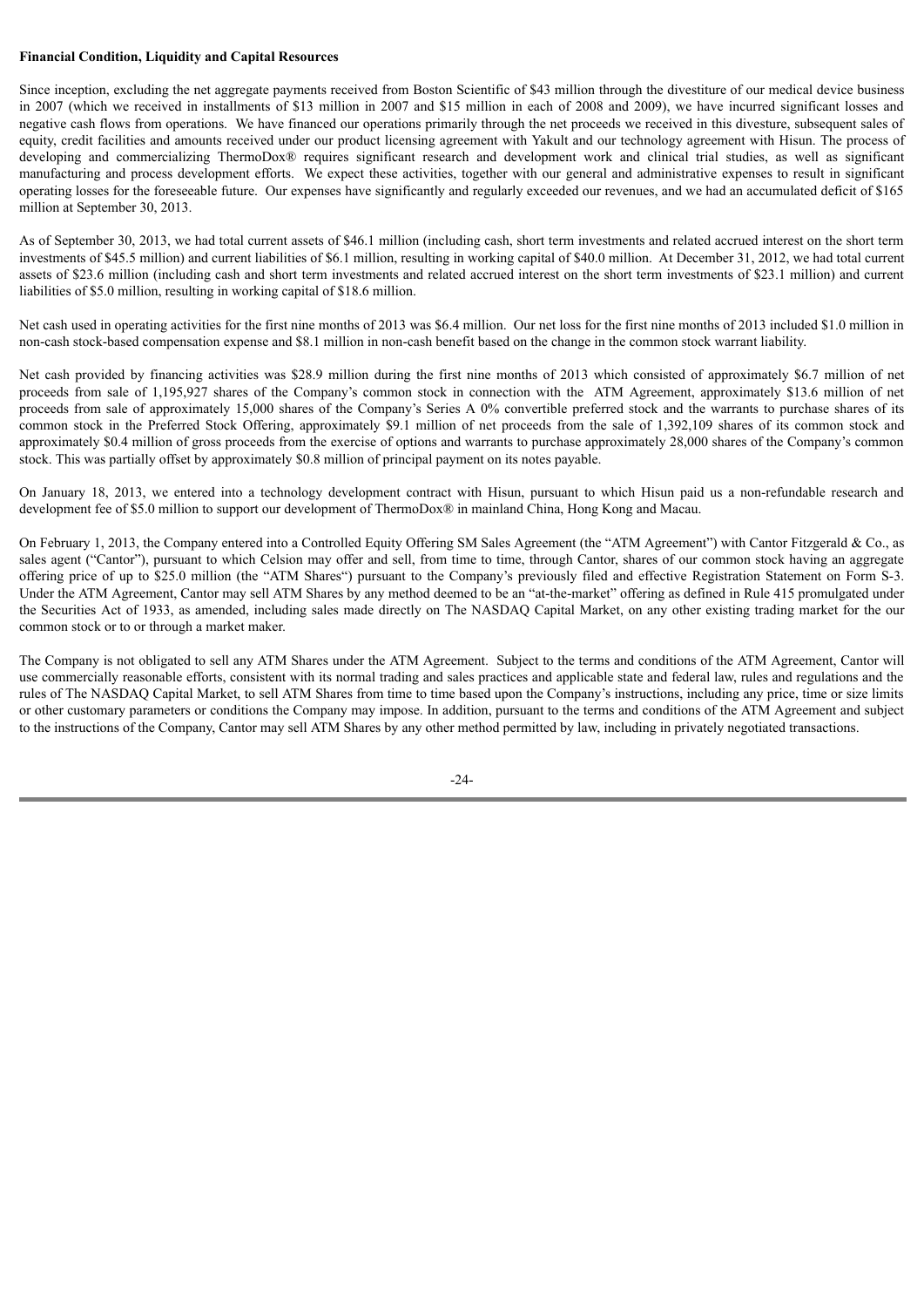**Financial Condition, Liquidity and Capital Resources**

Since inception, excluding the net aggregate payments received from Boston Scientific of $43 million through the divestiture of our medical device business in 2007 (which we received in installments of $13 million in 2007 and $15 million in each of 2008 and 2009), we have incurred significant losses and negative cash flows from operations. We have financed our operations primarily through the net proceeds we received in this divesture, subsequent sales of equity, credit facilities and amounts received under our product licensing agreement with Yakult and our technology agreement with Hisun. The process of developing and commercializing ThermoDox® requires significant research and development work and clinical trial studies, as well as significant manufacturing and process development efforts. We expect these activities, together with our general and administrative expenses to result in significant operating losses for the foreseeable future. Our expenses have significantly and regularly exceeded our revenues, and we had an accumulated deficit of $165 million at September 30, 2013.

As of September 30, 2013, we had total current assets of $46.1 million (including cash, short term investments and related accrued interest on the short term investments of $45.5 million) and current liabilities of $6.1 million, resulting in working capital of $40.0 million. At December 31, 2012, we had total current assets of $23.6 million (including cash and short term investments and related accrued interest on the short term investments of $23.1 million) and current liabilities of $5.0 million, resulting in working capital of $18.6 million.

Net cash used in operating activities for the first nine months of 2013 was $6.4 million. Our net loss for the first nine months of 2013 included $1.0 million in non-cash stock-based compensation expense and $8.1 million in non-cash benefit based on the change in the common stock warrant liability.

Net cash provided by financing activities was $28.9 million during the first nine months of 2013 which consisted of approximately $6.7 million of net proceeds from sale of 1,195,927 shares of the Company's common stock in connection with the ATM Agreement, approximately $13.6 million of net proceeds from sale of approximately 15,000 shares of the Company's Series A 0% convertible preferred stock and the warrants to purchase shares of its common stock in the Preferred Stock Offering, approximately $9.1 million of net proceeds from the sale of 1,392,109 shares of its common stock and approximately $0.4 million of gross proceeds from the exercise of options and warrants to purchase approximately 28,000 shares of the Company's common stock. This was partially offset by approximately $0.8 million of principal payment on its notes payable.

On January 18, 2013, we entered into a technology development contract with Hisun, pursuant to which Hisun paid us a non-refundable research and development fee of $5.0 million to support our development of ThermoDox® in mainland China, Hong Kong and Macau.

On February 1, 2013, the Company entered into a Controlled Equity Offering SM Sales Agreement (the "ATM Agreement") with Cantor Fitzgerald & Co., as sales agent ("Cantor"), pursuant to which Celsion may offer and sell, from time to time, through Cantor, shares of our common stock having an aggregate offering price of up to $25.0 million (the "ATM Shares") pursuant to the Company's previously filed and effective Registration Statement on Form S-3. Under the ATM Agreement, Cantor may sell ATM Shares by any method deemed to be an "at-the-market" offering as defined in Rule 415 promulgated under the Securities Act of 1933, as amended, including sales made directly on The NASDAQ Capital Market, on any other existing trading market for the our common stock or to or through a market maker.

The Company is not obligated to sell any ATM Shares under the ATM Agreement. Subject to the terms and conditions of the ATM Agreement, Cantor will use commercially reasonable efforts, consistent with its normal trading and sales practices and applicable state and federal law, rules and regulations and the rules of The NASDAQ Capital Market, to sell ATM Shares from time to time based upon the Company's instructions, including any price, time or size limits or other customary parameters or conditions the Company may impose. In addition, pursuant to the terms and conditions of the ATM Agreement and subject to the instructions of the Company, Cantor may sell ATM Shares by any other method permitted by law, including in privately negotiated transactions.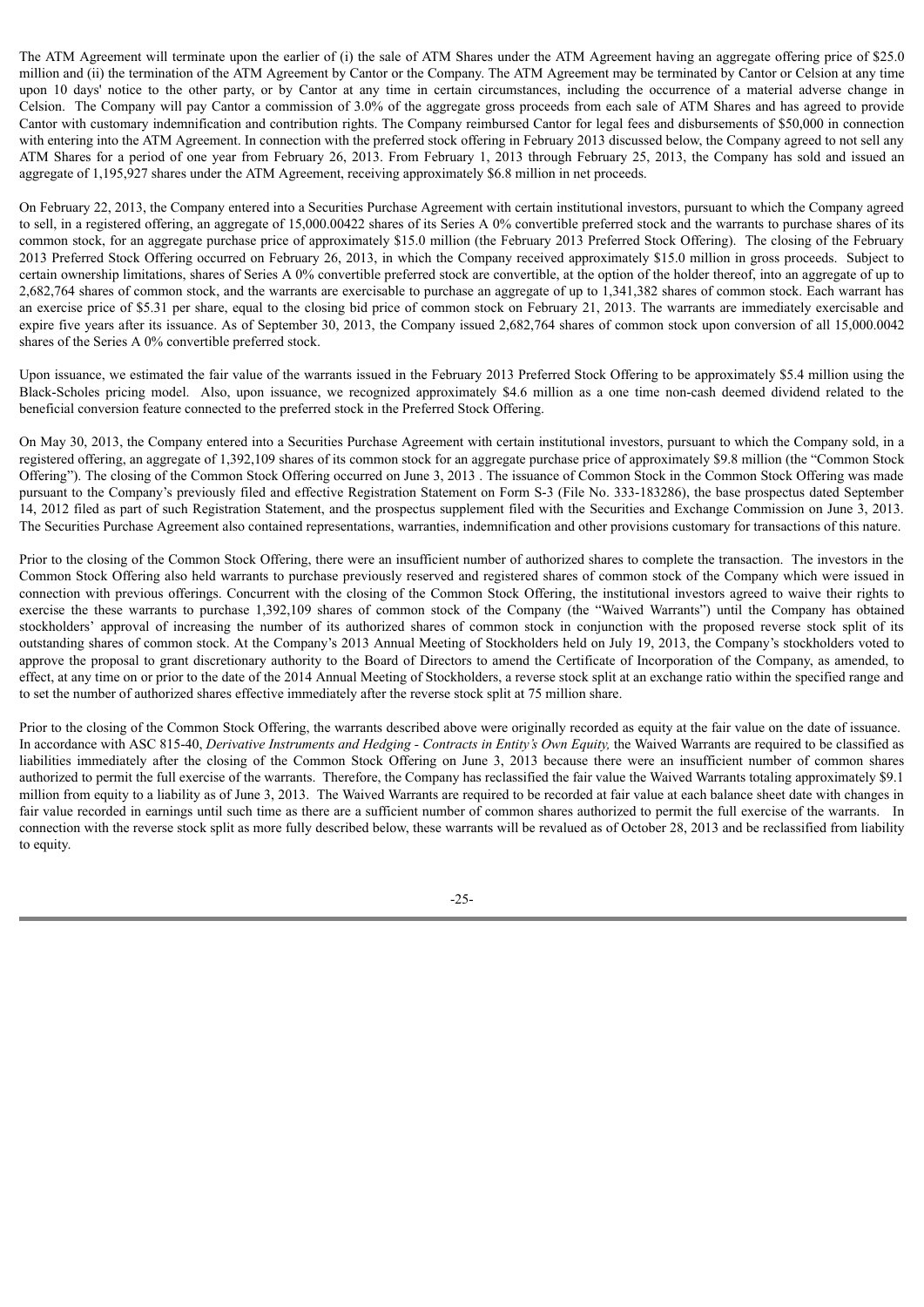The ATM Agreement will terminate upon the earlier of (i) the sale of ATM Shares under the ATM Agreement having an aggregate offering price of $25.0 million and (ii) the termination of the ATM Agreement by Cantor or the Company. The ATM Agreement may be terminated by Cantor or Celsion at any time upon 10 days' notice to the other party, or by Cantor at any time in certain circumstances, including the occurrence of a material adverse change in Celsion. The Company will pay Cantor a commission of 3.0% of the aggregate gross proceeds from each sale of ATM Shares and has agreed to provide Cantor with customary indemnification and contribution rights. The Company reimbursed Cantor for legal fees and disbursements of $50,000 in connection with entering into the ATM Agreement. In connection with the preferred stock offering in February 2013 discussed below, the Company agreed to not sell any ATM Shares for a period of one year from February 26, 2013. From February 1, 2013 through February 25, 2013, the Company has sold and issued an aggregate of 1,195,927 shares under the ATM Agreement, receiving approximately $6.8 million in net proceeds.

On February 22, 2013, the Company entered into a Securities Purchase Agreement with certain institutional investors, pursuant to which the Company agreed to sell, in a registered offering, an aggregate of 15,000.00422 shares of its Series A 0% convertible preferred stock and the warrants to purchase shares of its common stock, for an aggregate purchase price of approximately $15.0 million (the February 2013 Preferred Stock Offering). The closing of the February 2013 Preferred Stock Offering occurred on February 26, 2013, in which the Company received approximately $15.0 million in gross proceeds. Subject to certain ownership limitations, shares of Series A 0% convertible preferred stock are convertible, at the option of the holder thereof, into an aggregate of up to 2,682,764 shares of common stock, and the warrants are exercisable to purchase an aggregate of up to 1,341,382 shares of common stock. Each warrant has an exercise price of $5.31 per share, equal to the closing bid price of common stock on February 21, 2013. The warrants are immediately exercisable and expire five years after its issuance. As of September 30, 2013, the Company issued 2,682,764 shares of common stock upon conversion of all 15,000.0042 shares of the Series A 0% convertible preferred stock.

Upon issuance, we estimated the fair value of the warrants issued in the February 2013 Preferred Stock Offering to be approximately $5.4 million using the Black-Scholes pricing model. Also, upon issuance, we recognized approximately $4.6 million as a one time non-cash deemed dividend related to the beneficial conversion feature connected to the preferred stock in the Preferred Stock Offering.

On May 30, 2013, the Company entered into a Securities Purchase Agreement with certain institutional investors, pursuant to which the Company sold, in a registered offering, an aggregate of 1,392,109 shares of its common stock for an aggregate purchase price of approximately $9.8 million (the "Common Stock Offering"). The closing of the Common Stock Offering occurred on June 3, 2013 . The issuance of Common Stock in the Common Stock Offering was made pursuant to the Company's previously filed and effective Registration Statement on Form S-3 (File No. 333-183286), the base prospectus dated September 14, 2012 filed as part of such Registration Statement, and the prospectus supplement filed with the Securities and Exchange Commission on June 3, 2013. The Securities Purchase Agreement also contained representations, warranties, indemnification and other provisions customary for transactions of this nature.

Prior to the closing of the Common Stock Offering, there were an insufficient number of authorized shares to complete the transaction. The investors in the Common Stock Offering also held warrants to purchase previously reserved and registered shares of common stock of the Company which were issued in connection with previous offerings. Concurrent with the closing of the Common Stock Offering, the institutional investors agreed to waive their rights to exercise the these warrants to purchase 1,392,109 shares of common stock of the Company (the "Waived Warrants") until the Company has obtained stockholders' approval of increasing the number of its authorized shares of common stock in conjunction with the proposed reverse stock split of its outstanding shares of common stock. At the Company's 2013 Annual Meeting of Stockholders held on July 19, 2013, the Company's stockholders voted to approve the proposal to grant discretionary authority to the Board of Directors to amend the Certificate of Incorporation of the Company, as amended, to effect, at any time on or prior to the date of the 2014 Annual Meeting of Stockholders, a reverse stock split at an exchange ratio within the specified range and to set the number of authorized shares effective immediately after the reverse stock split at 75 million share.

Prior to the closing of the Common Stock Offering, the warrants described above were originally recorded as equity at the fair value on the date of issuance. In accordance with ASC 815-40, *Derivative Instruments and Hedging - Contracts in Entity's Own Equity,* the Waived Warrants are required to be classified as liabilities immediately after the closing of the Common Stock Offering on June 3, 2013 because there were an insufficient number of common shares authorized to permit the full exercise of the warrants. Therefore, the Company has reclassified the fair value the Waived Warrants totaling approximately $9.1 million from equity to a liability as of June 3, 2013. The Waived Warrants are required to be recorded at fair value at each balance sheet date with changes in fair value recorded in earnings until such time as there are a sufficient number of common shares authorized to permit the full exercise of the warrants. In connection with the reverse stock split as more fully described below, these warrants will be revalued as of October 28, 2013 and be reclassified from liability to equity.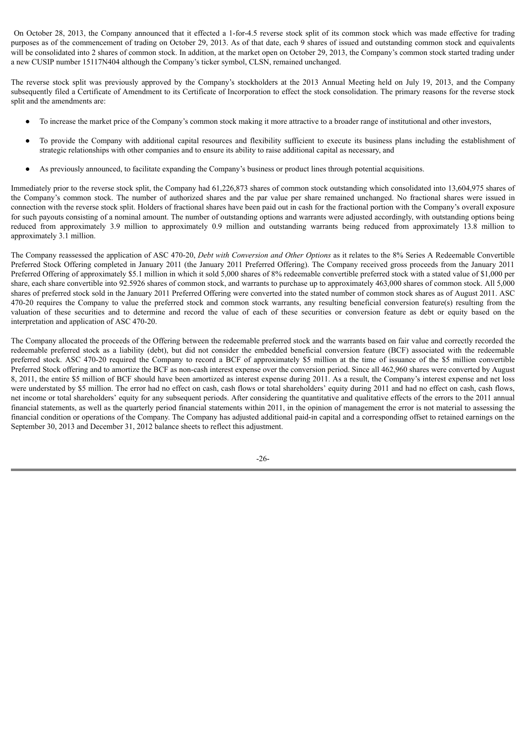On October 28, 2013, the Company announced that it effected a 1-for-4.5 reverse stock split of its common stock which was made effective for trading purposes as of the commencement of trading on October 29, 2013. As of that date, each 9 shares of issued and outstanding common stock and equivalents will be consolidated into 2 shares of common stock. In addition, at the market open on October 29, 2013, the Company's common stock started trading under a new CUSIP number 15117N404 although the Company's ticker symbol, CLSN, remained unchanged.

The reverse stock split was previously approved by the Company's stockholders at the 2013 Annual Meeting held on July 19, 2013, and the Company subsequently filed a Certificate of Amendment to its Certificate of Incorporation to effect the stock consolidation. The primary reasons for the reverse stock split and the amendments are:

- To increase the market price of the Company's common stock making it more attractive to a broader range of institutional and other investors,
- To provide the Company with additional capital resources and flexibility sufficient to execute its business plans including the establishment of strategic relationships with other companies and to ensure its ability to raise additional capital as necessary, and
- As previously announced, to facilitate expanding the Company's business or product lines through potential acquisitions.

Immediately prior to the reverse stock split, the Company had 61,226,873 shares of common stock outstanding which consolidated into 13,604,975 shares of the Company's common stock. The number of authorized shares and the par value per share remained unchanged. No fractional shares were issued in connection with the reverse stock split. Holders of fractional shares have been paid out in cash for the fractional portion with the Company's overall exposure for such payouts consisting of a nominal amount. The number of outstanding options and warrants were adjusted accordingly, with outstanding options being reduced from approximately 3.9 million to approximately 0.9 million and outstanding warrants being reduced from approximately 13.8 million to approximately 3.1 million.

The Company reassessed the application of ASC 470-20, *Debt with Conversion and Other Options* as it relates to the 8% Series A Redeemable Convertible Preferred Stock Offering completed in January 2011 (the January 2011 Preferred Offering). The Company received gross proceeds from the January 2011 Preferred Offering of approximately $5.1 million in which it sold 5,000 shares of 8% redeemable convertible preferred stock with a stated value of $1,000 per share, each share convertible into 92.5926 shares of common stock, and warrants to purchase up to approximately 463,000 shares of common stock. All 5,000 shares of preferred stock sold in the January 2011 Preferred Offering were converted into the stated number of common stock shares as of August 2011. ASC 470-20 requires the Company to value the preferred stock and common stock warrants, any resulting beneficial conversion feature(s) resulting from the valuation of these securities and to determine and record the value of each of these securities or conversion feature as debt or equity based on the interpretation and application of ASC 470-20.

The Company allocated the proceeds of the Offering between the redeemable preferred stock and the warrants based on fair value and correctly recorded the redeemable preferred stock as a liability (debt), but did not consider the embedded beneficial conversion feature (BCF) associated with the redeemable preferred stock. ASC 470-20 required the Company to record a BCF of approximately $5 million at the time of issuance of the $5 million convertible Preferred Stock offering and to amortize the BCF as non-cash interest expense over the conversion period. Since all 462,960 shares were converted by August 8, 2011, the entire $5 million of BCF should have been amortized as interest expense during 2011. As a result, the Company's interest expense and net loss were understated by $5 million. The error had no effect on cash, cash flows or total shareholders' equity during 2011 and had no effect on cash, cash flows, net income or total shareholders' equity for any subsequent periods. After considering the quantitative and qualitative effects of the errors to the 2011 annual financial statements, as well as the quarterly period financial statements within 2011, in the opinion of management the error is not material to assessing the financial condition or operations of the Company. The Company has adjusted additional paid-in capital and a corresponding offset to retained earnings on the September 30, 2013 and December 31, 2012 balance sheets to reflect this adjustment.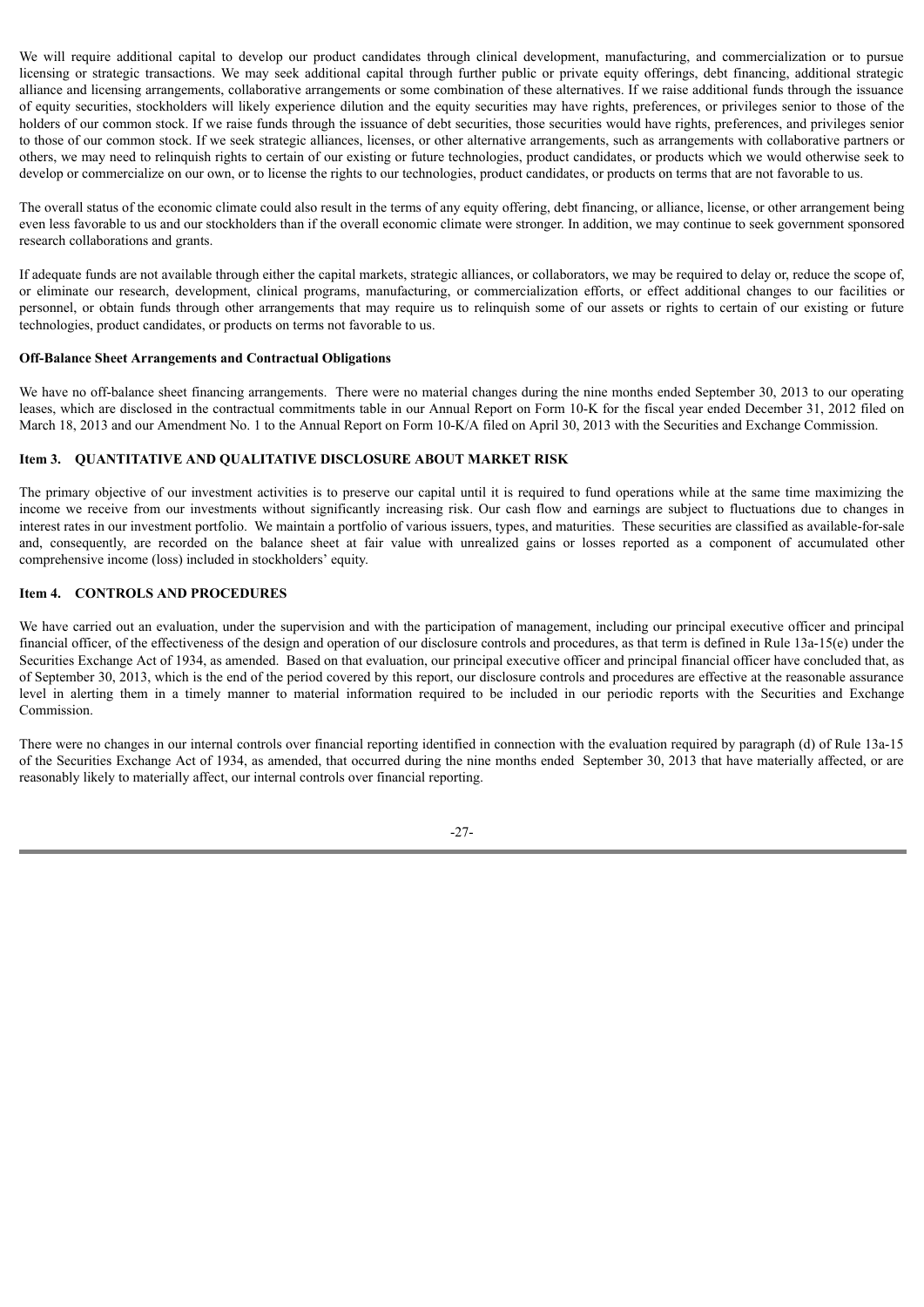We will require additional capital to develop our product candidates through clinical development, manufacturing, and commercialization or to pursue licensing or strategic transactions. We may seek additional capital through further public or private equity offerings, debt financing, additional strategic alliance and licensing arrangements, collaborative arrangements or some combination of these alternatives. If we raise additional funds through the issuance of equity securities, stockholders will likely experience dilution and the equity securities may have rights, preferences, or privileges senior to those of the holders of our common stock. If we raise funds through the issuance of debt securities, those securities would have rights, preferences, and privileges senior to those of our common stock. If we seek strategic alliances, licenses, or other alternative arrangements, such as arrangements with collaborative partners or others, we may need to relinquish rights to certain of our existing or future technologies, product candidates, or products which we would otherwise seek to develop or commercialize on our own, or to license the rights to our technologies, product candidates, or products on terms that are not favorable to us.

The overall status of the economic climate could also result in the terms of any equity offering, debt financing, or alliance, license, or other arrangement being even less favorable to us and our stockholders than if the overall economic climate were stronger. In addition, we may continue to seek government sponsored research collaborations and grants.

If adequate funds are not available through either the capital markets, strategic alliances, or collaborators, we may be required to delay or, reduce the scope of, or eliminate our research, development, clinical programs, manufacturing, or commercialization efforts, or effect additional changes to our facilities or personnel, or obtain funds through other arrangements that may require us to relinquish some of our assets or rights to certain of our existing or future technologies, product candidates, or products on terms not favorable to us.

**Off-Balance Sheet Arrangements and Contractual Obligations**

We have no off-balance sheet financing arrangements. There were no material changes during the nine months ended September 30, 2013 to our operating leases, which are disclosed in the contractual commitments table in our Annual Report on Form 10-K for the fiscal year ended December 31, 2012 filed on March 18, 2013 and our Amendment No. 1 to the Annual Report on Form 10-K/A filed on April 30, 2013 with the Securities and Exchange Commission.

## Item 3. QUANTITATIVE AND QUALITATIVE DISCLOSURE ABOUT MARKET RISK

The primary objective of our investment activities is to preserve our capital until it is required to fund operations while at the same time maximizing the income we receive from our investments without significantly increasing risk. Our cash flow and earnings are subject to fluctuations due to changes in interest rates in our investment portfolio. We maintain a portfolio of various issuers, types, and maturities. These securities are classified as available-for-sale and, consequently, are recorded on the balance sheet at fair value with unrealized gains or losses reported as a component of accumulated other comprehensive income (loss) included in stockholders' equity.

## Item 4. CONTROLS AND PROCEDURES

We have carried out an evaluation, under the supervision and with the participation of management, including our principal executive officer and principal financial officer, of the effectiveness of the design and operation of our disclosure controls and procedures, as that term is defined in Rule 13a-15(e) under the Securities Exchange Act of 1934, as amended. Based on that evaluation, our principal executive officer and principal financial officer have concluded that, as of September 30, 2013, which is the end of the period covered by this report, our disclosure controls and procedures are effective at the reasonable assurance level in alerting them in a timely manner to material information required to be included in our periodic reports with the Securities and Exchange Commission.

There were no changes in our internal controls over financial reporting identified in connection with the evaluation required by paragraph (d) of Rule 13a-15 of the Securities Exchange Act of 1934, as amended, that occurred during the nine months ended September 30, 2013 that have materially affected, or are reasonably likely to materially affect, our internal controls over financial reporting.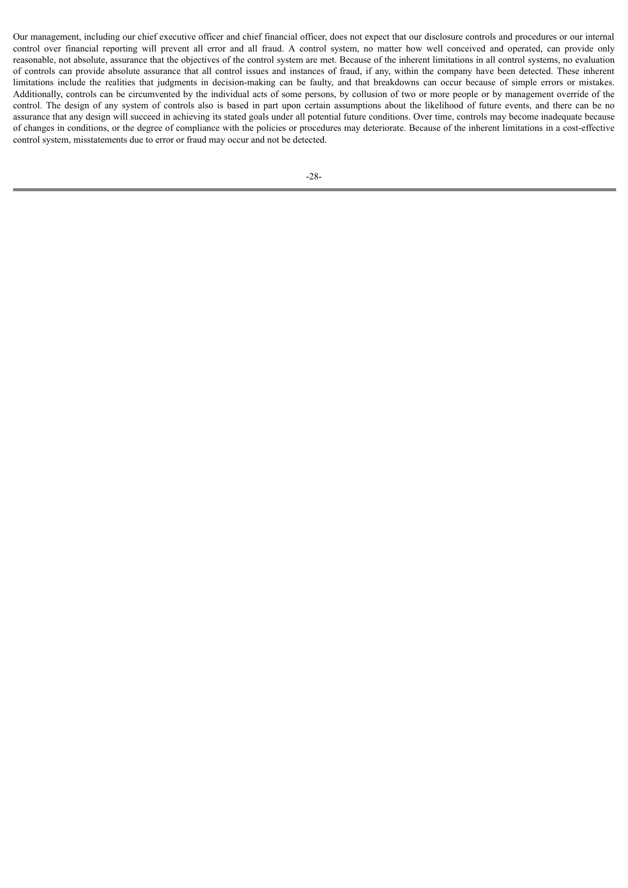Our management, including our chief executive officer and chief financial officer, does not expect that our disclosure controls and procedures or our internal control over financial reporting will prevent all error and all fraud. A control system, no matter how well conceived and operated, can provide only reasonable, not absolute, assurance that the objectives of the control system are met. Because of the inherent limitations in all control systems, no evaluation of controls can provide absolute assurance that all control issues and instances of fraud, if any, within the company have been detected. These inherent limitations include the realities that judgments in decision-making can be faulty, and that breakdowns can occur because of simple errors or mistakes. Additionally, controls can be circumvented by the individual acts of some persons, by collusion of two or more people or by management override of the control. The design of any system of controls also is based in part upon certain assumptions about the likelihood of future events, and there can be no assurance that any design will succeed in achieving its stated goals under all potential future conditions. Over time, controls may become inadequate because of changes in conditions, or the degree of compliance with the policies or procedures may deteriorate. Because of the inherent limitations in a cost-effective control system, misstatements due to error or fraud may occur and not be detected.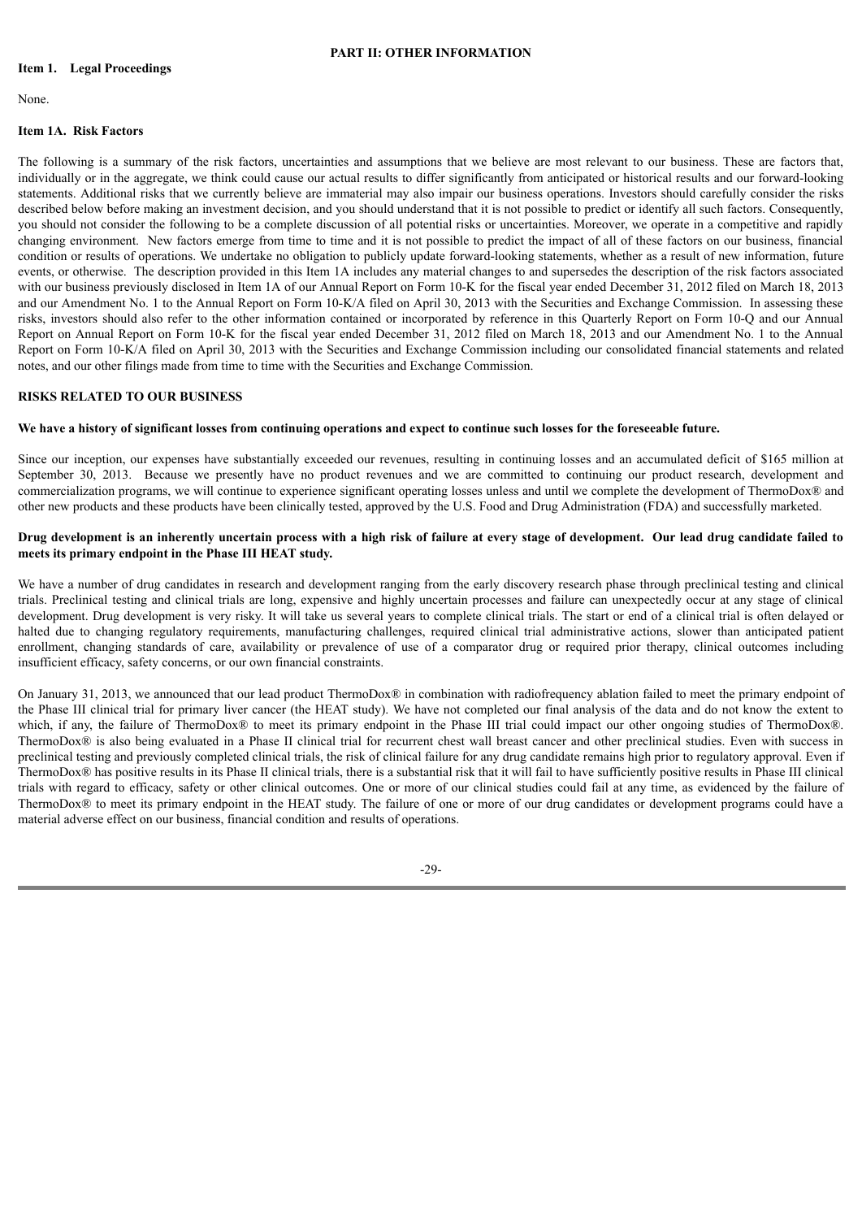## PART II: OTHER INFORMATION

### Item 1. Legal Proceedings

None.

### Item 1A. Risk Factors

The following is a summary of the risk factors, uncertainties and assumptions that we believe are most relevant to our business. These are factors that, individually or in the aggregate, we think could cause our actual results to differ significantly from anticipated or historical results and our forward-looking statements. Additional risks that we currently believe are immaterial may also impair our business operations. Investors should carefully consider the risks described below before making an investment decision, and you should understand that it is not possible to predict or identify all such factors. Consequently, you should not consider the following to be a complete discussion of all potential risks or uncertainties. Moreover, we operate in a competitive and rapidly changing environment. New factors emerge from time to time and it is not possible to predict the impact of all of these factors on our business, financial condition or results of operations. We undertake no obligation to publicly update forward-looking statements, whether as a result of new information, future events, or otherwise. The description provided in this Item 1A includes any material changes to and supersedes the description of the risk factors associated with our business previously disclosed in Item 1A of our Annual Report on Form 10-K for the fiscal year ended December 31, 2012 filed on March 18, 2013 and our Amendment No. 1 to the Annual Report on Form 10-K/A filed on April 30, 2013 with the Securities and Exchange Commission. In assessing these risks, investors should also refer to the other information contained or incorporated by reference in this Quarterly Report on Form 10-Q and our Annual Report on Annual Report on Form 10-K for the fiscal year ended December 31, 2012 filed on March 18, 2013 and our Amendment No. 1 to the Annual Report on Form 10-K/A filed on April 30, 2013 with the Securities and Exchange Commission including our consolidated financial statements and related notes, and our other filings made from time to time with the Securities and Exchange Commission.

### RISKS RELATED TO OUR BUSINESS

**We have a history of significant losses from continuing operations and expect to continue such losses for the foreseeable future.**

Since our inception, our expenses have substantially exceeded our revenues, resulting in continuing losses and an accumulated deficit of $165 million at September 30, 2013. Because we presently have no product revenues and we are committed to continuing our product research, development and commercialization programs, we will continue to experience significant operating losses unless and until we complete the development of ThermoDox® and other new products and these products have been clinically tested, approved by the U.S. Food and Drug Administration (FDA) and successfully marketed.

**Drug development is an inherently uncertain process with a high risk of failure at every stage of development. Our lead drug candidate failed to meets its primary endpoint in the Phase III HEAT study.**

We have a number of drug candidates in research and development ranging from the early discovery research phase through preclinical testing and clinical trials. Preclinical testing and clinical trials are long, expensive and highly uncertain processes and failure can unexpectedly occur at any stage of clinical development. Drug development is very risky. It will take us several years to complete clinical trials. The start or end of a clinical trial is often delayed or halted due to changing regulatory requirements, manufacturing challenges, required clinical trial administrative actions, slower than anticipated patient enrollment, changing standards of care, availability or prevalence of use of a comparator drug or required prior therapy, clinical outcomes including insufficient efficacy, safety concerns, or our own financial constraints.

On January 31, 2013, we announced that our lead product ThermoDox® in combination with radiofrequency ablation failed to meet the primary endpoint of the Phase III clinical trial for primary liver cancer (the HEAT study). We have not completed our final analysis of the data and do not know the extent to which, if any, the failure of ThermoDox® to meet its primary endpoint in the Phase III trial could impact our other ongoing studies of ThermoDox®. ThermoDox® is also being evaluated in a Phase II clinical trial for recurrent chest wall breast cancer and other preclinical studies. Even with success in preclinical testing and previously completed clinical trials, the risk of clinical failure for any drug candidate remains high prior to regulatory approval. Even if ThermoDox® has positive results in its Phase II clinical trials, there is a substantial risk that it will fail to have sufficiently positive results in Phase III clinical trials with regard to efficacy, safety or other clinical outcomes. One or more of our clinical studies could fail at any time, as evidenced by the failure of ThermoDox® to meet its primary endpoint in the HEAT study. The failure of one or more of our drug candidates or development programs could have a material adverse effect on our business, financial condition and results of operations.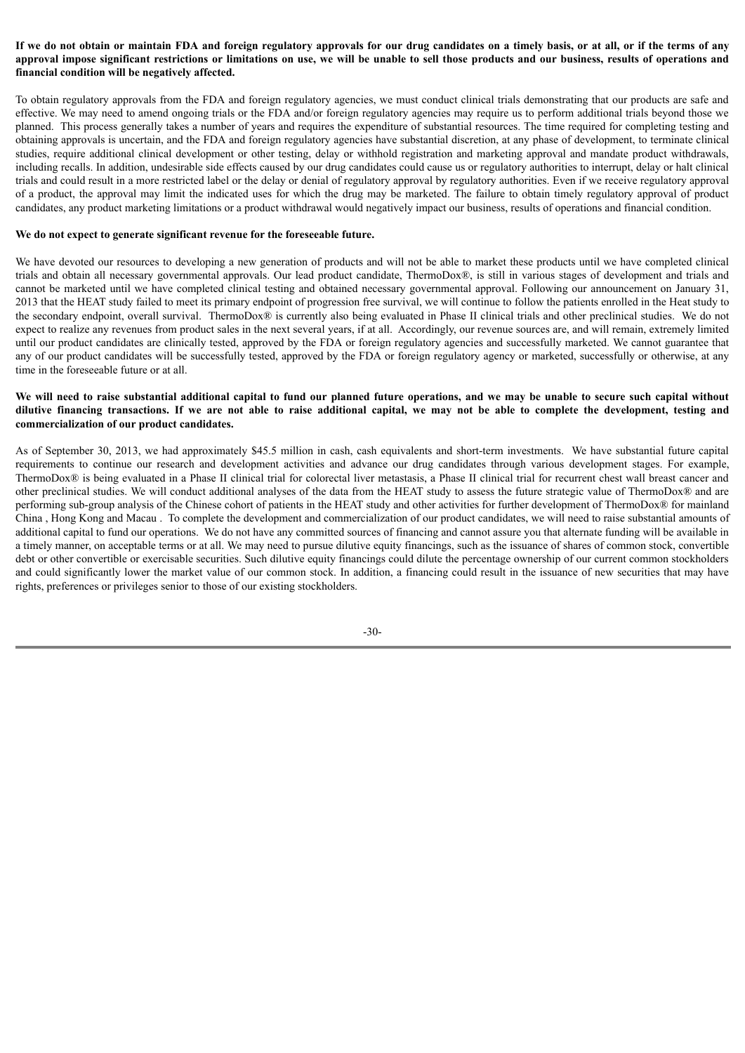**If we do not obtain or maintain FDA and foreign regulatory approvals for our drug candidates on a timely basis, or at all, or if the terms of any approval impose significant restrictions or limitations on use, we will be unable to sell those products and our business, results of operations and financial condition will be negatively affected.**

To obtain regulatory approvals from the FDA and foreign regulatory agencies, we must conduct clinical trials demonstrating that our products are safe and effective. We may need to amend ongoing trials or the FDA and/or foreign regulatory agencies may require us to perform additional trials beyond those we planned. This process generally takes a number of years and requires the expenditure of substantial resources. The time required for completing testing and obtaining approvals is uncertain, and the FDA and foreign regulatory agencies have substantial discretion, at any phase of development, to terminate clinical studies, require additional clinical development or other testing, delay or withhold registration and marketing approval and mandate product withdrawals, including recalls. In addition, undesirable side effects caused by our drug candidates could cause us or regulatory authorities to interrupt, delay or halt clinical trials and could result in a more restricted label or the delay or denial of regulatory approval by regulatory authorities. Even if we receive regulatory approval of a product, the approval may limit the indicated uses for which the drug may be marketed. The failure to obtain timely regulatory approval of product candidates, any product marketing limitations or a product withdrawal would negatively impact our business, results of operations and financial condition.

**We do not expect to generate significant revenue for the foreseeable future.**

We have devoted our resources to developing a new generation of products and will not be able to market these products until we have completed clinical trials and obtain all necessary governmental approvals. Our lead product candidate, ThermoDox®, is still in various stages of development and trials and cannot be marketed until we have completed clinical testing and obtained necessary governmental approval. Following our announcement on January 31, 2013 that the HEAT study failed to meet its primary endpoint of progression free survival, we will continue to follow the patients enrolled in the Heat study to the secondary endpoint, overall survival. ThermoDox® is currently also being evaluated in Phase II clinical trials and other preclinical studies. We do not expect to realize any revenues from product sales in the next several years, if at all. Accordingly, our revenue sources are, and will remain, extremely limited until our product candidates are clinically tested, approved by the FDA or foreign regulatory agencies and successfully marketed. We cannot guarantee that any of our product candidates will be successfully tested, approved by the FDA or foreign regulatory agency or marketed, successfully or otherwise, at any time in the foreseeable future or at all.

**We will need to raise substantial additional capital to fund our planned future operations, and we may be unable to secure such capital without dilutive financing transactions. If we are not able to raise additional capital, we may not be able to complete the development, testing and commercialization of our product candidates.**

As of September 30, 2013, we had approximately $45.5 million in cash, cash equivalents and short-term investments. We have substantial future capital requirements to continue our research and development activities and advance our drug candidates through various development stages. For example, ThermoDox® is being evaluated in a Phase II clinical trial for colorectal liver metastasis, a Phase II clinical trial for recurrent chest wall breast cancer and other preclinical studies. We will conduct additional analyses of the data from the HEAT study to assess the future strategic value of ThermoDox® and are performing sub-group analysis of the Chinese cohort of patients in the HEAT study and other activities for further development of ThermoDox® for mainland China , Hong Kong and Macau . To complete the development and commercialization of our product candidates, we will need to raise substantial amounts of additional capital to fund our operations. We do not have any committed sources of financing and cannot assure you that alternate funding will be available in a timely manner, on acceptable terms or at all. We may need to pursue dilutive equity financings, such as the issuance of shares of common stock, convertible debt or other convertible or exercisable securities. Such dilutive equity financings could dilute the percentage ownership of our current common stockholders and could significantly lower the market value of our common stock. In addition, a financing could result in the issuance of new securities that may have rights, preferences or privileges senior to those of our existing stockholders.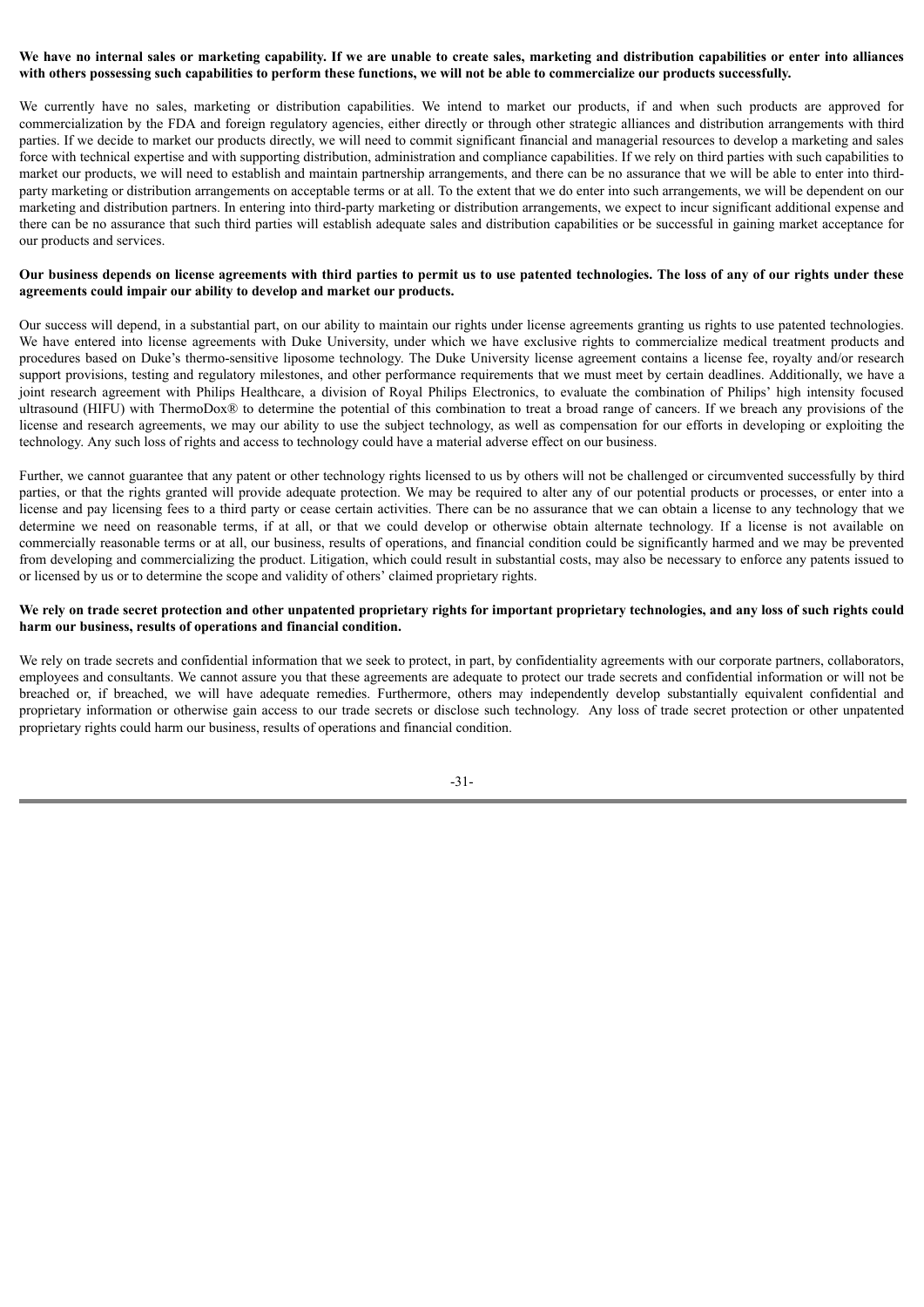**We have no internal sales or marketing capability. If we are unable to create sales, marketing and distribution capabilities or enter into alliances with others possessing such capabilities to perform these functions, we will not be able to commercialize our products successfully.**

We currently have no sales, marketing or distribution capabilities. We intend to market our products, if and when such products are approved for commercialization by the FDA and foreign regulatory agencies, either directly or through other strategic alliances and distribution arrangements with third parties. If we decide to market our products directly, we will need to commit significant financial and managerial resources to develop a marketing and sales force with technical expertise and with supporting distribution, administration and compliance capabilities. If we rely on third parties with such capabilities to market our products, we will need to establish and maintain partnership arrangements, and there can be no assurance that we will be able to enter into third-party marketing or distribution arrangements on acceptable terms or at all. To the extent that we do enter into such arrangements, we will be dependent on our marketing and distribution partners. In entering into third-party marketing or distribution arrangements, we expect to incur significant additional expense and there can be no assurance that such third parties will establish adequate sales and distribution capabilities or be successful in gaining market acceptance for our products and services.

**Our business depends on license agreements with third parties to permit us to use patented technologies. The loss of any of our rights under these agreements could impair our ability to develop and market our products.**

Our success will depend, in a substantial part, on our ability to maintain our rights under license agreements granting us rights to use patented technologies. We have entered into license agreements with Duke University, under which we have exclusive rights to commercialize medical treatment products and procedures based on Duke's thermo-sensitive liposome technology. The Duke University license agreement contains a license fee, royalty and/or research support provisions, testing and regulatory milestones, and other performance requirements that we must meet by certain deadlines. Additionally, we have a joint research agreement with Philips Healthcare, a division of Royal Philips Electronics, to evaluate the combination of Philips' high intensity focused ultrasound (HIFU) with ThermoDox® to determine the potential of this combination to treat a broad range of cancers. If we breach any provisions of the license and research agreements, we may our ability to use the subject technology, as well as compensation for our efforts in developing or exploiting the technology. Any such loss of rights and access to technology could have a material adverse effect on our business.

Further, we cannot guarantee that any patent or other technology rights licensed to us by others will not be challenged or circumvented successfully by third parties, or that the rights granted will provide adequate protection. We may be required to alter any of our potential products or processes, or enter into a license and pay licensing fees to a third party or cease certain activities. There can be no assurance that we can obtain a license to any technology that we determine we need on reasonable terms, if at all, or that we could develop or otherwise obtain alternate technology. If a license is not available on commercially reasonable terms or at all, our business, results of operations, and financial condition could be significantly harmed and we may be prevented from developing and commercializing the product. Litigation, which could result in substantial costs, may also be necessary to enforce any patents issued to or licensed by us or to determine the scope and validity of others' claimed proprietary rights.

**We rely on trade secret protection and other unpatented proprietary rights for important proprietary technologies, and any loss of such rights could harm our business, results of operations and financial condition.**

We rely on trade secrets and confidential information that we seek to protect, in part, by confidentiality agreements with our corporate partners, collaborators, employees and consultants. We cannot assure you that these agreements are adequate to protect our trade secrets and confidential information or will not be breached or, if breached, we will have adequate remedies. Furthermore, others may independently develop substantially equivalent confidential and proprietary information or otherwise gain access to our trade secrets or disclose such technology. Any loss of trade secret protection or other unpatented proprietary rights could harm our business, results of operations and financial condition.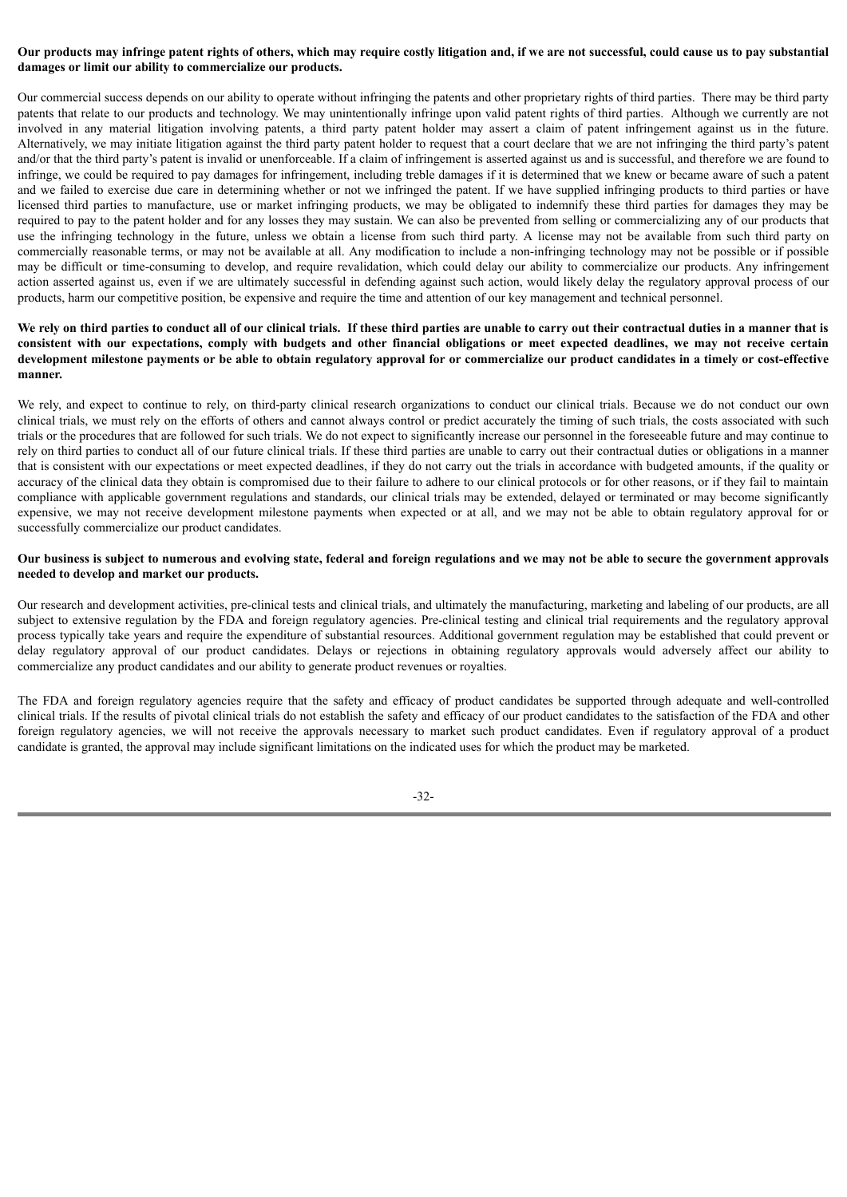**Our products may infringe patent rights of others, which may require costly litigation and, if we are not successful, could cause us to pay substantial damages or limit our ability to commercialize our products.**

Our commercial success depends on our ability to operate without infringing the patents and other proprietary rights of third parties. There may be third party patents that relate to our products and technology. We may unintentionally infringe upon valid patent rights of third parties. Although we currently are not involved in any material litigation involving patents, a third party patent holder may assert a claim of patent infringement against us in the future. Alternatively, we may initiate litigation against the third party patent holder to request that a court declare that we are not infringing the third party's patent and/or that the third party's patent is invalid or unenforceable. If a claim of infringement is asserted against us and is successful, and therefore we are found to infringe, we could be required to pay damages for infringement, including treble damages if it is determined that we knew or became aware of such a patent and we failed to exercise due care in determining whether or not we infringed the patent. If we have supplied infringing products to third parties or have licensed third parties to manufacture, use or market infringing products, we may be obligated to indemnify these third parties for damages they may be required to pay to the patent holder and for any losses they may sustain. We can also be prevented from selling or commercializing any of our products that use the infringing technology in the future, unless we obtain a license from such third party. A license may not be available from such third party on commercially reasonable terms, or may not be available at all. Any modification to include a non-infringing technology may not be possible or if possible may be difficult or time-consuming to develop, and require revalidation, which could delay our ability to commercialize our products. Any infringement action asserted against us, even if we are ultimately successful in defending against such action, would likely delay the regulatory approval process of our products, harm our competitive position, be expensive and require the time and attention of our key management and technical personnel.

**We rely on third parties to conduct all of our clinical trials. If these third parties are unable to carry out their contractual duties in a manner that is consistent with our expectations, comply with budgets and other financial obligations or meet expected deadlines, we may not receive certain development milestone payments or be able to obtain regulatory approval for or commercialize our product candidates in a timely or cost-effective manner.**

We rely, and expect to continue to rely, on third-party clinical research organizations to conduct our clinical trials. Because we do not conduct our own clinical trials, we must rely on the efforts of others and cannot always control or predict accurately the timing of such trials, the costs associated with such trials or the procedures that are followed for such trials. We do not expect to significantly increase our personnel in the foreseeable future and may continue to rely on third parties to conduct all of our future clinical trials. If these third parties are unable to carry out their contractual duties or obligations in a manner that is consistent with our expectations or meet expected deadlines, if they do not carry out the trials in accordance with budgeted amounts, if the quality or accuracy of the clinical data they obtain is compromised due to their failure to adhere to our clinical protocols or for other reasons, or if they fail to maintain compliance with applicable government regulations and standards, our clinical trials may be extended, delayed or terminated or may become significantly expensive, we may not receive development milestone payments when expected or at all, and we may not be able to obtain regulatory approval for or successfully commercialize our product candidates.

**Our business is subject to numerous and evolving state, federal and foreign regulations and we may not be able to secure the government approvals needed to develop and market our products.**

Our research and development activities, pre-clinical tests and clinical trials, and ultimately the manufacturing, marketing and labeling of our products, are all subject to extensive regulation by the FDA and foreign regulatory agencies. Pre-clinical testing and clinical trial requirements and the regulatory approval process typically take years and require the expenditure of substantial resources. Additional government regulation may be established that could prevent or delay regulatory approval of our product candidates. Delays or rejections in obtaining regulatory approvals would adversely affect our ability to commercialize any product candidates and our ability to generate product revenues or royalties.

The FDA and foreign regulatory agencies require that the safety and efficacy of product candidates be supported through adequate and well-controlled clinical trials. If the results of pivotal clinical trials do not establish the safety and efficacy of our product candidates to the satisfaction of the FDA and other foreign regulatory agencies, we will not receive the approvals necessary to market such product candidates. Even if regulatory approval of a product candidate is granted, the approval may include significant limitations on the indicated uses for which the product may be marketed.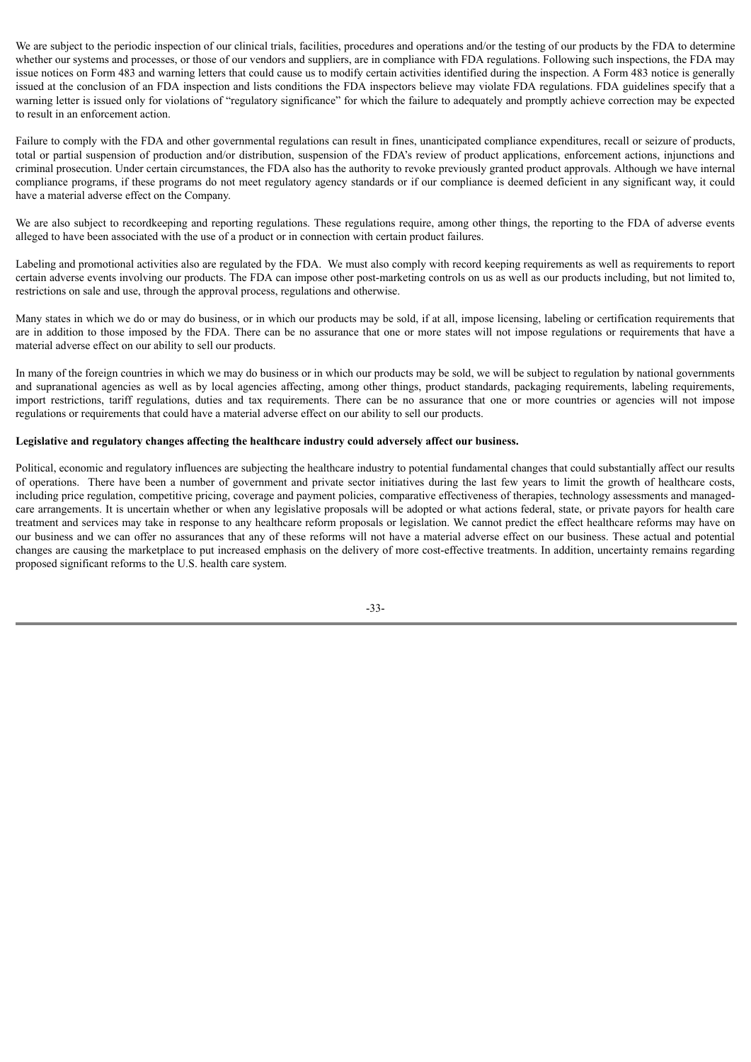We are subject to the periodic inspection of our clinical trials, facilities, procedures and operations and/or the testing of our products by the FDA to determine whether our systems and processes, or those of our vendors and suppliers, are in compliance with FDA regulations. Following such inspections, the FDA may issue notices on Form 483 and warning letters that could cause us to modify certain activities identified during the inspection. A Form 483 notice is generally issued at the conclusion of an FDA inspection and lists conditions the FDA inspectors believe may violate FDA regulations. FDA guidelines specify that a warning letter is issued only for violations of "regulatory significance" for which the failure to adequately and promptly achieve correction may be expected to result in an enforcement action.

Failure to comply with the FDA and other governmental regulations can result in fines, unanticipated compliance expenditures, recall or seizure of products, total or partial suspension of production and/or distribution, suspension of the FDA's review of product applications, enforcement actions, injunctions and criminal prosecution. Under certain circumstances, the FDA also has the authority to revoke previously granted product approvals. Although we have internal compliance programs, if these programs do not meet regulatory agency standards or if our compliance is deemed deficient in any significant way, it could have a material adverse effect on the Company.

We are also subject to recordkeeping and reporting regulations. These regulations require, among other things, the reporting to the FDA of adverse events alleged to have been associated with the use of a product or in connection with certain product failures.

Labeling and promotional activities also are regulated by the FDA. We must also comply with record keeping requirements as well as requirements to report certain adverse events involving our products. The FDA can impose other post-marketing controls on us as well as our products including, but not limited to, restrictions on sale and use, through the approval process, regulations and otherwise.

Many states in which we do or may do business, or in which our products may be sold, if at all, impose licensing, labeling or certification requirements that are in addition to those imposed by the FDA. There can be no assurance that one or more states will not impose regulations or requirements that have a material adverse effect on our ability to sell our products.

In many of the foreign countries in which we may do business or in which our products may be sold, we will be subject to regulation by national governments and supranational agencies as well as by local agencies affecting, among other things, product standards, packaging requirements, labeling requirements, import restrictions, tariff regulations, duties and tax requirements. There can be no assurance that one or more countries or agencies will not impose regulations or requirements that could have a material adverse effect on our ability to sell our products.

**Legislative and regulatory changes affecting the healthcare industry could adversely affect our business.**

Political, economic and regulatory influences are subjecting the healthcare industry to potential fundamental changes that could substantially affect our results of operations. There have been a number of government and private sector initiatives during the last few years to limit the growth of healthcare costs, including price regulation, competitive pricing, coverage and payment policies, comparative effectiveness of therapies, technology assessments and managed-care arrangements. It is uncertain whether or when any legislative proposals will be adopted or what actions federal, state, or private payors for health care treatment and services may take in response to any healthcare reform proposals or legislation. We cannot predict the effect healthcare reforms may have on our business and we can offer no assurances that any of these reforms will not have a material adverse effect on our business. These actual and potential changes are causing the marketplace to put increased emphasis on the delivery of more cost-effective treatments. In addition, uncertainty remains regarding proposed significant reforms to the U.S. health care system.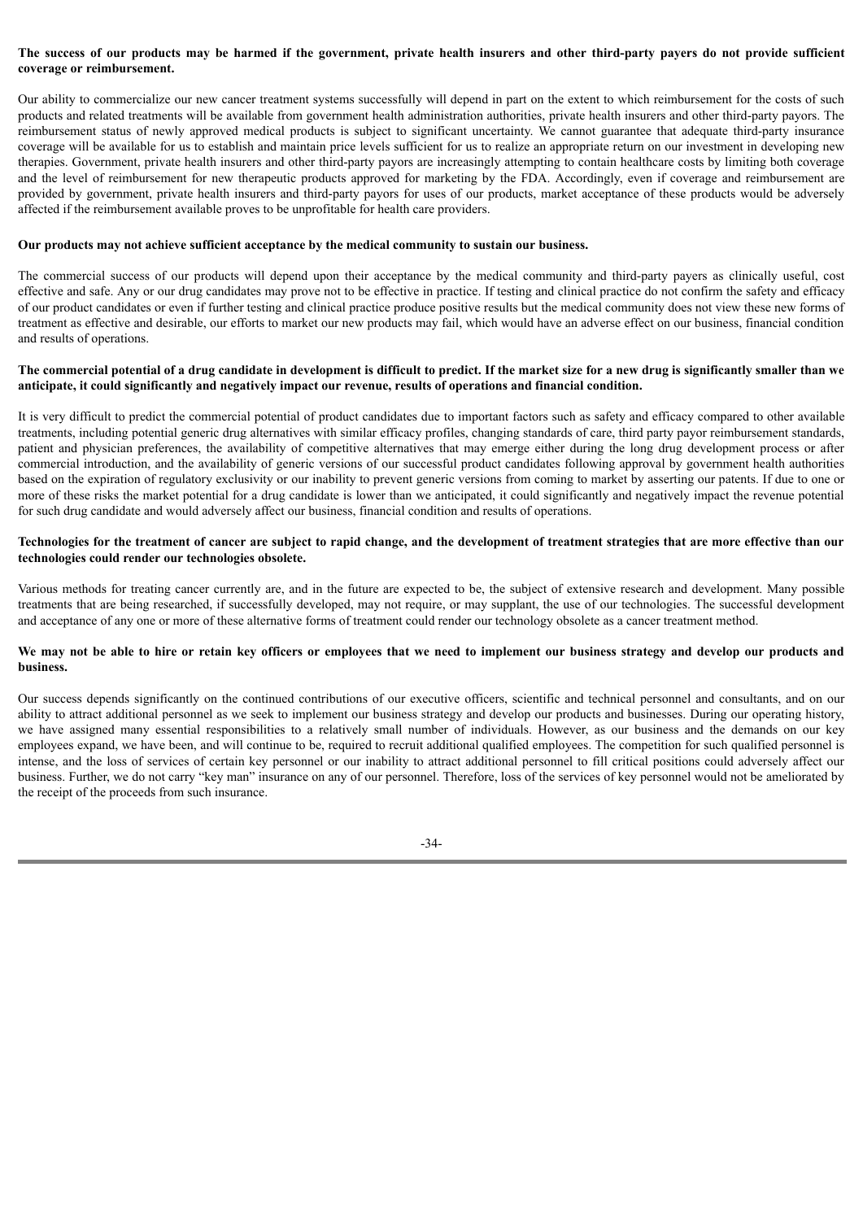**The success of our products may be harmed if the government, private health insurers and other third-party payers do not provide sufficient coverage or reimbursement.**

Our ability to commercialize our new cancer treatment systems successfully will depend in part on the extent to which reimbursement for the costs of such products and related treatments will be available from government health administration authorities, private health insurers and other third-party payors. The reimbursement status of newly approved medical products is subject to significant uncertainty. We cannot guarantee that adequate third-party insurance coverage will be available for us to establish and maintain price levels sufficient for us to realize an appropriate return on our investment in developing new therapies. Government, private health insurers and other third-party payors are increasingly attempting to contain healthcare costs by limiting both coverage and the level of reimbursement for new therapeutic products approved for marketing by the FDA. Accordingly, even if coverage and reimbursement are provided by government, private health insurers and third-party payors for uses of our products, market acceptance of these products would be adversely affected if the reimbursement available proves to be unprofitable for health care providers.

**Our products may not achieve sufficient acceptance by the medical community to sustain our business.**

The commercial success of our products will depend upon their acceptance by the medical community and third-party payers as clinically useful, cost effective and safe. Any or our drug candidates may prove not to be effective in practice. If testing and clinical practice do not confirm the safety and efficacy of our product candidates or even if further testing and clinical practice produce positive results but the medical community does not view these new forms of treatment as effective and desirable, our efforts to market our new products may fail, which would have an adverse effect on our business, financial condition and results of operations.

**The commercial potential of a drug candidate in development is difficult to predict. If the market size for a new drug is significantly smaller than we anticipate, it could significantly and negatively impact our revenue, results of operations and financial condition.**

It is very difficult to predict the commercial potential of product candidates due to important factors such as safety and efficacy compared to other available treatments, including potential generic drug alternatives with similar efficacy profiles, changing standards of care, third party payor reimbursement standards, patient and physician preferences, the availability of competitive alternatives that may emerge either during the long drug development process or after commercial introduction, and the availability of generic versions of our successful product candidates following approval by government health authorities based on the expiration of regulatory exclusivity or our inability to prevent generic versions from coming to market by asserting our patents. If due to one or more of these risks the market potential for a drug candidate is lower than we anticipated, it could significantly and negatively impact the revenue potential for such drug candidate and would adversely affect our business, financial condition and results of operations.

**Technologies for the treatment of cancer are subject to rapid change, and the development of treatment strategies that are more effective than our technologies could render our technologies obsolete.**

Various methods for treating cancer currently are, and in the future are expected to be, the subject of extensive research and development. Many possible treatments that are being researched, if successfully developed, may not require, or may supplant, the use of our technologies. The successful development and acceptance of any one or more of these alternative forms of treatment could render our technology obsolete as a cancer treatment method.

**We may not be able to hire or retain key officers or employees that we need to implement our business strategy and develop our products and business.**

Our success depends significantly on the continued contributions of our executive officers, scientific and technical personnel and consultants, and on our ability to attract additional personnel as we seek to implement our business strategy and develop our products and businesses. During our operating history, we have assigned many essential responsibilities to a relatively small number of individuals. However, as our business and the demands on our key employees expand, we have been, and will continue to be, required to recruit additional qualified employees. The competition for such qualified personnel is intense, and the loss of services of certain key personnel or our inability to attract additional personnel to fill critical positions could adversely affect our business. Further, we do not carry "key man" insurance on any of our personnel. Therefore, loss of the services of key personnel would not be ameliorated by the receipt of the proceeds from such insurance.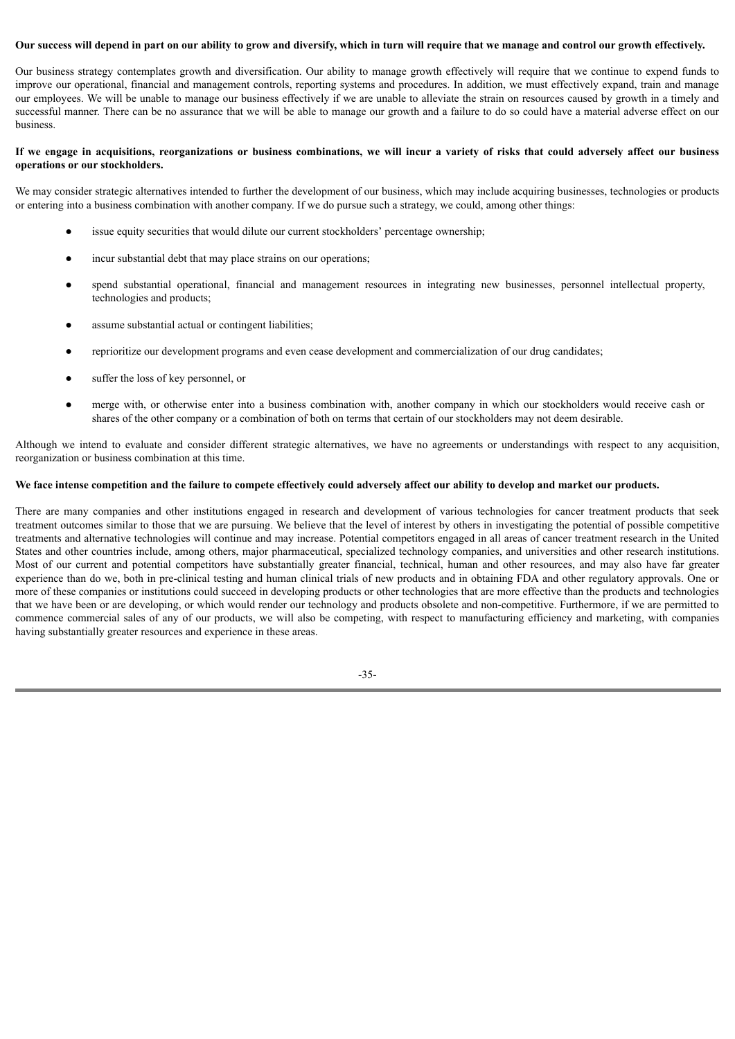**Our success will depend in part on our ability to grow and diversify, which in turn will require that we manage and control our growth effectively.**

Our business strategy contemplates growth and diversification. Our ability to manage growth effectively will require that we continue to expend funds to improve our operational, financial and management controls, reporting systems and procedures. In addition, we must effectively expand, train and manage our employees. We will be unable to manage our business effectively if we are unable to alleviate the strain on resources caused by growth in a timely and successful manner. There can be no assurance that we will be able to manage our growth and a failure to do so could have a material adverse effect on our business.

**If we engage in acquisitions, reorganizations or business combinations, we will incur a variety of risks that could adversely affect our business operations or our stockholders.**

We may consider strategic alternatives intended to further the development of our business, which may include acquiring businesses, technologies or products or entering into a business combination with another company. If we do pursue such a strategy, we could, among other things:

- issue equity securities that would dilute our current stockholders' percentage ownership;
- incur substantial debt that may place strains on our operations;
- spend substantial operational, financial and management resources in integrating new businesses, personnel intellectual property, technologies and products;
- assume substantial actual or contingent liabilities;
- reprioritize our development programs and even cease development and commercialization of our drug candidates;
- suffer the loss of key personnel, or
- merge with, or otherwise enter into a business combination with, another company in which our stockholders would receive cash or shares of the other company or a combination of both on terms that certain of our stockholders may not deem desirable.

Although we intend to evaluate and consider different strategic alternatives, we have no agreements or understandings with respect to any acquisition, reorganization or business combination at this time.

**We face intense competition and the failure to compete effectively could adversely affect our ability to develop and market our products.**

There are many companies and other institutions engaged in research and development of various technologies for cancer treatment products that seek treatment outcomes similar to those that we are pursuing. We believe that the level of interest by others in investigating the potential of possible competitive treatments and alternative technologies will continue and may increase. Potential competitors engaged in all areas of cancer treatment research in the United States and other countries include, among others, major pharmaceutical, specialized technology companies, and universities and other research institutions. Most of our current and potential competitors have substantially greater financial, technical, human and other resources, and may also have far greater experience than do we, both in pre-clinical testing and human clinical trials of new products and in obtaining FDA and other regulatory approvals. One or more of these companies or institutions could succeed in developing products or other technologies that are more effective than the products and technologies that we have been or are developing, or which would render our technology and products obsolete and non-competitive. Furthermore, if we are permitted to commence commercial sales of any of our products, we will also be competing, with respect to manufacturing efficiency and marketing, with companies having substantially greater resources and experience in these areas.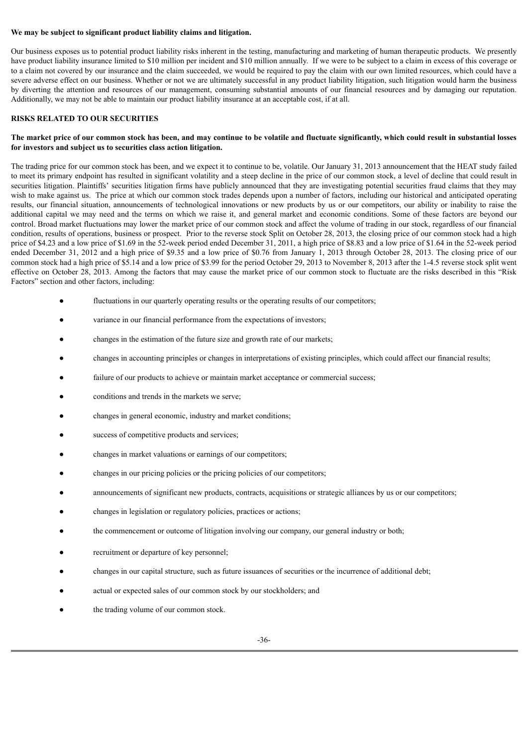**We may be subject to significant product liability claims and litigation.**

Our business exposes us to potential product liability risks inherent in the testing, manufacturing and marketing of human therapeutic products. We presently have product liability insurance limited to $10 million per incident and $10 million annually. If we were to be subject to a claim in excess of this coverage or to a claim not covered by our insurance and the claim succeeded, we would be required to pay the claim with our own limited resources, which could have a severe adverse effect on our business. Whether or not we are ultimately successful in any product liability litigation, such litigation would harm the business by diverting the attention and resources of our management, consuming substantial amounts of our financial resources and by damaging our reputation. Additionally, we may not be able to maintain our product liability insurance at an acceptable cost, if at all.

**RISKS RELATED TO OUR SECURITIES**

**The market price of our common stock has been, and may continue to be volatile and fluctuate significantly, which could result in substantial losses for investors and subject us to securities class action litigation.**

The trading price for our common stock has been, and we expect it to continue to be, volatile. Our January 31, 2013 announcement that the HEAT study failed to meet its primary endpoint has resulted in significant volatility and a steep decline in the price of our common stock, a level of decline that could result in securities litigation. Plaintiffs' securities litigation firms have publicly announced that they are investigating potential securities fraud claims that they may wish to make against us. The price at which our common stock trades depends upon a number of factors, including our historical and anticipated operating results, our financial situation, announcements of technological innovations or new products by us or our competitors, our ability or inability to raise the additional capital we may need and the terms on which we raise it, and general market and economic conditions. Some of these factors are beyond our control. Broad market fluctuations may lower the market price of our common stock and affect the volume of trading in our stock, regardless of our financial condition, results of operations, business or prospect. Prior to the reverse stock Split on October 28, 2013, the closing price of our common stock had a high price of $4.23 and a low price of $1.69 in the 52-week period ended December 31, 2011, a high price of $8.83 and a low price of $1.64 in the 52-week period ended December 31, 2012 and a high price of $9.35 and a low price of $0.76 from January 1, 2013 through October 28, 2013. The closing price of our common stock had a high price of $5.14 and a low price of $3.99 for the period October 29, 2013 to November 8, 2013 after the 1-4.5 reverse stock split went effective on October 28, 2013. Among the factors that may cause the market price of our common stock to fluctuate are the risks described in this "Risk Factors" section and other factors, including:

- fluctuations in our quarterly operating results or the operating results of our competitors;
- variance in our financial performance from the expectations of investors;
- changes in the estimation of the future size and growth rate of our markets;
- changes in accounting principles or changes in interpretations of existing principles, which could affect our financial results;
- failure of our products to achieve or maintain market acceptance or commercial success;
- conditions and trends in the markets we serve;
- changes in general economic, industry and market conditions;
- success of competitive products and services;
- changes in market valuations or earnings of our competitors;
- changes in our pricing policies or the pricing policies of our competitors;
- announcements of significant new products, contracts, acquisitions or strategic alliances by us or our competitors;
- changes in legislation or regulatory policies, practices or actions;
- the commencement or outcome of litigation involving our company, our general industry or both;
- recruitment or departure of key personnel;
- changes in our capital structure, such as future issuances of securities or the incurrence of additional debt;
- actual or expected sales of our common stock by our stockholders; and
- the trading volume of our common stock.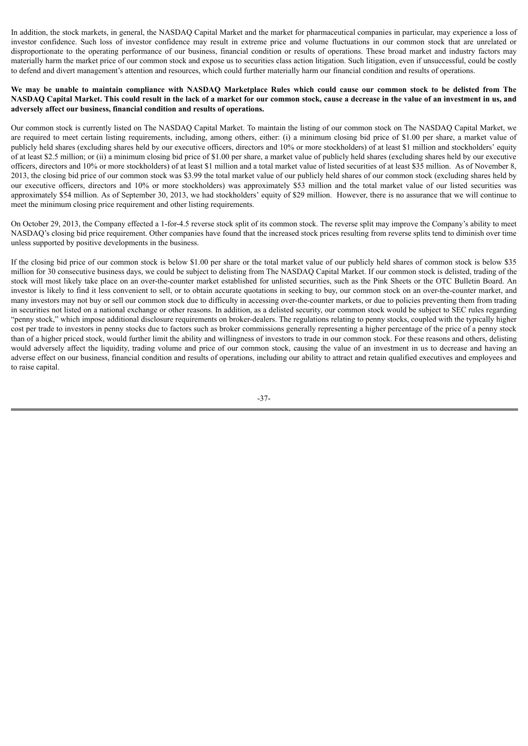In addition, the stock markets, in general, the NASDAQ Capital Market and the market for pharmaceutical companies in particular, may experience a loss of investor confidence. Such loss of investor confidence may result in extreme price and volume fluctuations in our common stock that are unrelated or disproportionate to the operating performance of our business, financial condition or results of operations. These broad market and industry factors may materially harm the market price of our common stock and expose us to securities class action litigation. Such litigation, even if unsuccessful, could be costly to defend and divert management's attention and resources, which could further materially harm our financial condition and results of operations.

**We may be unable to maintain compliance with NASDAQ Marketplace Rules which could cause our common stock to be delisted from The NASDAQ Capital Market. This could result in the lack of a market for our common stock, cause a decrease in the value of an investment in us, and adversely affect our business, financial condition and results of operations.**

Our common stock is currently listed on The NASDAQ Capital Market. To maintain the listing of our common stock on The NASDAQ Capital Market, we are required to meet certain listing requirements, including, among others, either: (i) a minimum closing bid price of $1.00 per share, a market value of publicly held shares (excluding shares held by our executive officers, directors and 10% or more stockholders) of at least $1 million and stockholders' equity of at least $2.5 million; or (ii) a minimum closing bid price of $1.00 per share, a market value of publicly held shares (excluding shares held by our executive officers, directors and 10% or more stockholders) of at least $1 million and a total market value of listed securities of at least $35 million. As of November 8, 2013, the closing bid price of our common stock was $3.99 the total market value of our publicly held shares of our common stock (excluding shares held by our executive officers, directors and 10% or more stockholders) was approximately $53 million and the total market value of our listed securities was approximately $54 million. As of September 30, 2013, we had stockholders' equity of $29 million. However, there is no assurance that we will continue to meet the minimum closing price requirement and other listing requirements.

On October 29, 2013, the Company effected a 1-for-4.5 reverse stock split of its common stock. The reverse split may improve the Company's ability to meet NASDAQ's closing bid price requirement. Other companies have found that the increased stock prices resulting from reverse splits tend to diminish over time unless supported by positive developments in the business.

If the closing bid price of our common stock is below $1.00 per share or the total market value of our publicly held shares of common stock is below $35 million for 30 consecutive business days, we could be subject to delisting from The NASDAQ Capital Market. If our common stock is delisted, trading of the stock will most likely take place on an over-the-counter market established for unlisted securities, such as the Pink Sheets or the OTC Bulletin Board. An investor is likely to find it less convenient to sell, or to obtain accurate quotations in seeking to buy, our common stock on an over-the-counter market, and many investors may not buy or sell our common stock due to difficulty in accessing over-the-counter markets, or due to policies preventing them from trading in securities not listed on a national exchange or other reasons. In addition, as a delisted security, our common stock would be subject to SEC rules regarding "penny stock," which impose additional disclosure requirements on broker-dealers. The regulations relating to penny stocks, coupled with the typically higher cost per trade to investors in penny stocks due to factors such as broker commissions generally representing a higher percentage of the price of a penny stock than of a higher priced stock, would further limit the ability and willingness of investors to trade in our common stock. For these reasons and others, delisting would adversely affect the liquidity, trading volume and price of our common stock, causing the value of an investment in us to decrease and having an adverse effect on our business, financial condition and results of operations, including our ability to attract and retain qualified executives and employees and to raise capital.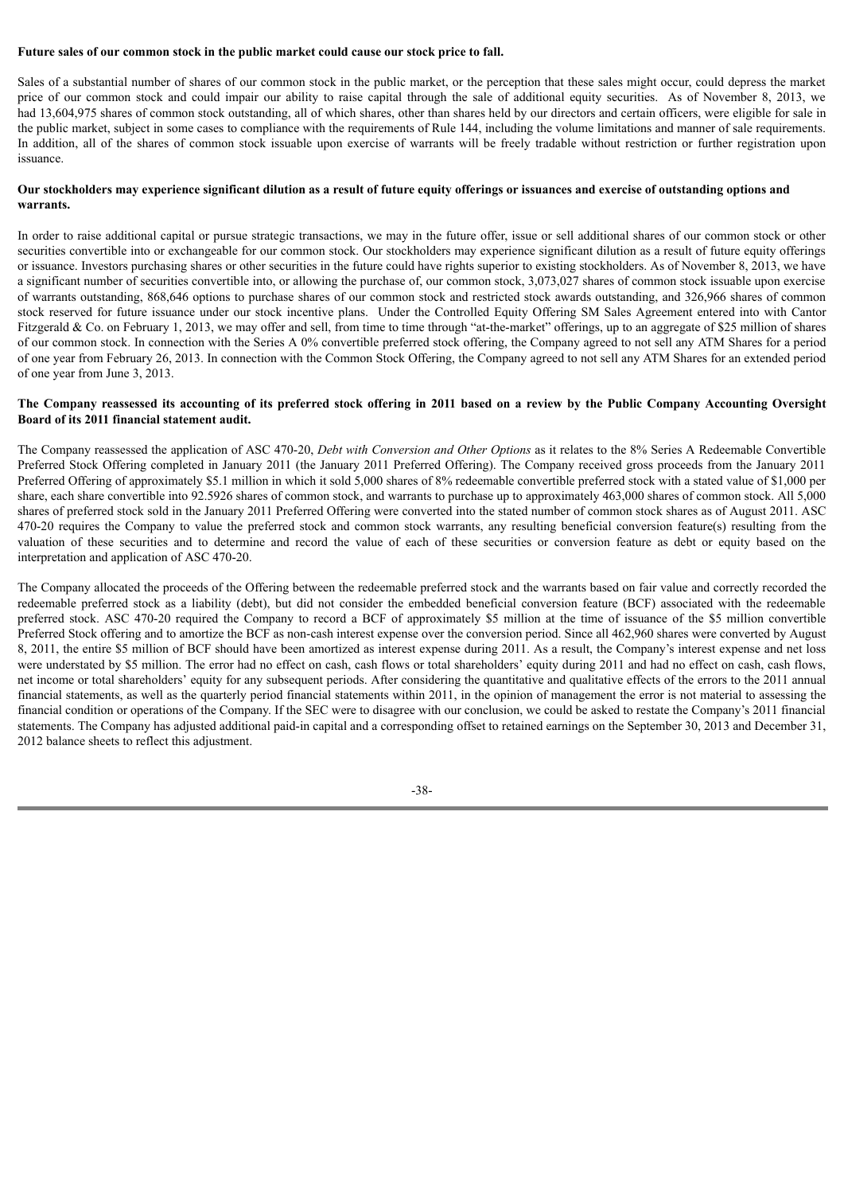**Future sales of our common stock in the public market could cause our stock price to fall.**

Sales of a substantial number of shares of our common stock in the public market, or the perception that these sales might occur, could depress the market price of our common stock and could impair our ability to raise capital through the sale of additional equity securities. As of November 8, 2013, we had 13,604,975 shares of common stock outstanding, all of which shares, other than shares held by our directors and certain officers, were eligible for sale in the public market, subject in some cases to compliance with the requirements of Rule 144, including the volume limitations and manner of sale requirements. In addition, all of the shares of common stock issuable upon exercise of warrants will be freely tradable without restriction or further registration upon issuance.

**Our stockholders may experience significant dilution as a result of future equity offerings or issuances and exercise of outstanding options and warrants.**

In order to raise additional capital or pursue strategic transactions, we may in the future offer, issue or sell additional shares of our common stock or other securities convertible into or exchangeable for our common stock. Our stockholders may experience significant dilution as a result of future equity offerings or issuance. Investors purchasing shares or other securities in the future could have rights superior to existing stockholders. As of November 8, 2013, we have a significant number of securities convertible into, or allowing the purchase of, our common stock, 3,073,027 shares of common stock issuable upon exercise of warrants outstanding, 868,646 options to purchase shares of our common stock and restricted stock awards outstanding, and 326,966 shares of common stock reserved for future issuance under our stock incentive plans. Under the Controlled Equity Offering SM Sales Agreement entered into with Cantor Fitzgerald & Co. on February 1, 2013, we may offer and sell, from time to time through "at-the-market" offerings, up to an aggregate of $25 million of shares of our common stock. In connection with the Series A 0% convertible preferred stock offering, the Company agreed to not sell any ATM Shares for a period of one year from February 26, 2013. In connection with the Common Stock Offering, the Company agreed to not sell any ATM Shares for an extended period of one year from June 3, 2013.

**The Company reassessed its accounting of its preferred stock offering in 2011 based on a review by the Public Company Accounting Oversight Board of its 2011 financial statement audit.**

The Company reassessed the application of ASC 470-20, *Debt with Conversion and Other Options* as it relates to the 8% Series A Redeemable Convertible Preferred Stock Offering completed in January 2011 (the January 2011 Preferred Offering). The Company received gross proceeds from the January 2011 Preferred Offering of approximately $5.1 million in which it sold 5,000 shares of 8% redeemable convertible preferred stock with a stated value of $1,000 per share, each share convertible into 92.5926 shares of common stock, and warrants to purchase up to approximately 463,000 shares of common stock. All 5,000 shares of preferred stock sold in the January 2011 Preferred Offering were converted into the stated number of common stock shares as of August 2011. ASC 470-20 requires the Company to value the preferred stock and common stock warrants, any resulting beneficial conversion feature(s) resulting from the valuation of these securities and to determine and record the value of each of these securities or conversion feature as debt or equity based on the interpretation and application of ASC 470-20.

The Company allocated the proceeds of the Offering between the redeemable preferred stock and the warrants based on fair value and correctly recorded the redeemable preferred stock as a liability (debt), but did not consider the embedded beneficial conversion feature (BCF) associated with the redeemable preferred stock. ASC 470-20 required the Company to record a BCF of approximately $5 million at the time of issuance of the $5 million convertible Preferred Stock offering and to amortize the BCF as non-cash interest expense over the conversion period. Since all 462,960 shares were converted by August 8, 2011, the entire $5 million of BCF should have been amortized as interest expense during 2011. As a result, the Company's interest expense and net loss were understated by $5 million. The error had no effect on cash, cash flows or total shareholders' equity during 2011 and had no effect on cash, cash flows, net income or total shareholders' equity for any subsequent periods. After considering the quantitative and qualitative effects of the errors to the 2011 annual financial statements, as well as the quarterly period financial statements within 2011, in the opinion of management the error is not material to assessing the financial condition or operations of the Company. If the SEC were to disagree with our conclusion, we could be asked to restate the Company's 2011 financial statements. The Company has adjusted additional paid-in capital and a corresponding offset to retained earnings on the September 30, 2013 and December 31, 2012 balance sheets to reflect this adjustment.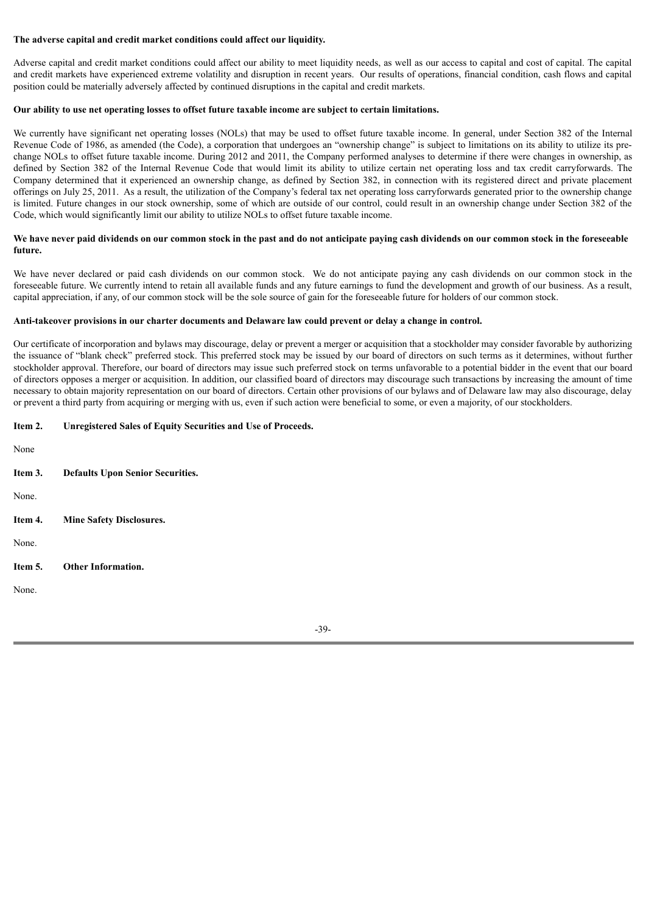**The adverse capital and credit market conditions could affect our liquidity.**

Adverse capital and credit market conditions could affect our ability to meet liquidity needs, as well as our access to capital and cost of capital. The capital and credit markets have experienced extreme volatility and disruption in recent years. Our results of operations, financial condition, cash flows and capital position could be materially adversely affected by continued disruptions in the capital and credit markets.

**Our ability to use net operating losses to offset future taxable income are subject to certain limitations.**

We currently have significant net operating losses (NOLs) that may be used to offset future taxable income. In general, under Section 382 of the Internal Revenue Code of 1986, as amended (the Code), a corporation that undergoes an "ownership change" is subject to limitations on its ability to utilize its pre-change NOLs to offset future taxable income. During 2012 and 2011, the Company performed analyses to determine if there were changes in ownership, as defined by Section 382 of the Internal Revenue Code that would limit its ability to utilize certain net operating loss and tax credit carryforwards. The Company determined that it experienced an ownership change, as defined by Section 382, in connection with its registered direct and private placement offerings on July 25, 2011. As a result, the utilization of the Company's federal tax net operating loss carryforwards generated prior to the ownership change is limited. Future changes in our stock ownership, some of which are outside of our control, could result in an ownership change under Section 382 of the Code, which would significantly limit our ability to utilize NOLs to offset future taxable income.

**We have never paid dividends on our common stock in the past and do not anticipate paying cash dividends on our common stock in the foreseeable future.**

We have never declared or paid cash dividends on our common stock. We do not anticipate paying any cash dividends on our common stock in the foreseeable future. We currently intend to retain all available funds and any future earnings to fund the development and growth of our business. As a result, capital appreciation, if any, of our common stock will be the sole source of gain for the foreseeable future for holders of our common stock.

**Anti-takeover provisions in our charter documents and Delaware law could prevent or delay a change in control.**

Our certificate of incorporation and bylaws may discourage, delay or prevent a merger or acquisition that a stockholder may consider favorable by authorizing the issuance of "blank check" preferred stock. This preferred stock may be issued by our board of directors on such terms as it determines, without further stockholder approval. Therefore, our board of directors may issue such preferred stock on terms unfavorable to a potential bidder in the event that our board of directors opposes a merger or acquisition. In addition, our classified board of directors may discourage such transactions by increasing the amount of time necessary to obtain majority representation on our board of directors. Certain other provisions of our bylaws and of Delaware law may also discourage, delay or prevent a third party from acquiring or merging with us, even if such action were beneficial to some, or even a majority, of our stockholders.

## Item 2. Unregistered Sales of Equity Securities and Use of Proceeds.

None

## Item 3. Defaults Upon Senior Securities.

None.

## Item 4. Mine Safety Disclosures.

None.

## Item 5. Other Information.

None.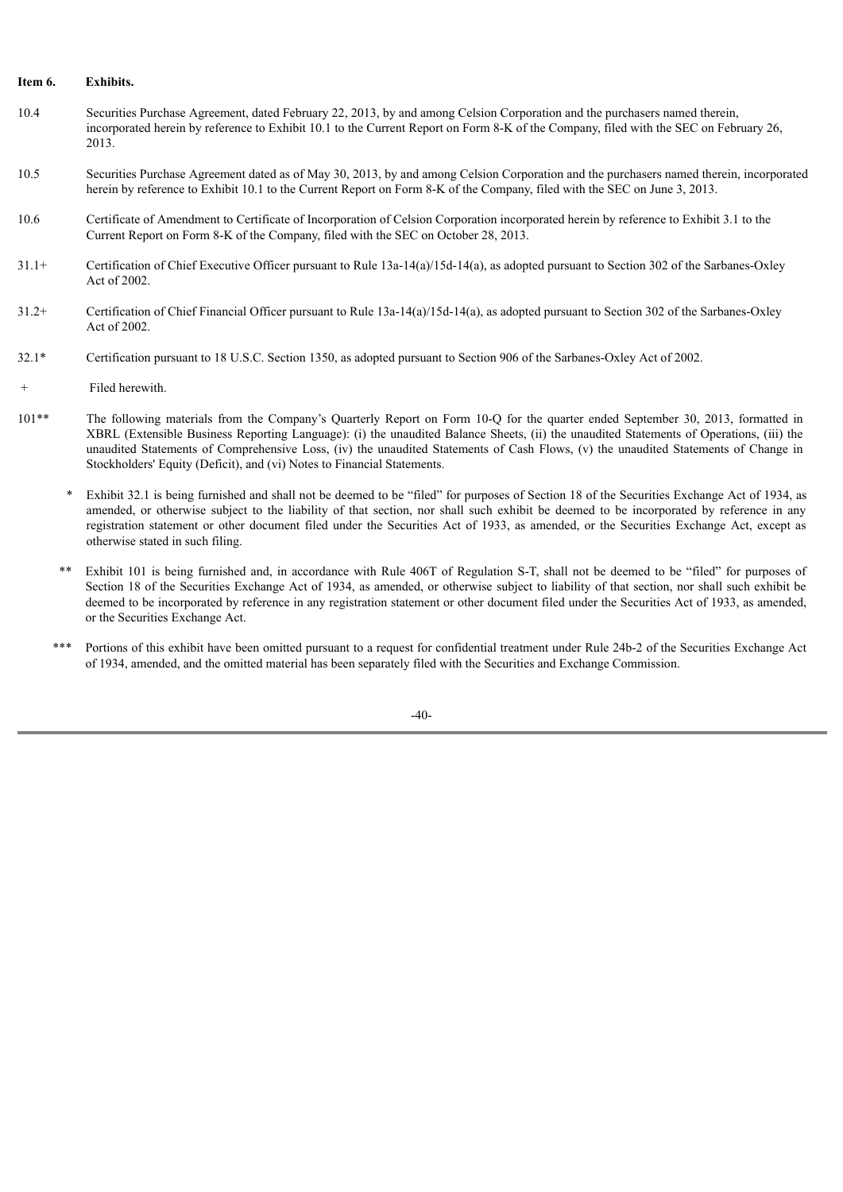**Item 6. Exhibits.**

10.4 Securities Purchase Agreement, dated February 22, 2013, by and among Celsion Corporation and the purchasers named therein, incorporated herein by reference to Exhibit 10.1 to the Current Report on Form 8-K of the Company, filed with the SEC on February 26, 2013.

10.5 Securities Purchase Agreement dated as of May 30, 2013, by and among Celsion Corporation and the purchasers named therein, incorporated herein by reference to Exhibit 10.1 to the Current Report on Form 8-K of the Company, filed with the SEC on June 3, 2013.

10.6 Certificate of Amendment to Certificate of Incorporation of Celsion Corporation incorporated herein by reference to Exhibit 3.1 to the Current Report on Form 8-K of the Company, filed with the SEC on October 28, 2013.

31.1+ Certification of Chief Executive Officer pursuant to Rule 13a-14(a)/15d-14(a), as adopted pursuant to Section 302 of the Sarbanes-Oxley Act of 2002.

31.2+ Certification of Chief Financial Officer pursuant to Rule 13a-14(a)/15d-14(a), as adopted pursuant to Section 302 of the Sarbanes-Oxley Act of 2002.

32.1* Certification pursuant to 18 U.S.C. Section 1350, as adopted pursuant to Section 906 of the Sarbanes-Oxley Act of 2002.

\+ Filed herewith.

101** The following materials from the Company's Quarterly Report on Form 10-Q for the quarter ended September 30, 2013, formatted in XBRL (Extensible Business Reporting Language): (i) the unaudited Balance Sheets, (ii) the unaudited Statements of Operations, (iii) the unaudited Statements of Comprehensive Loss, (iv) the unaudited Statements of Cash Flows, (v) the unaudited Statements of Change in Stockholders' Equity (Deficit), and (vi) Notes to Financial Statements.

\* Exhibit 32.1 is being furnished and shall not be deemed to be "filed" for purposes of Section 18 of the Securities Exchange Act of 1934, as amended, or otherwise subject to the liability of that section, nor shall such exhibit be deemed to be incorporated by reference in any registration statement or other document filed under the Securities Act of 1933, as amended, or the Securities Exchange Act, except as otherwise stated in such filing.

** Exhibit 101 is being furnished and, in accordance with Rule 406T of Regulation S-T, shall not be deemed to be "filed" for purposes of Section 18 of the Securities Exchange Act of 1934, as amended, or otherwise subject to liability of that section, nor shall such exhibit be deemed to be incorporated by reference in any registration statement or other document filed under the Securities Act of 1933, as amended, or the Securities Exchange Act.

*** Portions of this exhibit have been omitted pursuant to a request for confidential treatment under Rule 24b-2 of the Securities Exchange Act of 1934, amended, and the omitted material has been separately filed with the Securities and Exchange Commission.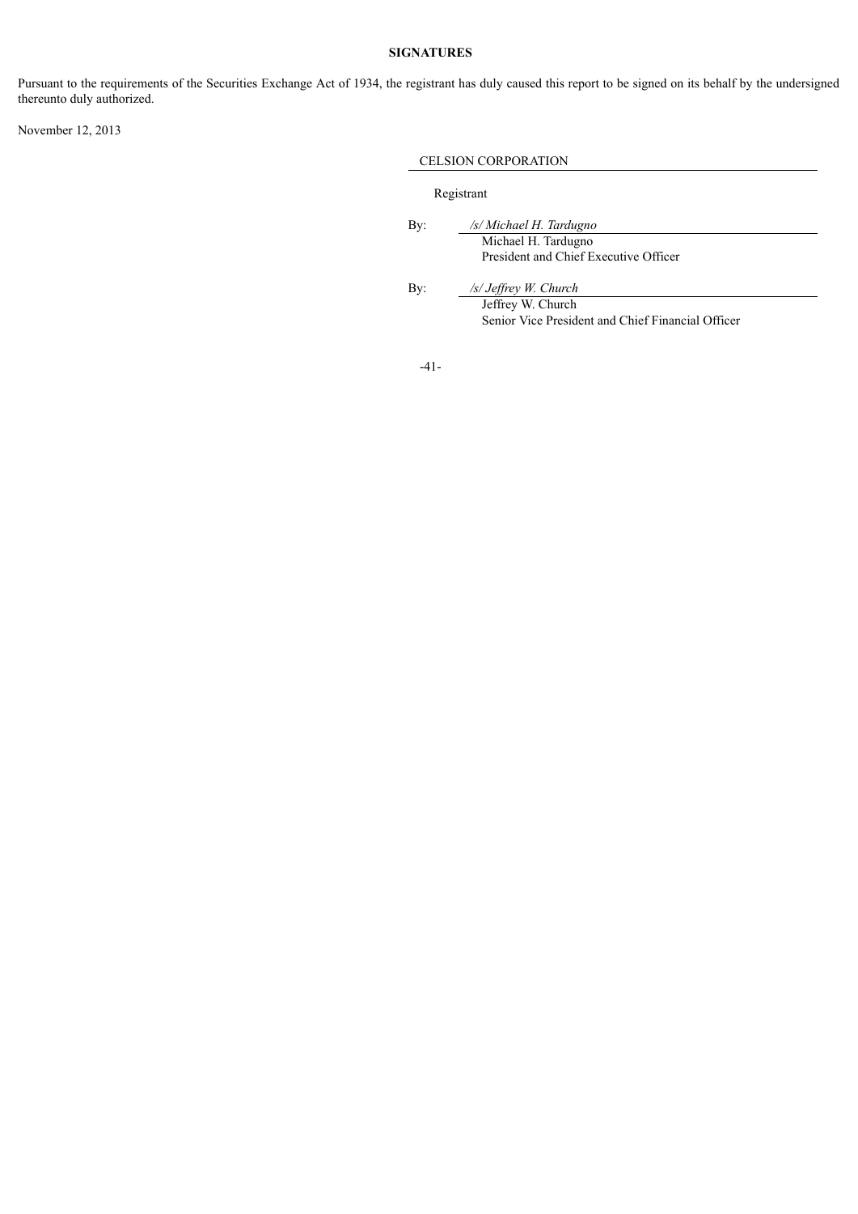**SIGNATURES**

Pursuant to the requirements of the Securities Exchange Act of 1934, the registrant has duly caused this report to be signed on its behalf by the undersigned thereunto duly authorized.

November 12, 2013

CELSION CORPORATION

Registrant

By: */s/ Michael H. Tardugno*
Michael H. Tardugno
President and Chief Executive Officer

By: */s/ Jeffrey W. Church*
Jeffrey W. Church
Senior Vice President and Chief Financial Officer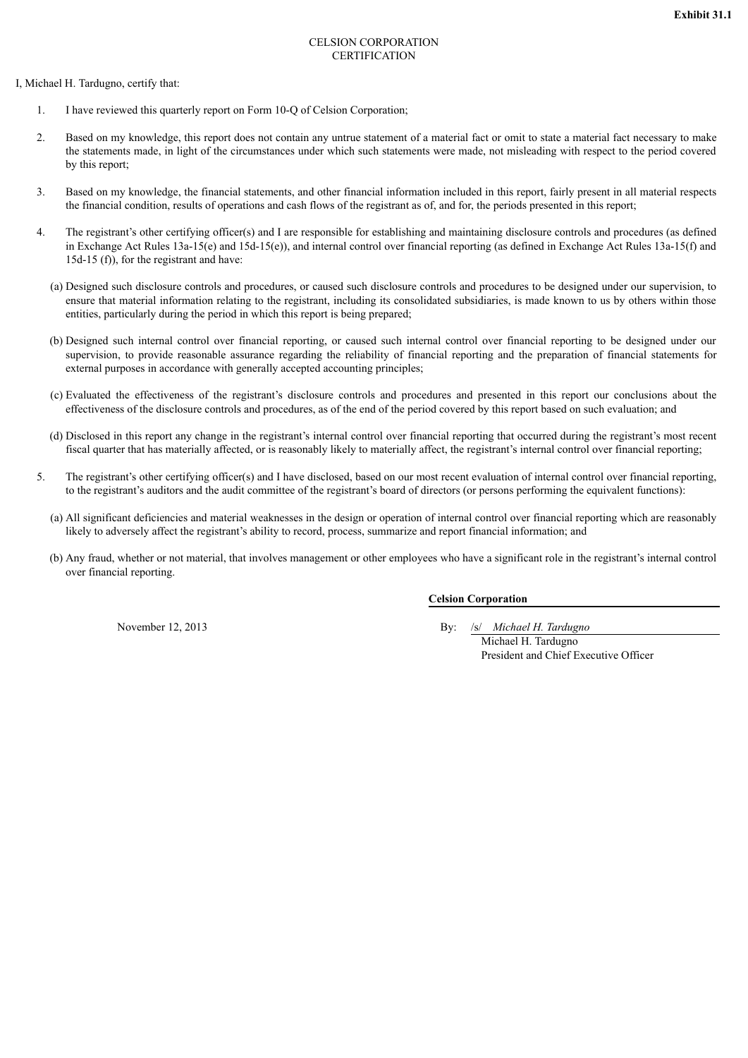**Exhibit 31.1**

CELSION CORPORATION
CERTIFICATION

I, Michael H. Tardugno, certify that:

1. I have reviewed this quarterly report on Form 10-Q of Celsion Corporation;

2. Based on my knowledge, this report does not contain any untrue statement of a material fact or omit to state a material fact necessary to make the statements made, in light of the circumstances under which such statements were made, not misleading with respect to the period covered by this report;

3. Based on my knowledge, the financial statements, and other financial information included in this report, fairly present in all material respects the financial condition, results of operations and cash flows of the registrant as of, and for, the periods presented in this report;

4. The registrant's other certifying officer(s) and I are responsible for establishing and maintaining disclosure controls and procedures (as defined in Exchange Act Rules 13a-15(e) and 15d-15(e)), and internal control over financial reporting (as defined in Exchange Act Rules 13a-15(f) and 15d-15 (f)), for the registrant and have:

   (a) Designed such disclosure controls and procedures, or caused such disclosure controls and procedures to be designed under our supervision, to ensure that material information relating to the registrant, including its consolidated subsidiaries, is made known to us by others within those entities, particularly during the period in which this report is being prepared;

   (b) Designed such internal control over financial reporting, or caused such internal control over financial reporting to be designed under our supervision, to provide reasonable assurance regarding the reliability of financial reporting and the preparation of financial statements for external purposes in accordance with generally accepted accounting principles;

   (c) Evaluated the effectiveness of the registrant's disclosure controls and procedures and presented in this report our conclusions about the effectiveness of the disclosure controls and procedures, as of the end of the period covered by this report based on such evaluation; and

   (d) Disclosed in this report any change in the registrant's internal control over financial reporting that occurred during the registrant's most recent fiscal quarter that has materially affected, or is reasonably likely to materially affect, the registrant's internal control over financial reporting;

5. The registrant's other certifying officer(s) and I have disclosed, based on our most recent evaluation of internal control over financial reporting, to the registrant's auditors and the audit committee of the registrant's board of directors (or persons performing the equivalent functions):

   (a) All significant deficiencies and material weaknesses in the design or operation of internal control over financial reporting which are reasonably likely to adversely affect the registrant's ability to record, process, summarize and report financial information; and

   (b) Any fraud, whether or not material, that involves management or other employees who have a significant role in the registrant's internal control over financial reporting.

**Celsion Corporation**

November 12, 2013

By: /s/ *Michael H. Tardugno*
Michael H. Tardugno
President and Chief Executive Officer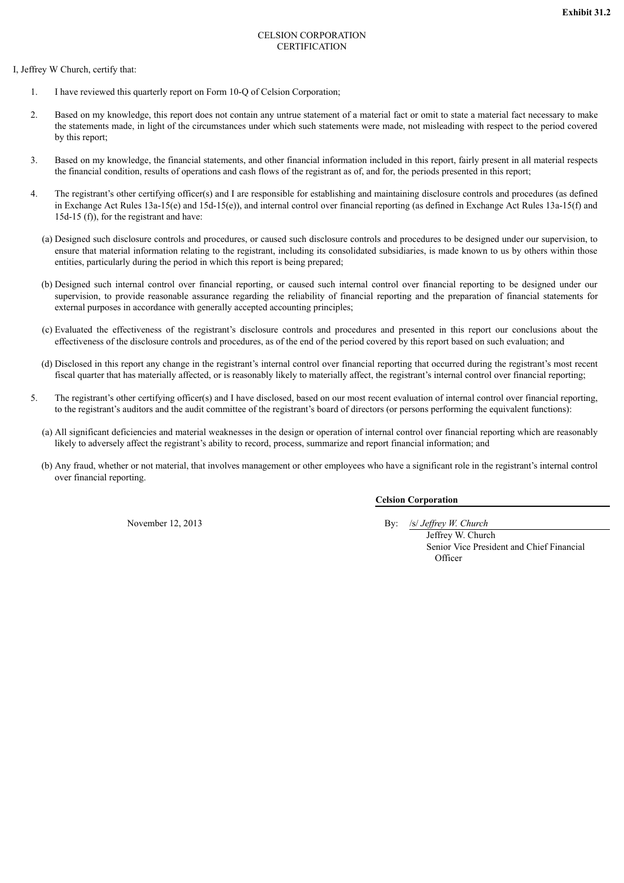**Exhibit 31.2**

CELSION CORPORATION
CERTIFICATION

I, Jeffrey W Church, certify that:

1. I have reviewed this quarterly report on Form 10-Q of Celsion Corporation;

2. Based on my knowledge, this report does not contain any untrue statement of a material fact or omit to state a material fact necessary to make the statements made, in light of the circumstances under which such statements were made, not misleading with respect to the period covered by this report;

3. Based on my knowledge, the financial statements, and other financial information included in this report, fairly present in all material respects the financial condition, results of operations and cash flows of the registrant as of, and for, the periods presented in this report;

4. The registrant's other certifying officer(s) and I are responsible for establishing and maintaining disclosure controls and procedures (as defined in Exchange Act Rules 13a-15(e) and 15d-15(e)), and internal control over financial reporting (as defined in Exchange Act Rules 13a-15(f) and 15d-15 (f)), for the registrant and have:

   (a) Designed such disclosure controls and procedures, or caused such disclosure controls and procedures to be designed under our supervision, to ensure that material information relating to the registrant, including its consolidated subsidiaries, is made known to us by others within those entities, particularly during the period in which this report is being prepared;

   (b) Designed such internal control over financial reporting, or caused such internal control over financial reporting to be designed under our supervision, to provide reasonable assurance regarding the reliability of financial reporting and the preparation of financial statements for external purposes in accordance with generally accepted accounting principles;

   (c) Evaluated the effectiveness of the registrant's disclosure controls and procedures and presented in this report our conclusions about the effectiveness of the disclosure controls and procedures, as of the end of the period covered by this report based on such evaluation; and

   (d) Disclosed in this report any change in the registrant's internal control over financial reporting that occurred during the registrant's most recent fiscal quarter that has materially affected, or is reasonably likely to materially affect, the registrant's internal control over financial reporting;

5. The registrant's other certifying officer(s) and I have disclosed, based on our most recent evaluation of internal control over financial reporting, to the registrant's auditors and the audit committee of the registrant's board of directors (or persons performing the equivalent functions):

   (a) All significant deficiencies and material weaknesses in the design or operation of internal control over financial reporting which are reasonably likely to adversely affect the registrant's ability to record, process, summarize and report financial information; and

   (b) Any fraud, whether or not material, that involves management or other employees who have a significant role in the registrant's internal control over financial reporting.

**Celsion Corporation**

November 12, 2013

By: /s/ *Jeffrey W. Church*
Jeffrey W. Church
Senior Vice President and Chief Financial Officer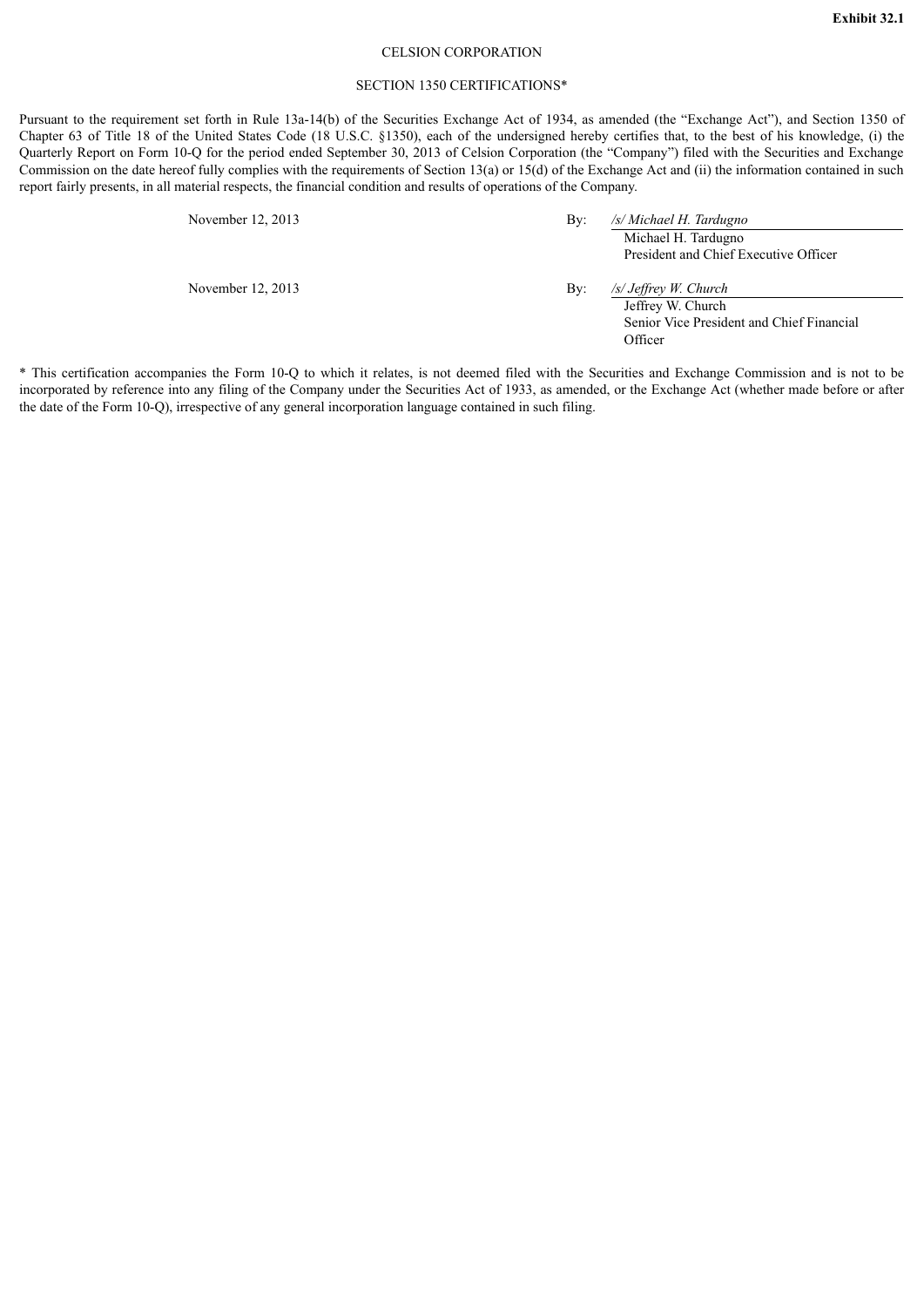**Exhibit 32.1**

CELSION CORPORATION

SECTION 1350 CERTIFICATIONS*

Pursuant to the requirement set forth in Rule 13a-14(b) of the Securities Exchange Act of 1934, as amended (the "Exchange Act"), and Section 1350 of Chapter 63 of Title 18 of the United States Code (18 U.S.C. §1350), each of the undersigned hereby certifies that, to the best of his knowledge, (i) the Quarterly Report on Form 10-Q for the period ended September 30, 2013 of Celsion Corporation (the "Company") filed with the Securities and Exchange Commission on the date hereof fully complies with the requirements of Section 13(a) or 15(d) of the Exchange Act and (ii) the information contained in such report fairly presents, in all material respects, the financial condition and results of operations of the Company.

| | |
|---|---|
| November 12, 2013 | By: */s/ Michael H. Tardugno*<br>Michael H. Tardugno<br>President and Chief Executive Officer |
| November 12, 2013 | By: */s/ Jeffrey W. Church*<br>Jeffrey W. Church<br>Senior Vice President and Chief Financial Officer |

* This certification accompanies the Form 10-Q to which it relates, is not deemed filed with the Securities and Exchange Commission and is not to be incorporated by reference into any filing of the Company under the Securities Act of 1933, as amended, or the Exchange Act (whether made before or after the date of the Form 10-Q), irrespective of any general incorporation language contained in such filing.